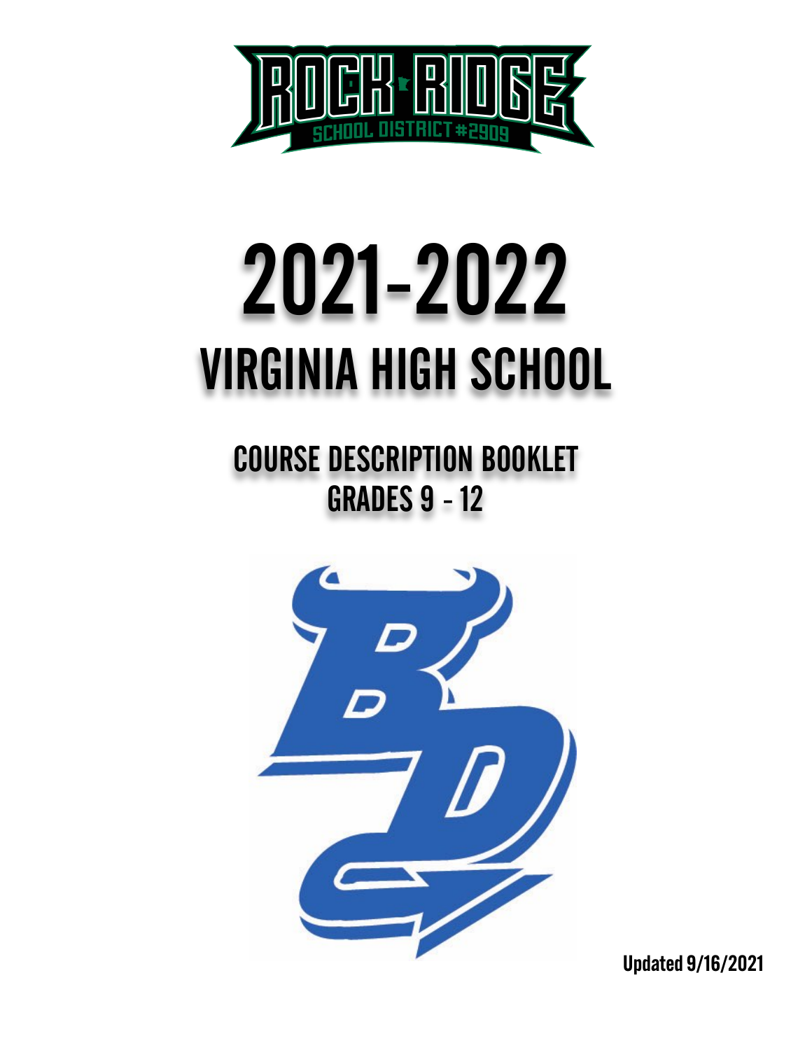# 2021-2022

# VIRGINIA HIGH SCHOOL

## COURSE DESCRIPTION BOOKLET
## GRADES 9 - 12

**Updated 9/16/2021**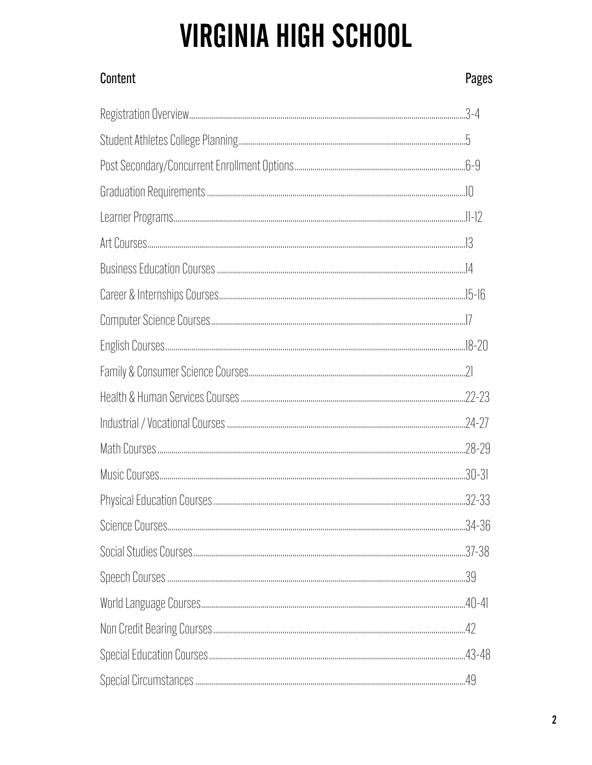# VIRGINIA HIGH SCHOOL

| Content | Pages |
| --- | --- |
| Registration Overview | 3-4 |
| Student Athletes College Planning | 5 |
| Post Secondary/Concurrent Enrollment Options | 6-9 |
| Graduation Requirements | 10 |
| Learner Programs | 11-12 |
| Art Courses | 13 |
| Business Education Courses | 14 |
| Career & Internships Courses | 15-16 |
| Computer Science Courses | 17 |
| English Courses | 18-20 |
| Family & Consumer Science Courses | 21 |
| Health & Human Services Courses | 22-23 |
| Industrial / Vocational Courses | 24-27 |
| Math Courses | 28-29 |
| Music Courses | 30-31 |
| Physical Education Courses | 32-33 |
| Science Courses | 34-36 |
| Social Studies Courses | 37-38 |
| Speech Courses | 39 |
| World Language Courses | 40-41 |
| Non Credit Bearing Courses | 42 |
| Special Education Courses | 43-48 |
| Special Circumstances | 49 |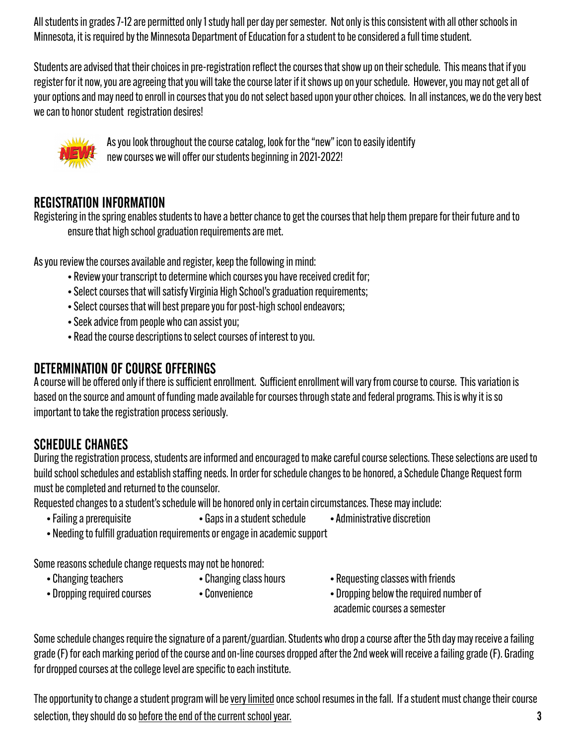All students in grades 7-12 are permitted only 1 study hall per day per semester. Not only is this consistent with all other schools in Minnesota, it is required by the Minnesota Department of Education for a student to be considered a full time student.

Students are advised that their choices in pre-registration reflect the courses that show up on their schedule. This means that if you register for it now, you are agreeing that you will take the course later if it shows up on your schedule. However, you may not get all of your options and may need to enroll in courses that you do not select based upon your other choices. In all instances, we do the very best we can to honor student registration desires!

NEW! As you look throughout the course catalog, look for the "new" icon to easily identify new courses we will offer our students beginning in 2021-2022!

## REGISTRATION INFORMATION

Registering in the spring enables students to have a better chance to get the courses that help them prepare for their future and to ensure that high school graduation requirements are met.

As you review the courses available and register, keep the following in mind:

- Review your transcript to determine which courses you have received credit for;
- Select courses that will satisfy Virginia High School's graduation requirements;
- Select courses that will best prepare you for post-high school endeavors;
- Seek advice from people who can assist you;
- Read the course descriptions to select courses of interest to you.

## DETERMINATION OF COURSE OFFERINGS

A course will be offered only if there is sufficient enrollment. Sufficient enrollment will vary from course to course. This variation is based on the source and amount of funding made available for courses through state and federal programs. This is why it is so important to take the registration process seriously.

## SCHEDULE CHANGES

During the registration process, students are informed and encouraged to make careful course selections. These selections are used to build school schedules and establish staffing needs. In order for schedule changes to be honored, a Schedule Change Request form must be completed and returned to the counselor.

Requested changes to a student's schedule will be honored only in certain circumstances. These may include:

- Failing a prerequisite
- Gaps in a student schedule
- Administrative discretion
- Needing to fulfill graduation requirements or engage in academic support

Some reasons schedule change requests may not be honored:

- Changing teachers
- Changing class hours
- Requesting classes with friends
- Dropping required courses
- Convenience
- Dropping below the required number of academic courses a semester

Some schedule changes require the signature of a parent/guardian. Students who drop a course after the 5th day may receive a failing grade (F) for each marking period of the course and on-line courses dropped after the 2nd week will receive a failing grade (F). Grading for dropped courses at the college level are specific to each institute.

The opportunity to change a student program will be <u>very limited</u> once school resumes in the fall. If a student must change their course selection, they should do so <u>before the end of the current school year.</u>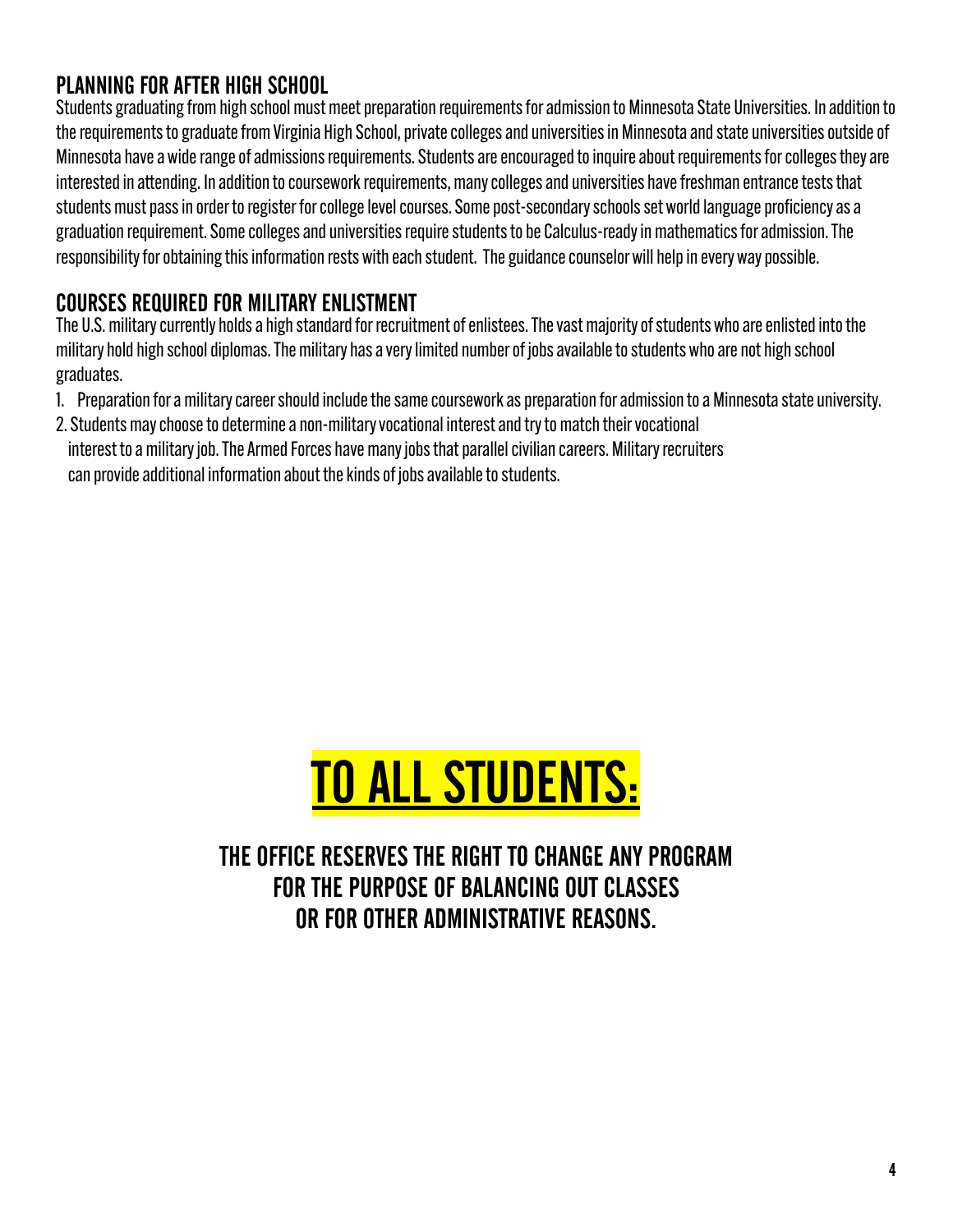## PLANNING FOR AFTER HIGH SCHOOL

Students graduating from high school must meet preparation requirements for admission to Minnesota State Universities. In addition to the requirements to graduate from Virginia High School, private colleges and universities in Minnesota and state universities outside of Minnesota have a wide range of admissions requirements. Students are encouraged to inquire about requirements for colleges they are interested in attending. In addition to coursework requirements, many colleges and universities have freshman entrance tests that students must pass in order to register for college level courses. Some post-secondary schools set world language proficiency as a graduation requirement. Some colleges and universities require students to be Calculus-ready in mathematics for admission. The responsibility for obtaining this information rests with each student. The guidance counselor will help in every way possible.

## COURSES REQUIRED FOR MILITARY ENLISTMENT

The U.S. military currently holds a high standard for recruitment of enlistees. The vast majority of students who are enlisted into the military hold high school diplomas. The military has a very limited number of jobs available to students who are not high school graduates.

1. Preparation for a military career should include the same coursework as preparation for admission to a Minnesota state university.
2. Students may choose to determine a non-military vocational interest and try to match their vocational interest to a military job. The Armed Forces have many jobs that parallel civilian careers. Military recruiters can provide additional information about the kinds of jobs available to students.

# TO ALL STUDENTS:

### THE OFFICE RESERVES THE RIGHT TO CHANGE ANY PROGRAM FOR THE PURPOSE OF BALANCING OUT CLASSES OR FOR OTHER ADMINISTRATIVE REASONS.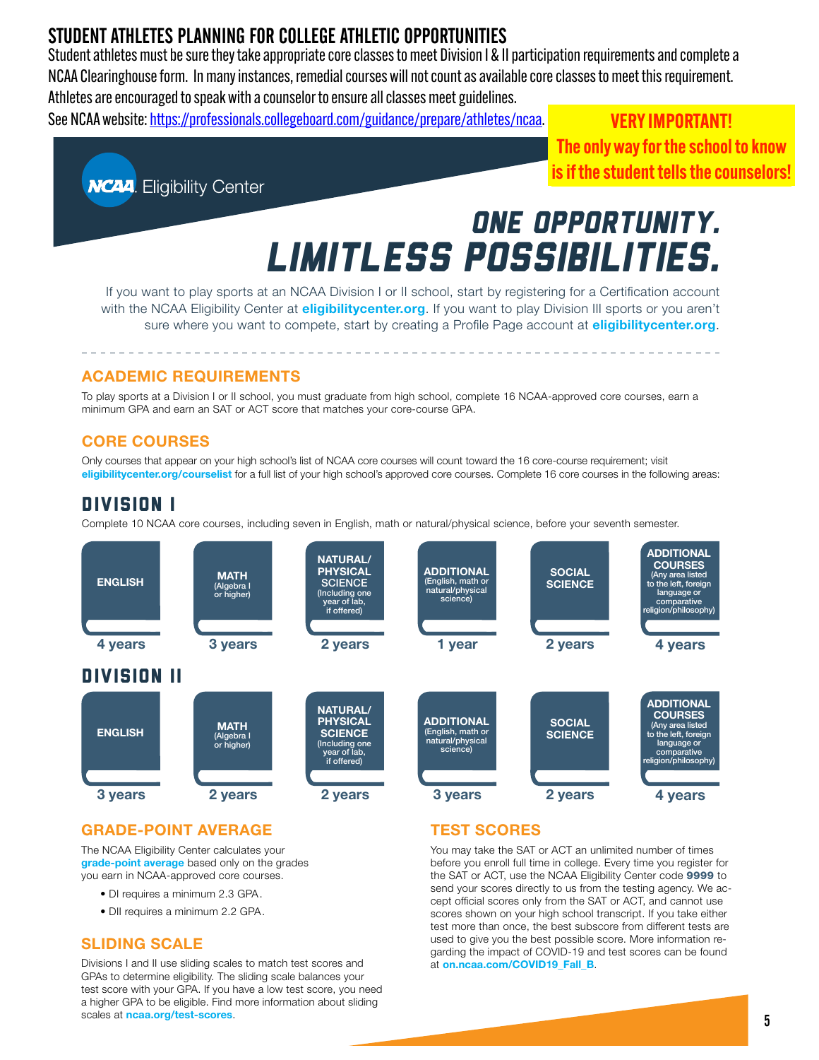## STUDENT ATHLETES PLANNING FOR COLLEGE ATHLETIC OPPORTUNITIES

Student athletes must be sure they take appropriate core classes to meet Division I & II participation requirements and complete a NCAA Clearinghouse form. In many instances, remedial courses will not count as available core classes to meet this requirement. Athletes are encouraged to speak with a counselor to ensure all classes meet guidelines.

See NCAA website: https://professionals.collegeboard.com/guidance/prepare/athletes/ncaa.

**VERY IMPORTANT!**
**The only way for the school to know is if the student tells the counselors!**

NCAA Eligibility Center

# ONE OPPORTUNITY. LIMITLESS POSSIBILITIES.

If you want to play sports at an NCAA Division I or II school, start by registering for a Certification account with the NCAA Eligibility Center at **eligibilitycenter.org**. If you want to play Division III sports or you aren't sure where you want to compete, start by creating a Profile Page account at **eligibilitycenter.org**.

### ACADEMIC REQUIREMENTS

To play sports at a Division I or II school, you must graduate from high school, complete 16 NCAA-approved core courses, earn a minimum GPA and earn an SAT or ACT score that matches your core-course GPA.

### CORE COURSES

Only courses that appear on your high school's list of NCAA core courses will count toward the 16 core-course requirement; visit **eligibilitycenter.org/courselist** for a full list of your high school's approved core courses. Complete 16 core courses in the following areas:

## DIVISION I

Complete 10 NCAA core courses, including seven in English, math or natural/physical science, before your seventh semester.

| ENGLISH | MATH (Algebra I or higher) | NATURAL/PHYSICAL SCIENCE (Including one year of lab, if offered) | ADDITIONAL (English, math or natural/physical science) | SOCIAL SCIENCE | ADDITIONAL COURSES (Any area listed to the left, foreign language or comparative religion/philosophy) |
|---|---|---|---|---|---|
| 4 years | 3 years | 2 years | 1 year | 2 years | 4 years |

## DIVISION II

| ENGLISH | MATH (Algebra I or higher) | NATURAL/PHYSICAL SCIENCE (Including one year of lab, if offered) | ADDITIONAL (English, math or natural/physical science) | SOCIAL SCIENCE | ADDITIONAL COURSES (Any area listed to the left, foreign language or comparative religion/philosophy) |
|---|---|---|---|---|---|
| 3 years | 2 years | 2 years | 3 years | 2 years | 4 years |

### GRADE-POINT AVERAGE

The NCAA Eligibility Center calculates your **grade-point average** based only on the grades you earn in NCAA-approved core courses.

- DI requires a minimum 2.3 GPA.
- DII requires a minimum 2.2 GPA.

### SLIDING SCALE

Divisions I and II use sliding scales to match test scores and GPAs to determine eligibility. The sliding scale balances your test score with your GPA. If you have a low test score, you need a higher GPA to be eligible. Find more information about sliding scales at **ncaa.org/test-scores**.

### TEST SCORES

You may take the SAT or ACT an unlimited number of times before you enroll full time in college. Every time you register for the SAT or ACT, use the NCAA Eligibility Center code **9999** to send your scores directly to us from the testing agency. We accept official scores only from the SAT or ACT, and cannot use scores shown on your high school transcript. If you take either test more than once, the best subscore from different tests are used to give you the best possible score. More information regarding the impact of COVID-19 and test scores can be found at **on.ncaa.com/COVID19_Fall_B**.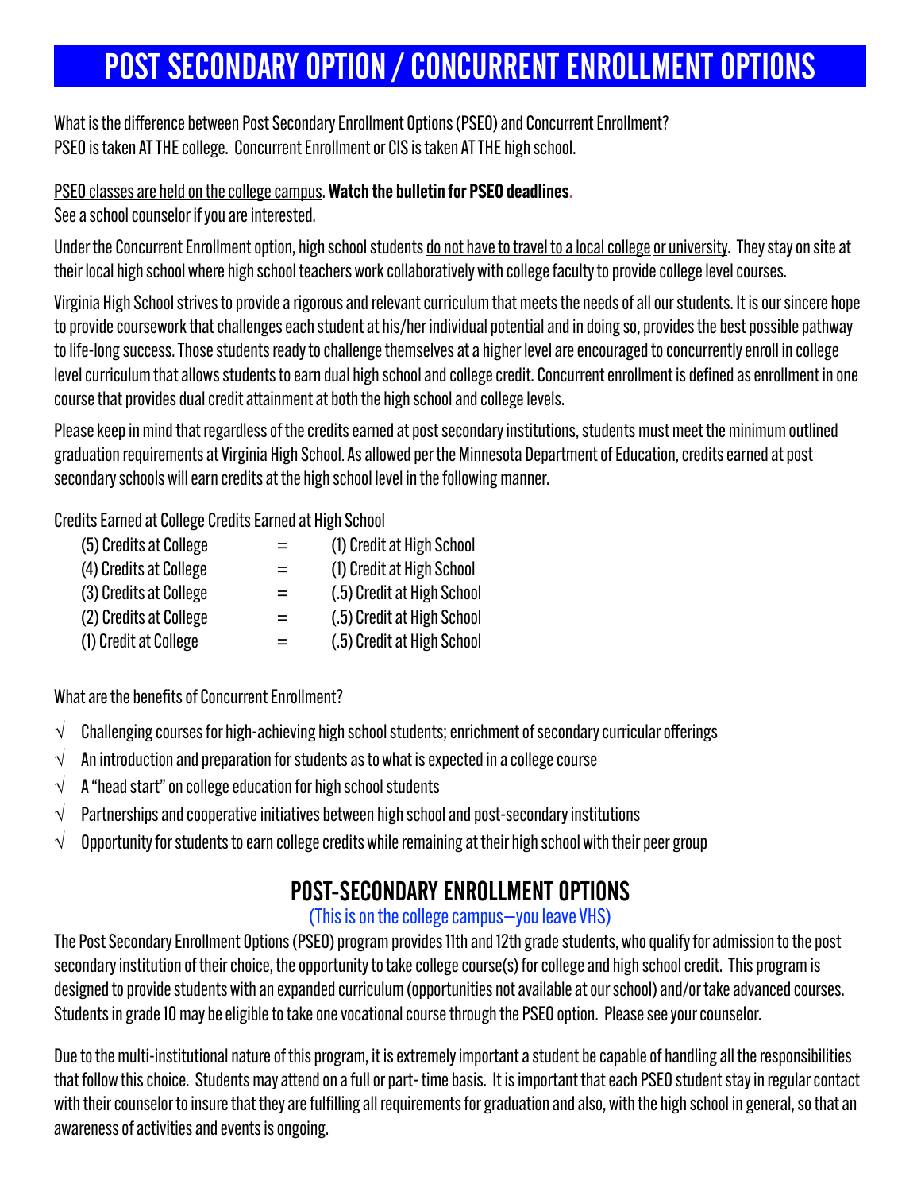# POST SECONDARY OPTION / CONCURRENT ENROLLMENT OPTIONS

What is the difference between Post Secondary Enrollment Options (PSEO) and Concurrent Enrollment?
PSEO is taken AT THE college. Concurrent Enrollment or CIS is taken AT THE high school.

PSEO classes are held on the college campus. **Watch the bulletin for PSEO deadlines.**
See a school counselor if you are interested.

Under the Concurrent Enrollment option, high school students do not have to travel to a local college or university. They stay on site at their local high school where high school teachers work collaboratively with college faculty to provide college level courses.

Virginia High School strives to provide a rigorous and relevant curriculum that meets the needs of all our students. It is our sincere hope to provide coursework that challenges each student at his/her individual potential and in doing so, provides the best possible pathway to life-long success. Those students ready to challenge themselves at a higher level are encouraged to concurrently enroll in college level curriculum that allows students to earn dual high school and college credit. Concurrent enrollment is defined as enrollment in one course that provides dual credit attainment at both the high school and college levels.

Please keep in mind that regardless of the credits earned at post secondary institutions, students must meet the minimum outlined graduation requirements at Virginia High School. As allowed per the Minnesota Department of Education, credits earned at post secondary schools will earn credits at the high school level in the following manner.

| Credits Earned at College | | Credits Earned at High School |
|---|---|---|
| (5) Credits at College | = | (1) Credit at High School |
| (4) Credits at College | = | (1) Credit at High School |
| (3) Credits at College | = | (.5) Credit at High School |
| (2) Credits at College | = | (.5) Credit at High School |
| (1) Credit at College | = | (.5) Credit at High School |

What are the benefits of Concurrent Enrollment?

- √ Challenging courses for high-achieving high school students; enrichment of secondary curricular offerings
- √ An introduction and preparation for students as to what is expected in a college course
- √ A "head start" on college education for high school students
- √ Partnerships and cooperative initiatives between high school and post-secondary institutions
- √ Opportunity for students to earn college credits while remaining at their high school with their peer group

## POST-SECONDARY ENROLLMENT OPTIONS

(This is on the college campus—you leave VHS)

The Post Secondary Enrollment Options (PSEO) program provides 11th and 12th grade students, who qualify for admission to the post secondary institution of their choice, the opportunity to take college course(s) for college and high school credit. This program is designed to provide students with an expanded curriculum (opportunities not available at our school) and/or take advanced courses. Students in grade 10 may be eligible to take one vocational course through the PSEO option. Please see your counselor.

Due to the multi-institutional nature of this program, it is extremely important a student be capable of handling all the responsibilities that follow this choice. Students may attend on a full or part- time basis. It is important that each PSEO student stay in regular contact with their counselor to insure that they are fulfilling all requirements for graduation and also, with the high school in general, so that an awareness of activities and events is ongoing.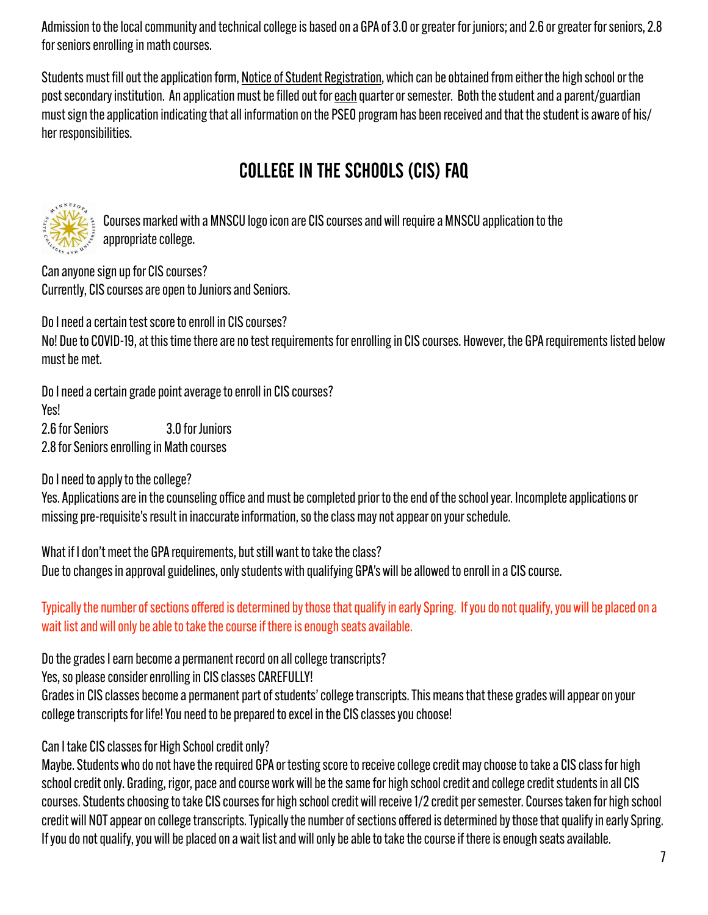Admission to the local community and technical college is based on a GPA of 3.0 or greater for juniors; and 2.6 or greater for seniors, 2.8 for seniors enrolling in math courses.

Students must fill out the application form, Notice of Student Registration, which can be obtained from either the high school or the post secondary institution. An application must be filled out for each quarter or semester. Both the student and a parent/guardian must sign the application indicating that all information on the PSEO program has been received and that the student is aware of his/her responsibilities.

## COLLEGE IN THE SCHOOLS (CIS) FAQ

Courses marked with a MNSCU logo icon are CIS courses and will require a MNSCU application to the appropriate college.

Can anyone sign up for CIS courses?
Currently, CIS courses are open to Juniors and Seniors.

Do I need a certain test score to enroll in CIS courses?
No! Due to COVID-19, at this time there are no test requirements for enrolling in CIS courses. However, the GPA requirements listed below must be met.

Do I need a certain grade point average to enroll in CIS courses?
Yes!
2.6 for Seniors 3.0 for Juniors
2.8 for Seniors enrolling in Math courses

Do I need to apply to the college?
Yes. Applications are in the counseling office and must be completed prior to the end of the school year. Incomplete applications or missing pre-requisite's result in inaccurate information, so the class may not appear on your schedule.

What if I don't meet the GPA requirements, but still want to take the class?
Due to changes in approval guidelines, only students with qualifying GPA's will be allowed to enroll in a CIS course.

Typically the number of sections offered is determined by those that qualify in early Spring. If you do not qualify, you will be placed on a wait list and will only be able to take the course if there is enough seats available.

Do the grades I earn become a permanent record on all college transcripts?
Yes, so please consider enrolling in CIS classes CAREFULLY!
Grades in CIS classes become a permanent part of students' college transcripts. This means that these grades will appear on your college transcripts for life! You need to be prepared to excel in the CIS classes you choose!

Can I take CIS classes for High School credit only?
Maybe. Students who do not have the required GPA or testing score to receive college credit may choose to take a CIS class for high school credit only. Grading, rigor, pace and course work will be the same for high school credit and college credit students in all CIS courses. Students choosing to take CIS courses for high school credit will receive 1/2 credit per semester. Courses taken for high school credit will NOT appear on college transcripts. Typically the number of sections offered is determined by those that qualify in early Spring. If you do not qualify, you will be placed on a wait list and will only be able to take the course if there is enough seats available.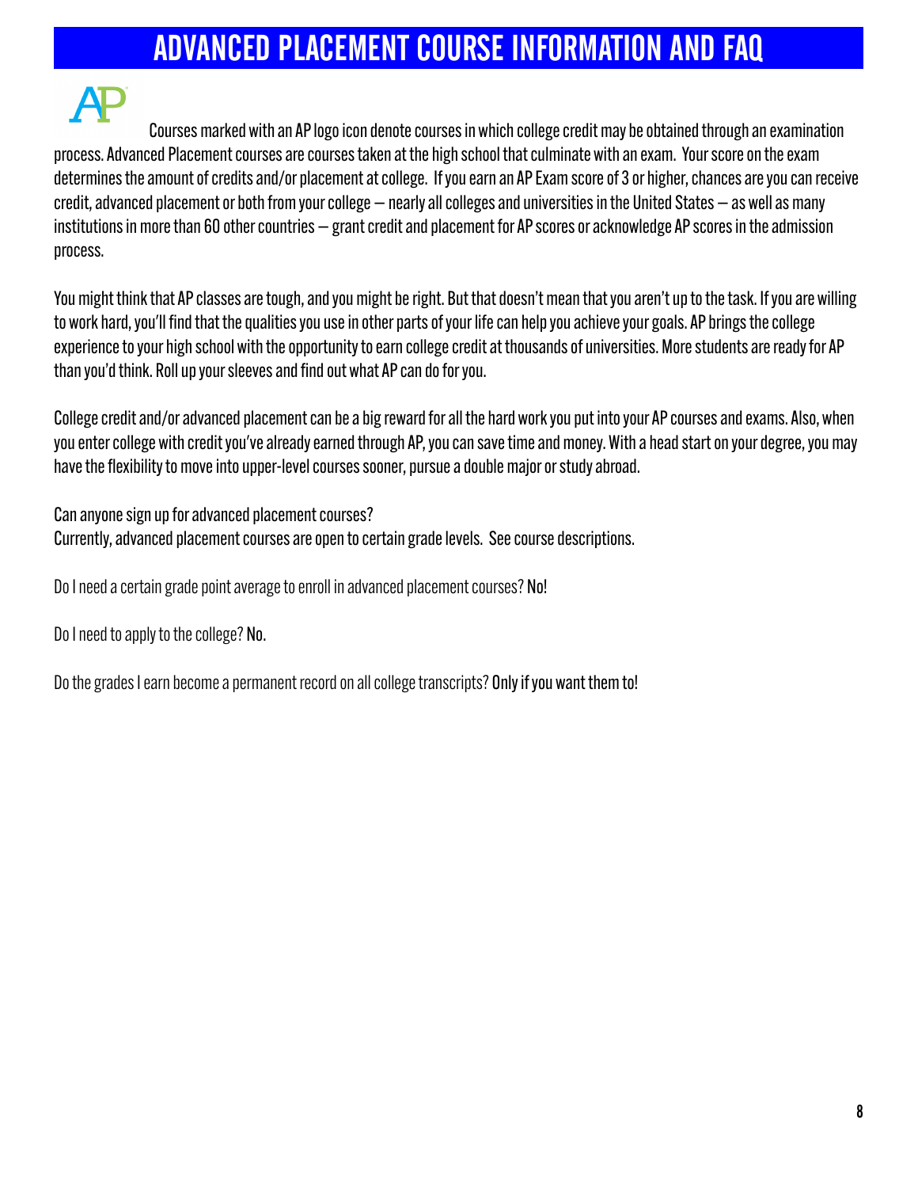# ADVANCED PLACEMENT COURSE INFORMATION AND FAQ

Courses marked with an AP logo icon denote courses in which college credit may be obtained through an examination process. Advanced Placement courses are courses taken at the high school that culminate with an exam. Your score on the exam determines the amount of credits and/or placement at college. If you earn an AP Exam score of 3 or higher, chances are you can receive credit, advanced placement or both from your college — nearly all colleges and universities in the United States — as well as many institutions in more than 60 other countries — grant credit and placement for AP scores or acknowledge AP scores in the admission process.

You might think that AP classes are tough, and you might be right. But that doesn't mean that you aren't up to the task. If you are willing to work hard, you'll find that the qualities you use in other parts of your life can help you achieve your goals. AP brings the college experience to your high school with the opportunity to earn college credit at thousands of universities. More students are ready for AP than you'd think. Roll up your sleeves and find out what AP can do for you.

College credit and/or advanced placement can be a big reward for all the hard work you put into your AP courses and exams. Also, when you enter college with credit you've already earned through AP, you can save time and money. With a head start on your degree, you may have the flexibility to move into upper-level courses sooner, pursue a double major or study abroad.

Can anyone sign up for advanced placement courses?
Currently, advanced placement courses are open to certain grade levels. See course descriptions.

Do I need a certain grade point average to enroll in advanced placement courses? **No!**

Do I need to apply to the college? **No.**

Do the grades I earn become a permanent record on all college transcripts? **Only if you want them to!**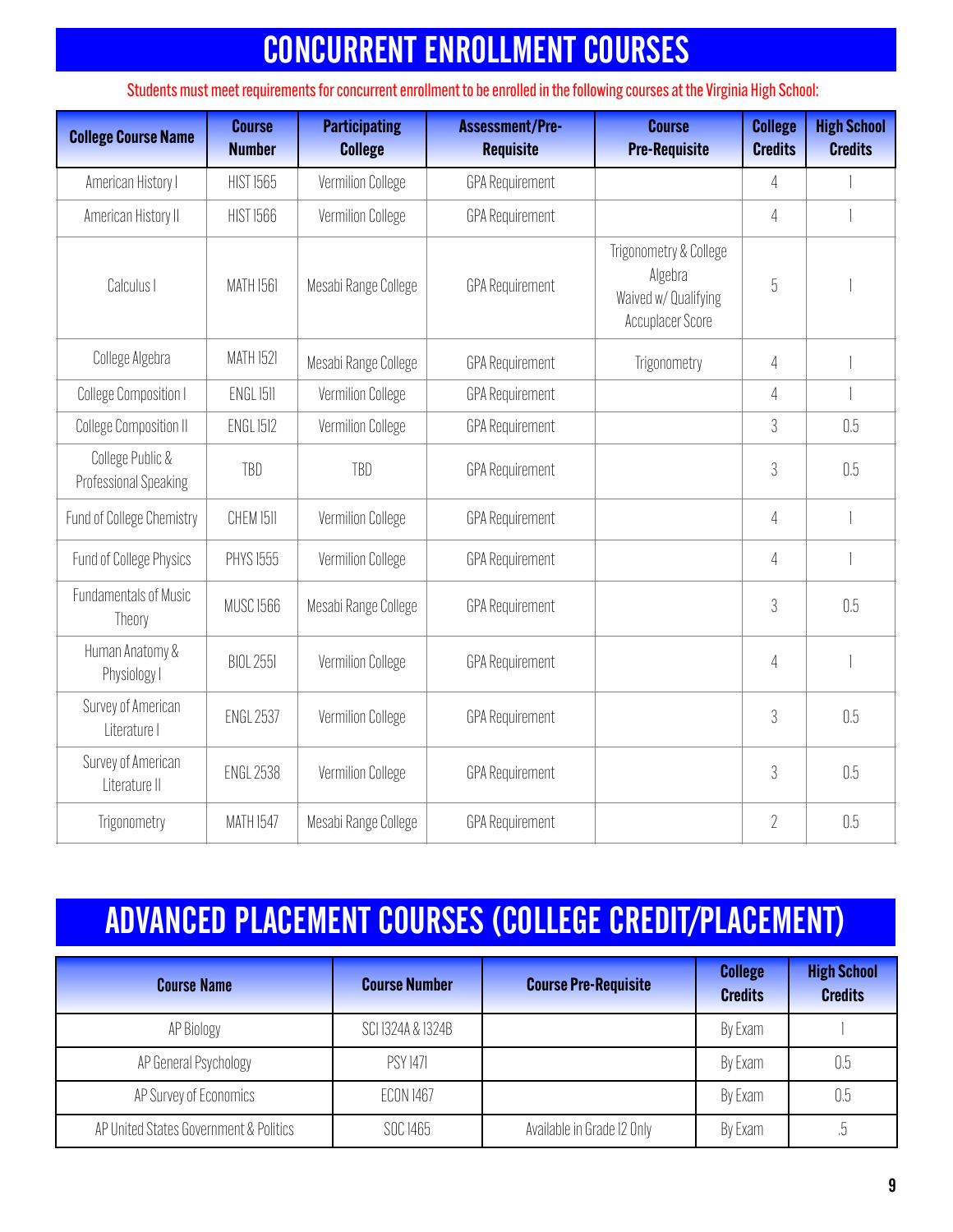# CONCURRENT ENROLLMENT COURSES

Students must meet requirements for concurrent enrollment to be enrolled in the following courses at the Virginia High School:

| College Course Name | Course Number | Participating College | Assessment/Pre-Requisite | Course Pre-Requisite | College Credits | High School Credits |
|---|---|---|---|---|---|---|
| American History I | HIST 1565 | Vermilion College | GPA Requirement | | 4 | 1 |
| American History II | HIST 1566 | Vermilion College | GPA Requirement | | 4 | 1 |
| Calculus I | MATH 1561 | Mesabi Range College | GPA Requirement | Trigonometry & College Algebra Waived w/ Qualifying Accuplacer Score | 5 | 1 |
| College Algebra | MATH 1521 | Mesabi Range College | GPA Requirement | Trigonometry | 4 | 1 |
| College Composition I | ENGL 1511 | Vermilion College | GPA Requirement | | 4 | 1 |
| College Composition II | ENGL 1512 | Vermilion College | GPA Requirement | | 3 | 0.5 |
| College Public & Professional Speaking | TBD | TBD | GPA Requirement | | 3 | 0.5 |
| Fund of College Chemistry | CHEM 1511 | Vermilion College | GPA Requirement | | 4 | 1 |
| Fund of College Physics | PHYS 1555 | Vermilion College | GPA Requirement | | 4 | 1 |
| Fundamentals of Music Theory | MUSC 1566 | Mesabi Range College | GPA Requirement | | 3 | 0.5 |
| Human Anatomy & Physiology I | BIOL 2551 | Vermilion College | GPA Requirement | | 4 | 1 |
| Survey of American Literature I | ENGL 2537 | Vermilion College | GPA Requirement | | 3 | 0.5 |
| Survey of American Literature II | ENGL 2538 | Vermilion College | GPA Requirement | | 3 | 0.5 |
| Trigonometry | MATH 1547 | Mesabi Range College | GPA Requirement | | 2 | 0.5 |

# ADVANCED PLACEMENT COURSES (COLLEGE CREDIT/PLACEMENT)

| Course Name | Course Number | Course Pre-Requisite | College Credits | High School Credits |
|---|---|---|---|---|
| AP Biology | SCI 1324A & 1324B | | By Exam | 1 |
| AP General Psychology | PSY 1471 | | By Exam | 0.5 |
| AP Survey of Economics | ECON 1467 | | By Exam | 0.5 |
| AP United States Government & Politics | SOC 1465 | Available in Grade 12 Only | By Exam | .5 |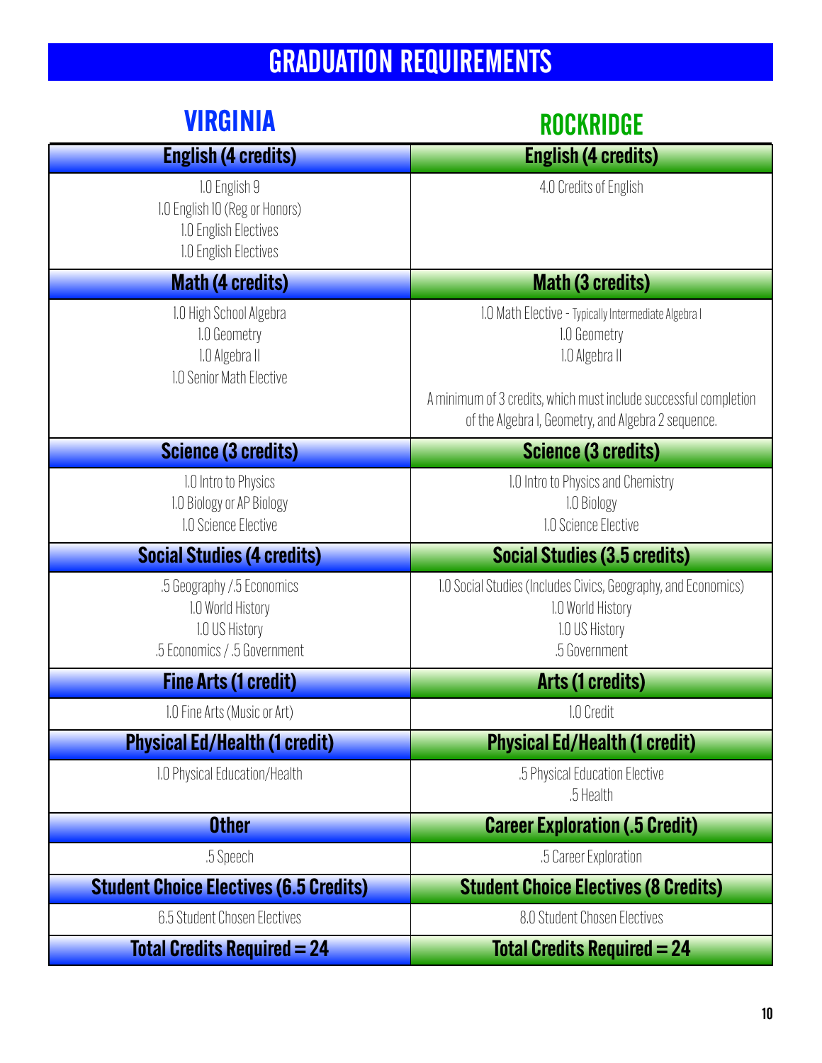# GRADUATION REQUIREMENTS

| VIRGINIA | ROCKRIDGE |
|---|---|
| **English (4 credits)** | **English (4 credits)** |
| 1.0 English 9<br>1.0 English 10 (Reg or Honors)<br>1.0 English Electives<br>1.0 English Electives | 4.0 Credits of English |
| **Math (4 credits)** | **Math (3 credits)** |
| 1.0 High School Algebra<br>1.0 Geometry<br>1.0 Algebra II<br>1.0 Senior Math Elective | 1.0 Math Elective - Typically Intermediate Algebra I<br>1.0 Geometry<br>1.0 Algebra II<br><br>A minimum of 3 credits, which must include successful completion of the Algebra I, Geometry, and Algebra 2 sequence. |
| **Science (3 credits)** | **Science (3 credits)** |
| 1.0 Intro to Physics<br>1.0 Biology or AP Biology<br>1.0 Science Elective | 1.0 Intro to Physics and Chemistry<br>1.0 Biology<br>1.0 Science Elective |
| **Social Studies (4 credits)** | **Social Studies (3.5 credits)** |
| .5 Geography /.5 Economics<br>1.0 World History<br>1.0 US History<br>.5 Economics / .5 Government | 1.0 Social Studies (Includes Civics, Geography, and Economics)<br>1.0 World History<br>1.0 US History<br>.5 Government |
| **Fine Arts (1 credit)** | **Arts (1 credits)** |
| 1.0 Fine Arts (Music or Art) | 1.0 Credit |
| **Physical Ed/Health (1 credit)** | **Physical Ed/Health (1 credit)** |
| 1.0 Physical Education/Health | .5 Physical Education Elective<br>.5 Health |
| **Other** | **Career Exploration (.5 Credit)** |
| .5 Speech | .5 Career Exploration |
| **Student Choice Electives (6.5 Credits)** | **Student Choice Electives (8 Credits)** |
| 6.5 Student Chosen Electives | 8.0 Student Chosen Electives |
| **Total Credits Required = 24** | **Total Credits Required = 24** |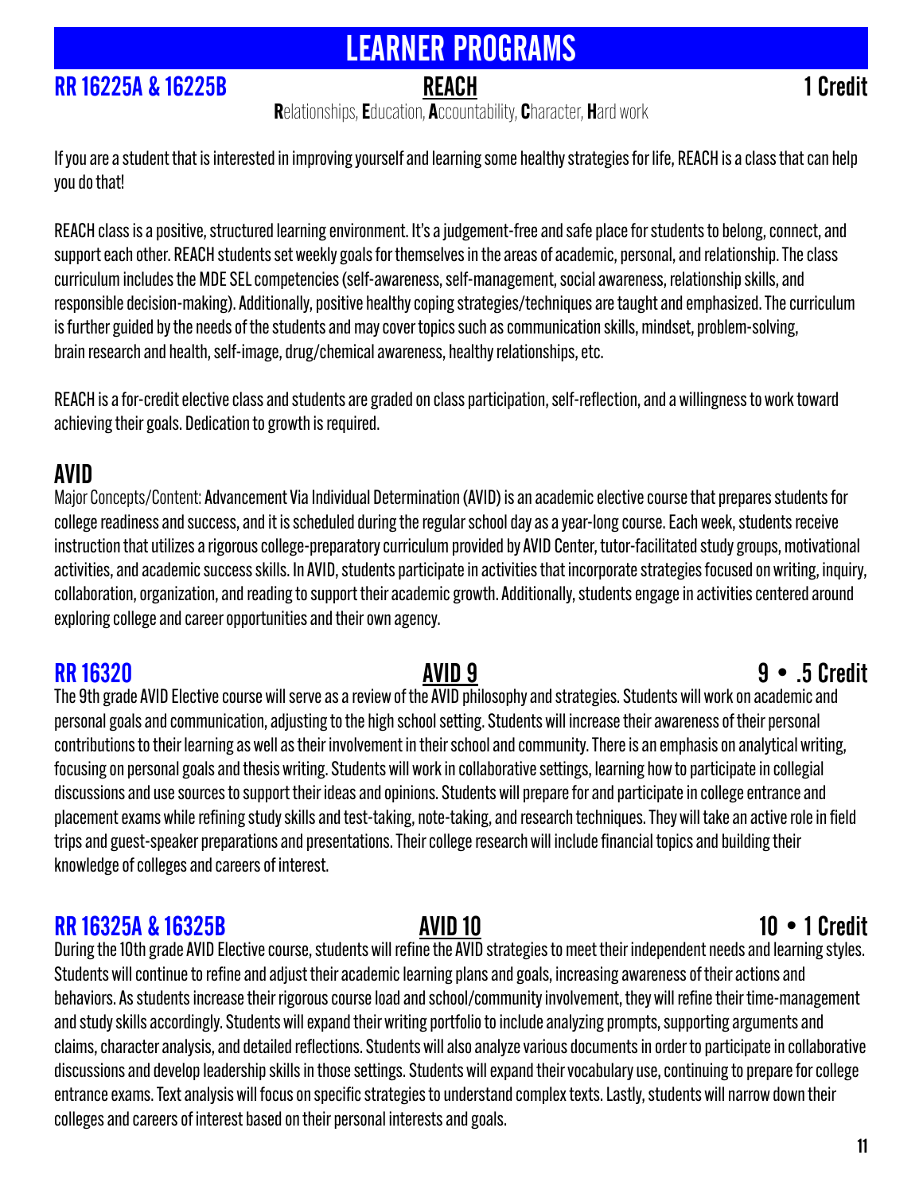# LEARNER PROGRAMS

## RR 16225A & 16225B — REACH — 1 Credit

**R**elationships, **E**ducation, **A**ccountability, **C**haracter, **H**ard work

If you are a student that is interested in improving yourself and learning some healthy strategies for life, REACH is a class that can help you do that!

REACH class is a positive, structured learning environment. It's a judgement-free and safe place for students to belong, connect, and support each other. REACH students set weekly goals for themselves in the areas of academic, personal, and relationship. The class curriculum includes the MDE SEL competencies (self-awareness, self-management, social awareness, relationship skills, and responsible decision-making). Additionally, positive healthy coping strategies/techniques are taught and emphasized. The curriculum is further guided by the needs of the students and may cover topics such as communication skills, mindset, problem-solving, brain research and health, self-image, drug/chemical awareness, healthy relationships, etc.

REACH is a for-credit elective class and students are graded on class participation, self-reflection, and a willingness to work toward achieving their goals. Dedication to growth is required.

## AVID

Major Concepts/Content: Advancement Via Individual Determination (AVID) is an academic elective course that prepares students for college readiness and success, and it is scheduled during the regular school day as a year-long course. Each week, students receive instruction that utilizes a rigorous college-preparatory curriculum provided by AVID Center, tutor-facilitated study groups, motivational activities, and academic success skills. In AVID, students participate in activities that incorporate strategies focused on writing, inquiry, collaboration, organization, and reading to support their academic growth. Additionally, students engage in activities centered around exploring college and career opportunities and their own agency.

## RR 16320 — AVID 9 — 9 • .5 Credit

The 9th grade AVID Elective course will serve as a review of the AVID philosophy and strategies. Students will work on academic and personal goals and communication, adjusting to the high school setting. Students will increase their awareness of their personal contributions to their learning as well as their involvement in their school and community. There is an emphasis on analytical writing, focusing on personal goals and thesis writing. Students will work in collaborative settings, learning how to participate in collegial discussions and use sources to support their ideas and opinions. Students will prepare for and participate in college entrance and placement exams while refining study skills and test-taking, note-taking, and research techniques. They will take an active role in field trips and guest-speaker preparations and presentations. Their college research will include financial topics and building their knowledge of colleges and careers of interest.

## RR 16325A & 16325B — AVID 10 — 10 • 1 Credit

During the 10th grade AVID Elective course, students will refine the AVID strategies to meet their independent needs and learning styles. Students will continue to refine and adjust their academic learning plans and goals, increasing awareness of their actions and behaviors. As students increase their rigorous course load and school/community involvement, they will refine their time-management and study skills accordingly. Students will expand their writing portfolio to include analyzing prompts, supporting arguments and claims, character analysis, and detailed reflections. Students will also analyze various documents in order to participate in collaborative discussions and develop leadership skills in those settings. Students will expand their vocabulary use, continuing to prepare for college entrance exams. Text analysis will focus on specific strategies to understand complex texts. Lastly, students will narrow down their colleges and careers of interest based on their personal interests and goals.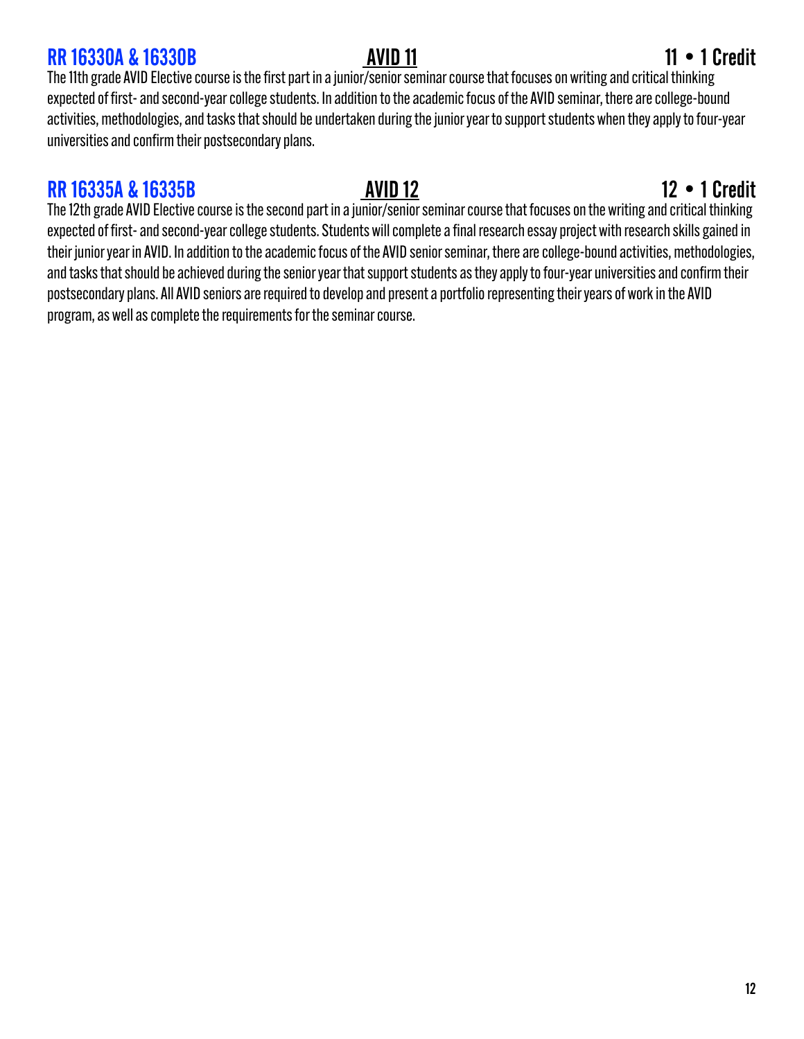## RR 16330A & 16330B — AVID 11 — 11 • 1 Credit

The 11th grade AVID Elective course is the first part in a junior/senior seminar course that focuses on writing and critical thinking expected of first- and second-year college students. In addition to the academic focus of the AVID seminar, there are college-bound activities, methodologies, and tasks that should be undertaken during the junior year to support students when they apply to four-year universities and confirm their postsecondary plans.

## RR 16335A & 16335B — AVID 12 — 12 • 1 Credit

The 12th grade AVID Elective course is the second part in a junior/senior seminar course that focuses on the writing and critical thinking expected of first- and second-year college students. Students will complete a final research essay project with research skills gained in their junior year in AVID. In addition to the academic focus of the AVID senior seminar, there are college-bound activities, methodologies, and tasks that should be achieved during the senior year that support students as they apply to four-year universities and confirm their postsecondary plans. All AVID seniors are required to develop and present a portfolio representing their years of work in the AVID program, as well as complete the requirements for the seminar course.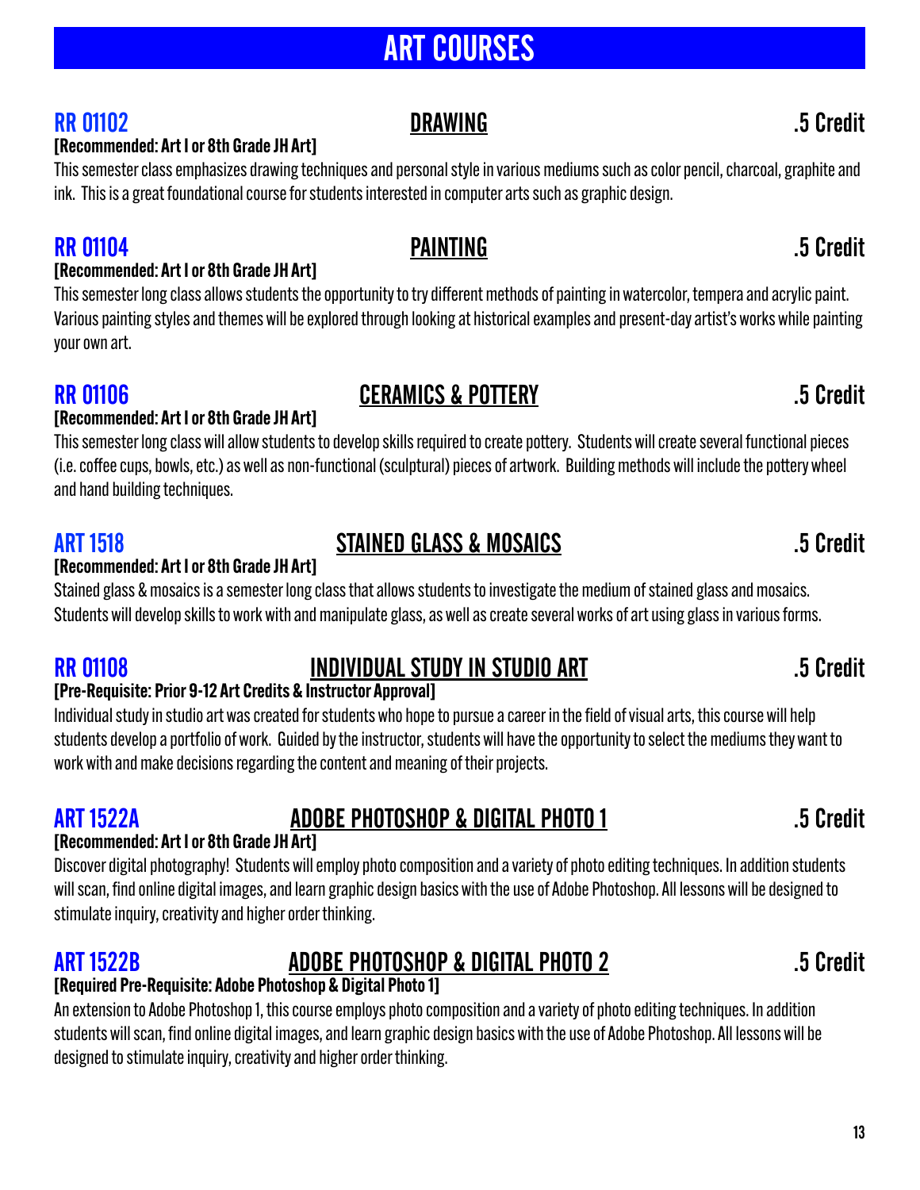# ART COURSES

## RR 01102 — DRAWING — .5 Credit

**[Recommended: Art I or 8th Grade JH Art]**

This semester class emphasizes drawing techniques and personal style in various mediums such as color pencil, charcoal, graphite and ink. This is a great foundational course for students interested in computer arts such as graphic design.

## RR 01104 — PAINTING — .5 Credit

**[Recommended: Art I or 8th Grade JH Art]**

This semester long class allows students the opportunity to try different methods of painting in watercolor, tempera and acrylic paint. Various painting styles and themes will be explored through looking at historical examples and present-day artist's works while painting your own art.

## RR 01106 — CERAMICS & POTTERY — .5 Credit

**[Recommended: Art I or 8th Grade JH Art]**

This semester long class will allow students to develop skills required to create pottery. Students will create several functional pieces (i.e. coffee cups, bowls, etc.) as well as non-functional (sculptural) pieces of artwork. Building methods will include the pottery wheel and hand building techniques.

## ART 1518 — STAINED GLASS & MOSAICS — .5 Credit

**[Recommended: Art I or 8th Grade JH Art]**

Stained glass & mosaics is a semester long class that allows students to investigate the medium of stained glass and mosaics. Students will develop skills to work with and manipulate glass, as well as create several works of art using glass in various forms.

## RR 01108 — INDIVIDUAL STUDY IN STUDIO ART — .5 Credit

**[Pre-Requisite: Prior 9-12 Art Credits & Instructor Approval]**

Individual study in studio art was created for students who hope to pursue a career in the field of visual arts, this course will help students develop a portfolio of work. Guided by the instructor, students will have the opportunity to select the mediums they want to work with and make decisions regarding the content and meaning of their projects.

## ART 1522A — ADOBE PHOTOSHOP & DIGITAL PHOTO 1 — .5 Credit

**[Recommended: Art I or 8th Grade JH Art]**

Discover digital photography! Students will employ photo composition and a variety of photo editing techniques. In addition students will scan, find online digital images, and learn graphic design basics with the use of Adobe Photoshop. All lessons will be designed to stimulate inquiry, creativity and higher order thinking.

## ART 1522B — ADOBE PHOTOSHOP & DIGITAL PHOTO 2 — .5 Credit

**[Required Pre-Requisite: Adobe Photoshop & Digital Photo 1]**

An extension to Adobe Photoshop 1, this course employs photo composition and a variety of photo editing techniques. In addition students will scan, find online digital images, and learn graphic design basics with the use of Adobe Photoshop. All lessons will be designed to stimulate inquiry, creativity and higher order thinking.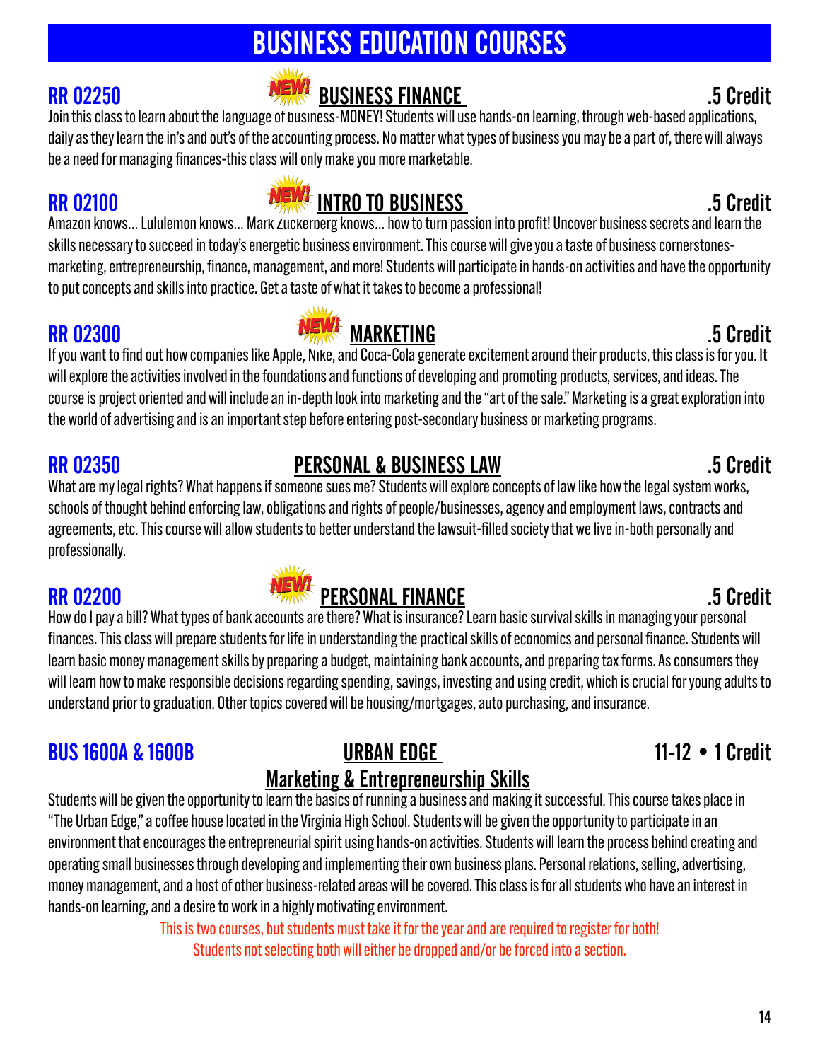# BUSINESS EDUCATION COURSES

## RR 02250 — NEW! BUSINESS FINANCE — .5 Credit

Join this class to learn about the language of business-MONEY! Students will use hands-on learning, through web-based applications, daily as they learn the in's and out's of the accounting process. No matter what types of business you may be a part of, there will always be a need for managing finances-this class will only make you more marketable.

## RR 02100 — NEW! INTRO TO BUSINESS — .5 Credit

Amazon knows… Lululemon knows… Mark Zuckerberg knows… how to turn passion into profit! Uncover business secrets and learn the skills necessary to succeed in today's energetic business environment. This course will give you a taste of business cornerstones-marketing, entrepreneurship, finance, management, and more! Students will participate in hands-on activities and have the opportunity to put concepts and skills into practice. Get a taste of what it takes to become a professional!

## RR 02300 — NEW! MARKETING — .5 Credit

If you want to find out how companies like Apple, Nike, and Coca-Cola generate excitement around their products, this class is for you. It will explore the activities involved in the foundations and functions of developing and promoting products, services, and ideas. The course is project oriented and will include an in-depth look into marketing and the "art of the sale." Marketing is a great exploration into the world of advertising and is an important step before entering post-secondary business or marketing programs.

## RR 02350 — PERSONAL & BUSINESS LAW — .5 Credit

What are my legal rights? What happens if someone sues me? Students will explore concepts of law like how the legal system works, schools of thought behind enforcing law, obligations and rights of people/businesses, agency and employment laws, contracts and agreements, etc. This course will allow students to better understand the lawsuit-filled society that we live in-both personally and professionally.

## RR 02200 — NEW! PERSONAL FINANCE — .5 Credit

How do I pay a bill? What types of bank accounts are there? What is insurance? Learn basic survival skills in managing your personal finances. This class will prepare students for life in understanding the practical skills of economics and personal finance. Students will learn basic money management skills by preparing a budget, maintaining bank accounts, and preparing tax forms. As consumers they will learn how to make responsible decisions regarding spending, savings, investing and using credit, which is crucial for young adults to understand prior to graduation. Other topics covered will be housing/mortgages, auto purchasing, and insurance.

## BUS 1600A & 1600B — URBAN EDGE: Marketing & Entrepreneurship Skills — 11-12 • 1 Credit

Students will be given the opportunity to learn the basics of running a business and making it successful. This course takes place in "The Urban Edge," a coffee house located in the Virginia High School. Students will be given the opportunity to participate in an environment that encourages the entrepreneurial spirit using hands-on activities. Students will learn the process behind creating and operating small businesses through developing and implementing their own business plans. Personal relations, selling, advertising, money management, and a host of other business-related areas will be covered. This class is for all students who have an interest in hands-on learning, and a desire to work in a highly motivating environment.

This is two courses, but students must take it for the year and are required to register for both!
Students not selecting both will either be dropped and/or be forced into a section.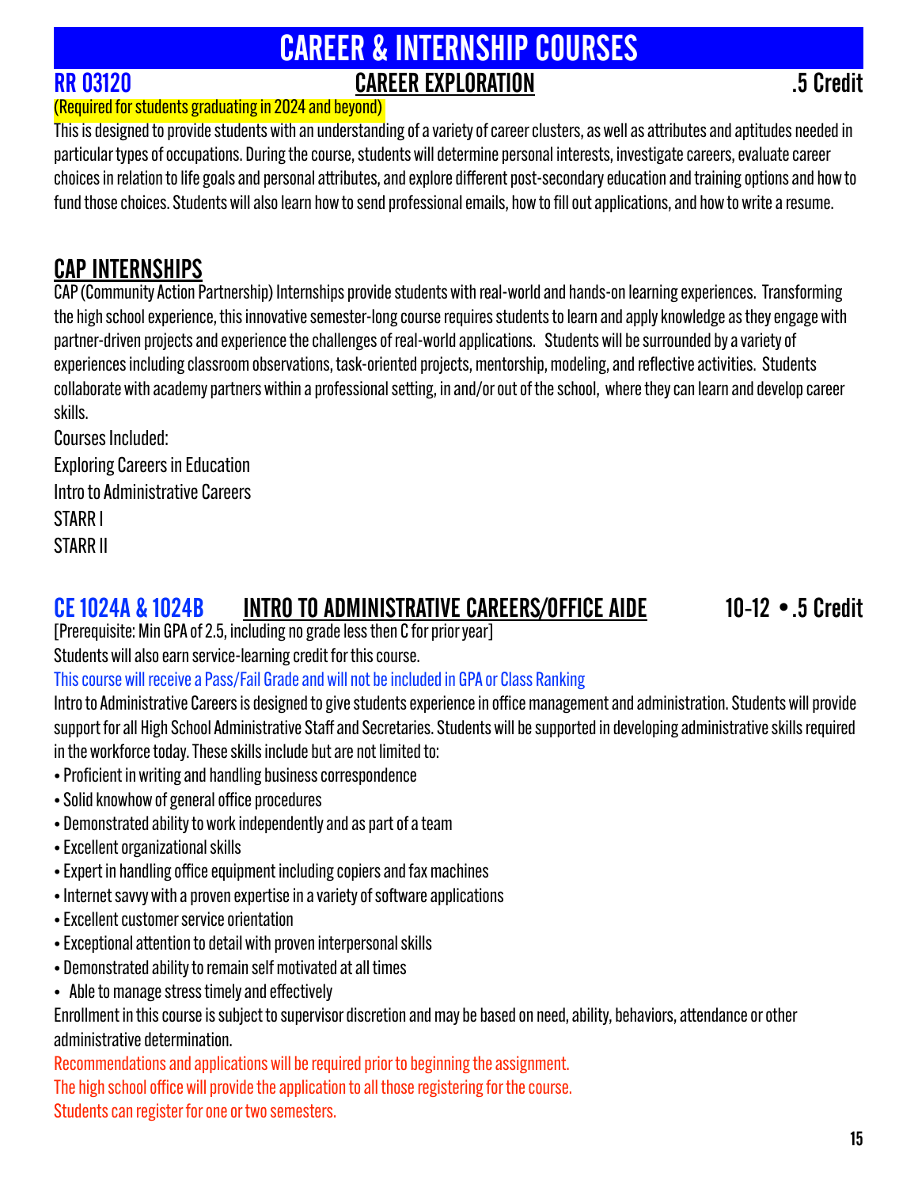# CAREER & INTERNSHIP COURSES

## RR 03120 CAREER EXPLORATION .5 Credit

(Required for students graduating in 2024 and beyond)

This is designed to provide students with an understanding of a variety of career clusters, as well as attributes and aptitudes needed in particular types of occupations. During the course, students will determine personal interests, investigate careers, evaluate career choices in relation to life goals and personal attributes, and explore different post-secondary education and training options and how to fund those choices. Students will also learn how to send professional emails, how to fill out applications, and how to write a resume.

## CAP INTERNSHIPS

CAP (Community Action Partnership) Internships provide students with real-world and hands-on learning experiences. Transforming the high school experience, this innovative semester-long course requires students to learn and apply knowledge as they engage with partner-driven projects and experience the challenges of real-world applications. Students will be surrounded by a variety of experiences including classroom observations, task-oriented projects, mentorship, modeling, and reflective activities. Students collaborate with academy partners within a professional setting, in and/or out of the school, where they can learn and develop career skills.

Courses Included:

Exploring Careers in Education

Intro to Administrative Careers

STARR I

STARR II

## CE 1024A & 1024B INTRO TO ADMINISTRATIVE CAREERS/OFFICE AIDE 10-12 • .5 Credit

[Prerequisite: Min GPA of 2.5, including no grade less then C for prior year]

Students will also earn service-learning credit for this course.

This course will receive a Pass/Fail Grade and will not be included in GPA or Class Ranking

Intro to Administrative Careers is designed to give students experience in office management and administration. Students will provide support for all High School Administrative Staff and Secretaries. Students will be supported in developing administrative skills required in the workforce today. These skills include but are not limited to:

- Proficient in writing and handling business correspondence
- Solid knowhow of general office procedures
- Demonstrated ability to work independently and as part of a team
- Excellent organizational skills
- Expert in handling office equipment including copiers and fax machines
- Internet savvy with a proven expertise in a variety of software applications
- Excellent customer service orientation
- Exceptional attention to detail with proven interpersonal skills
- Demonstrated ability to remain self motivated at all times
- Able to manage stress timely and effectively

Enrollment in this course is subject to supervisor discretion and may be based on need, ability, behaviors, attendance or other administrative determination.

Recommendations and applications will be required prior to beginning the assignment.

The high school office will provide the application to all those registering for the course.

Students can register for one or two semesters.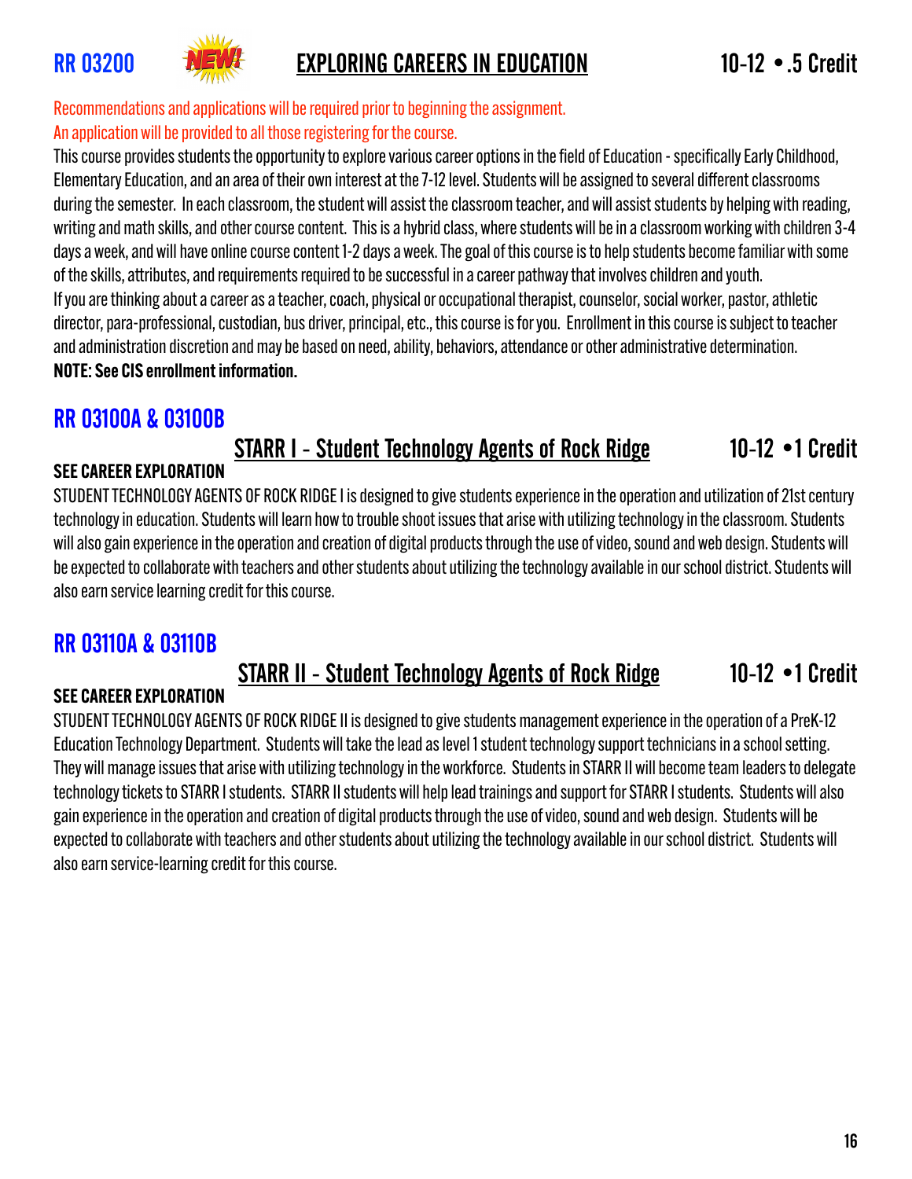## RR 03200 NEW! EXPLORING CAREERS IN EDUCATION 10-12 • .5 Credit

Recommendations and applications will be required prior to beginning the assignment.
An application will be provided to all those registering for the course.

This course provides students the opportunity to explore various career options in the field of Education - specifically Early Childhood, Elementary Education, and an area of their own interest at the 7-12 level. Students will be assigned to several different classrooms during the semester. In each classroom, the student will assist the classroom teacher, and will assist students by helping with reading, writing and math skills, and other course content. This is a hybrid class, where students will be in a classroom working with children 3-4 days a week, and will have online course content 1-2 days a week. The goal of this course is to help students become familiar with some of the skills, attributes, and requirements required to be successful in a career pathway that involves children and youth.
If you are thinking about a career as a teacher, coach, physical or occupational therapist, counselor, social worker, pastor, athletic director, para-professional, custodian, bus driver, principal, etc., this course is for you. Enrollment in this course is subject to teacher and administration discretion and may be based on need, ability, behaviors, attendance or other administrative determination.
**NOTE: See CIS enrollment information.**

## RR 03100A & 03100B

### STARR I - Student Technology Agents of Rock Ridge 10-12 •1 Credit

**SEE CAREER EXPLORATION**

STUDENT TECHNOLOGY AGENTS OF ROCK RIDGE I is designed to give students experience in the operation and utilization of 21st century technology in education. Students will learn how to trouble shoot issues that arise with utilizing technology in the classroom. Students will also gain experience in the operation and creation of digital products through the use of video, sound and web design. Students will be expected to collaborate with teachers and other students about utilizing the technology available in our school district. Students will also earn service learning credit for this course.

## RR 03110A & 03110B

### STARR II - Student Technology Agents of Rock Ridge 10-12 •1 Credit

**SEE CAREER EXPLORATION**

STUDENT TECHNOLOGY AGENTS OF ROCK RIDGE II is designed to give students management experience in the operation of a PreK-12 Education Technology Department. Students will take the lead as level 1 student technology support technicians in a school setting. They will manage issues that arise with utilizing technology in the workforce. Students in STARR II will become team leaders to delegate technology tickets to STARR I students. STARR II students will help lead trainings and support for STARR I students. Students will also gain experience in the operation and creation of digital products through the use of video, sound and web design. Students will be expected to collaborate with teachers and other students about utilizing the technology available in our school district. Students will also earn service-learning credit for this course.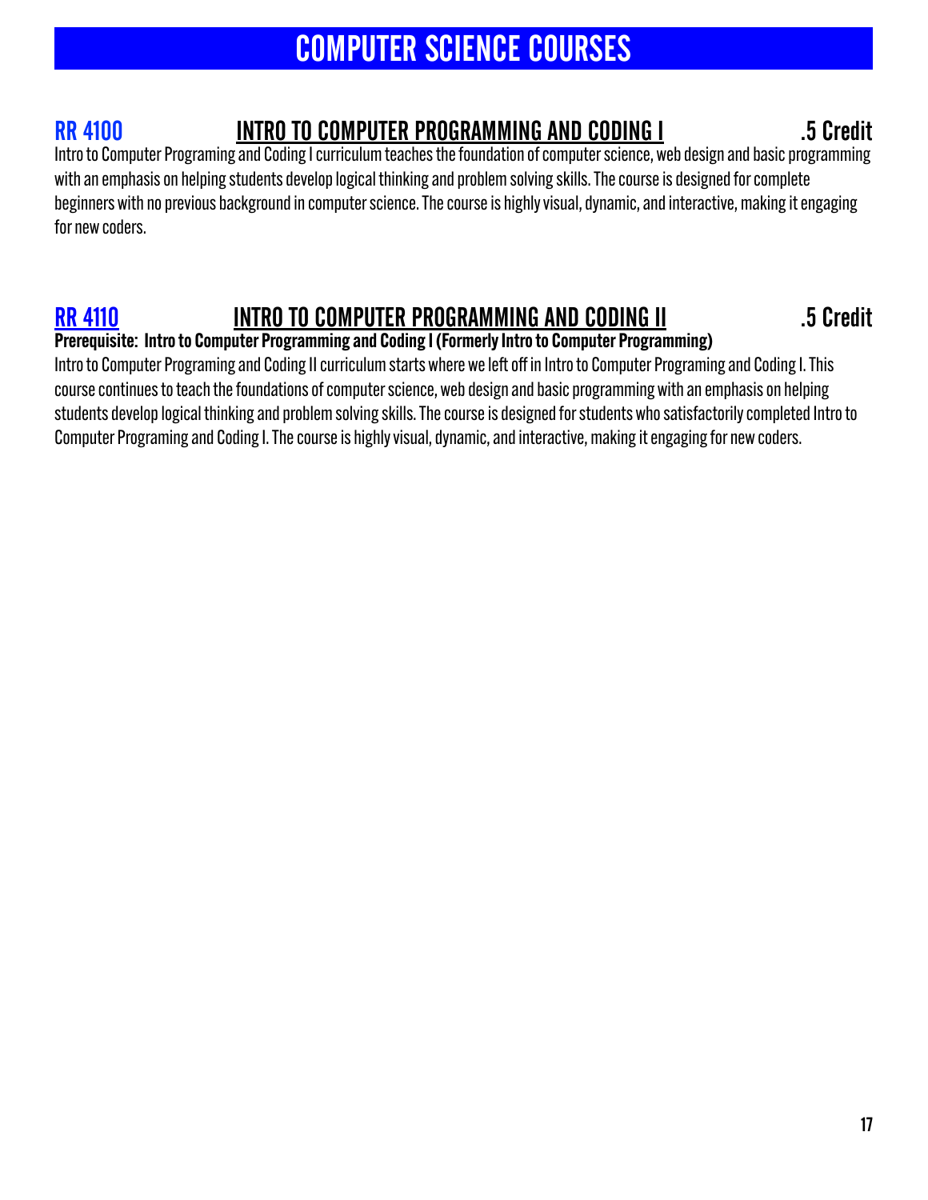# COMPUTER SCIENCE COURSES

## RR 4100 INTRO TO COMPUTER PROGRAMMING AND CODING I .5 Credit

Intro to Computer Programing and Coding I curriculum teaches the foundation of computer science, web design and basic programming with an emphasis on helping students develop logical thinking and problem solving skills. The course is designed for complete beginners with no previous background in computer science. The course is highly visual, dynamic, and interactive, making it engaging for new coders.

## RR 4110 INTRO TO COMPUTER PROGRAMMING AND CODING II .5 Credit

**Prerequisite: Intro to Computer Programming and Coding I (Formerly Intro to Computer Programming)**

Intro to Computer Programing and Coding II curriculum starts where we left off in Intro to Computer Programing and Coding I. This course continues to teach the foundations of computer science, web design and basic programming with an emphasis on helping students develop logical thinking and problem solving skills. The course is designed for students who satisfactorily completed Intro to Computer Programing and Coding I. The course is highly visual, dynamic, and interactive, making it engaging for new coders.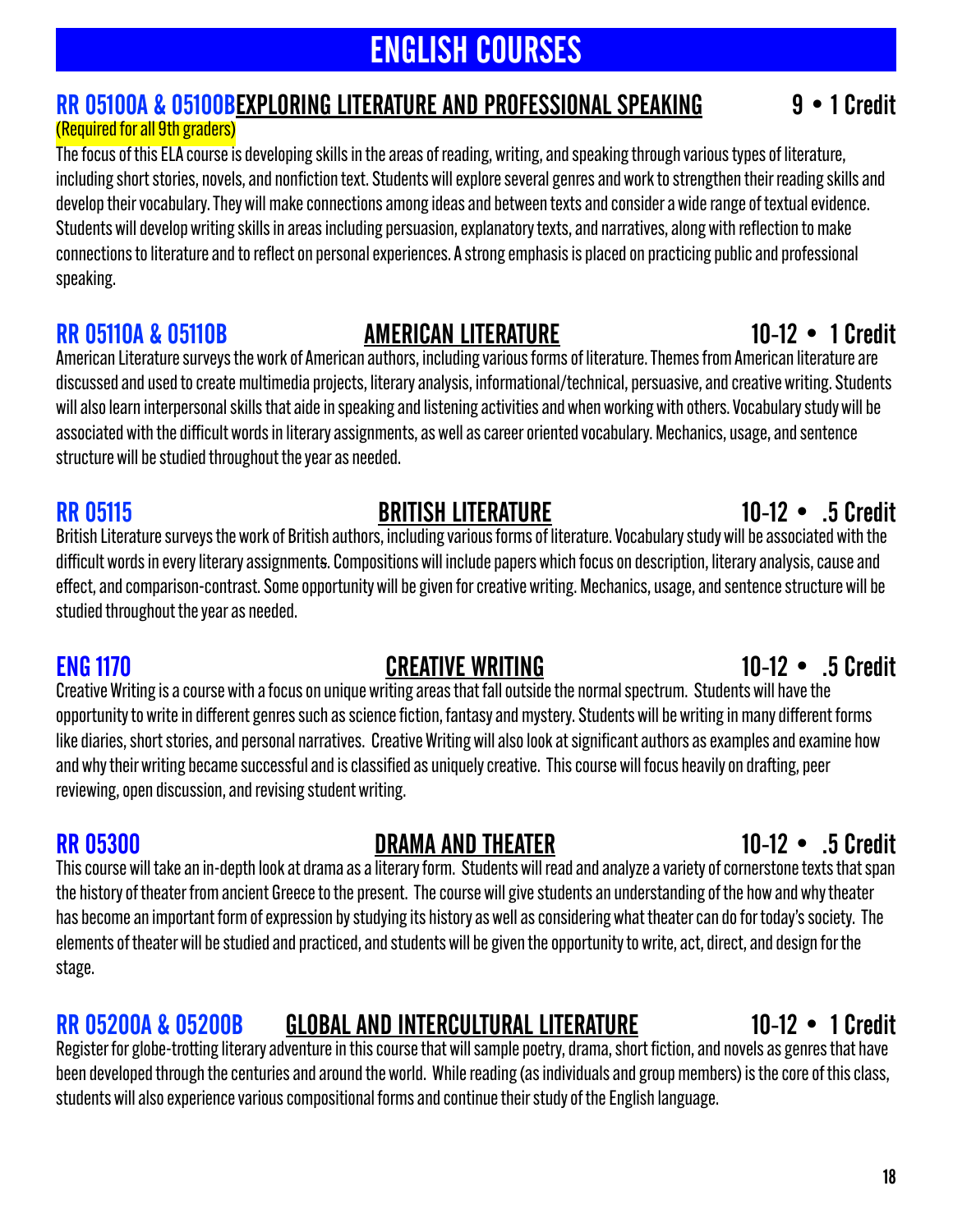# ENGLISH COURSES

## RR 05100A & 05100B EXPLORING LITERATURE AND PROFESSIONAL SPEAKING — 9 • 1 Credit

(Required for all 9th graders)

The focus of this ELA course is developing skills in the areas of reading, writing, and speaking through various types of literature, including short stories, novels, and nonfiction text. Students will explore several genres and work to strengthen their reading skills and develop their vocabulary. They will make connections among ideas and between texts and consider a wide range of textual evidence. Students will develop writing skills in areas including persuasion, explanatory texts, and narratives, along with reflection to make connections to literature and to reflect on personal experiences. A strong emphasis is placed on practicing public and professional speaking.

## RR 05110A & 05110B AMERICAN LITERATURE — 10-12 • 1 Credit

American Literature surveys the work of American authors, including various forms of literature. Themes from American literature are discussed and used to create multimedia projects, literary analysis, informational/technical, persuasive, and creative writing. Students will also learn interpersonal skills that aide in speaking and listening activities and when working with others. Vocabulary study will be associated with the difficult words in literary assignments, as well as career oriented vocabulary. Mechanics, usage, and sentence structure will be studied throughout the year as needed.

## RR 05115 BRITISH LITERATURE — 10-12 • .5 Credit

British Literature surveys the work of British authors, including various forms of literature. Vocabulary study will be associated with the difficult words in every literary assignments. Compositions will include papers which focus on description, literary analysis, cause and effect, and comparison-contrast. Some opportunity will be given for creative writing. Mechanics, usage, and sentence structure will be studied throughout the year as needed.

## ENG 1170 CREATIVE WRITING — 10-12 • .5 Credit

Creative Writing is a course with a focus on unique writing areas that fall outside the normal spectrum. Students will have the opportunity to write in different genres such as science fiction, fantasy and mystery. Students will be writing in many different forms like diaries, short stories, and personal narratives. Creative Writing will also look at significant authors as examples and examine how and why their writing became successful and is classified as uniquely creative. This course will focus heavily on drafting, peer reviewing, open discussion, and revising student writing.

## RR 05300 DRAMA AND THEATER — 10-12 • .5 Credit

This course will take an in-depth look at drama as a literary form. Students will read and analyze a variety of cornerstone texts that span the history of theater from ancient Greece to the present. The course will give students an understanding of the how and why theater has become an important form of expression by studying its history as well as considering what theater can do for today's society. The elements of theater will be studied and practiced, and students will be given the opportunity to write, act, direct, and design for the stage.

## RR 05200A & 05200B GLOBAL AND INTERCULTURAL LITERATURE — 10-12 • 1 Credit

Register for globe-trotting literary adventure in this course that will sample poetry, drama, short fiction, and novels as genres that have been developed through the centuries and around the world. While reading (as individuals and group members) is the core of this class, students will also experience various compositional forms and continue their study of the English language.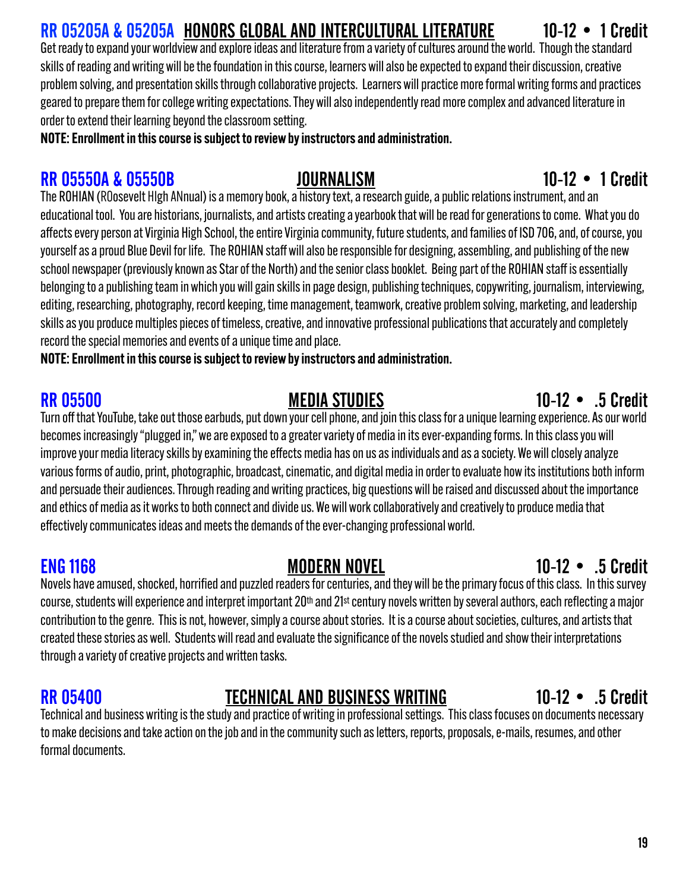## RR 05205A & 05205A HONORS GLOBAL AND INTERCULTURAL LITERATURE 10-12 • 1 Credit

Get ready to expand your worldview and explore ideas and literature from a variety of cultures around the world. Though the standard skills of reading and writing will be the foundation in this course, learners will also be expected to expand their discussion, creative problem solving, and presentation skills through collaborative projects. Learners will practice more formal writing forms and practices geared to prepare them for college writing expectations. They will also independently read more complex and advanced literature in order to extend their learning beyond the classroom setting.

**NOTE: Enrollment in this course is subject to review by instructors and administration.**

## RR 05550A & 05550B JOURNALISM 10-12 • 1 Credit

The ROHIAN (ROosevelt HIgh ANnual) is a memory book, a history text, a research guide, a public relations instrument, and an educational tool. You are historians, journalists, and artists creating a yearbook that will be read for generations to come. What you do affects every person at Virginia High School, the entire Virginia community, future students, and families of ISD 706, and, of course, you yourself as a proud Blue Devil for life. The ROHIAN staff will also be responsible for designing, assembling, and publishing of the new school newspaper (previously known as Star of the North) and the senior class booklet. Being part of the ROHIAN staff is essentially belonging to a publishing team in which you will gain skills in page design, publishing techniques, copywriting, journalism, interviewing, editing, researching, photography, record keeping, time management, teamwork, creative problem solving, marketing, and leadership skills as you produce multiples pieces of timeless, creative, and innovative professional publications that accurately and completely record the special memories and events of a unique time and place.

**NOTE: Enrollment in this course is subject to review by instructors and administration.**

## RR 05500 MEDIA STUDIES 10-12 • .5 Credit

Turn off that YouTube, take out those earbuds, put down your cell phone, and join this class for a unique learning experience. As our world becomes increasingly "plugged in," we are exposed to a greater variety of media in its ever-expanding forms. In this class you will improve your media literacy skills by examining the effects media has on us as individuals and as a society. We will closely analyze various forms of audio, print, photographic, broadcast, cinematic, and digital media in order to evaluate how its institutions both inform and persuade their audiences. Through reading and writing practices, big questions will be raised and discussed about the importance and ethics of media as it works to both connect and divide us. We will work collaboratively and creatively to produce media that effectively communicates ideas and meets the demands of the ever-changing professional world.

## ENG 1168 MODERN NOVEL 10-12 • .5 Credit

Novels have amused, shocked, horrified and puzzled readers for centuries, and they will be the primary focus of this class. In this survey course, students will experience and interpret important 20th and 21st century novels written by several authors, each reflecting a major contribution to the genre. This is not, however, simply a course about stories. It is a course about societies, cultures, and artists that created these stories as well. Students will read and evaluate the significance of the novels studied and show their interpretations through a variety of creative projects and written tasks.

## RR 05400 TECHNICAL AND BUSINESS WRITING 10-12 • .5 Credit

Technical and business writing is the study and practice of writing in professional settings. This class focuses on documents necessary to make decisions and take action on the job and in the community such as letters, reports, proposals, e-mails, resumes, and other formal documents.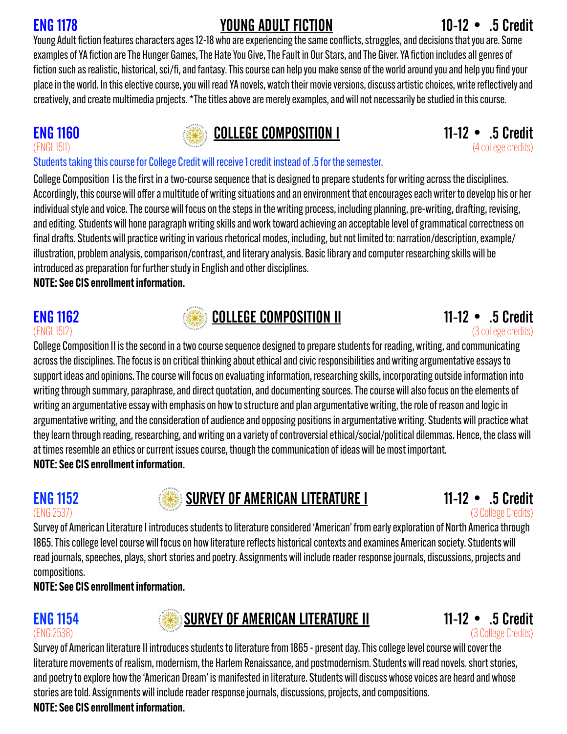## ENG 1178 YOUNG ADULT FICTION 10-12 • .5 Credit

Young Adult fiction features characters ages 12-18 who are experiencing the same conflicts, struggles, and decisions that you are. Some examples of YA fiction are The Hunger Games, The Hate You Give, The Fault in Our Stars, and The Giver. YA fiction includes all genres of fiction such as realistic, historical, sci/fi, and fantasy. This course can help you make sense of the world around you and help you find your place in the world. In this elective course, you will read YA novels, watch their movie versions, discuss artistic choices, write reflectively and creatively, and create multimedia projects. *The titles above are merely examples, and will not necessarily be studied in this course.

## ENG 1160 COLLEGE COMPOSITION I 11-12 • .5 Credit

(ENGL 1511) (4 college credits)

Students taking this course for College Credit will receive 1 credit instead of .5 for the semester.

College Composition I is the first in a two-course sequence that is designed to prepare students for writing across the disciplines. Accordingly, this course will offer a multitude of writing situations and an environment that encourages each writer to develop his or her individual style and voice. The course will focus on the steps in the writing process, including planning, pre-writing, drafting, revising, and editing. Students will hone paragraph writing skills and work toward achieving an acceptable level of grammatical correctness on final drafts. Students will practice writing in various rhetorical modes, including, but not limited to: narration/description, example/illustration, problem analysis, comparison/contrast, and literary analysis. Basic library and computer researching skills will be introduced as preparation for further study in English and other disciplines.

**NOTE: See CIS enrollment information.**

## ENG 1162 COLLEGE COMPOSITION II 11-12 • .5 Credit

(ENGL 1512) (3 college credits)

College Composition II is the second in a two course sequence designed to prepare students for reading, writing, and communicating across the disciplines. The focus is on critical thinking about ethical and civic responsibilities and writing argumentative essays to support ideas and opinions. The course will focus on evaluating information, researching skills, incorporating outside information into writing through summary, paraphrase, and direct quotation, and documenting sources. The course will also focus on the elements of writing an argumentative essay with emphasis on how to structure and plan argumentative writing, the role of reason and logic in argumentative writing, and the consideration of audience and opposing positions in argumentative writing. Students will practice what they learn through reading, researching, and writing on a variety of controversial ethical/social/political dilemmas. Hence, the class will at times resemble an ethics or current issues course, though the communication of ideas will be most important.

**NOTE: See CIS enrollment information.**

## ENG 1152 SURVEY OF AMERICAN LITERATURE I 11-12 • .5 Credit

(ENG 2537) (3 College Credits)

Survey of American Literature I introduces students to literature considered 'American' from early exploration of North America through 1865. This college level course will focus on how literature reflects historical contexts and examines American society. Students will read journals, speeches, plays, short stories and poetry. Assignments will include reader response journals, discussions, projects and compositions.

**NOTE: See CIS enrollment information.**

## ENG 1154 SURVEY OF AMERICAN LITERATURE II 11-12 • .5 Credit

(ENG 2538) (3 College Credits)

Survey of American literature II introduces students to literature from 1865 - present day. This college level course will cover the literature movements of realism, modernism, the Harlem Renaissance, and postmodernism. Students will read novels. short stories, and poetry to explore how the 'American Dream' is manifested in literature. Students will discuss whose voices are heard and whose stories are told. Assignments will include reader response journals, discussions, projects, and compositions.

**NOTE: See CIS enrollment information.**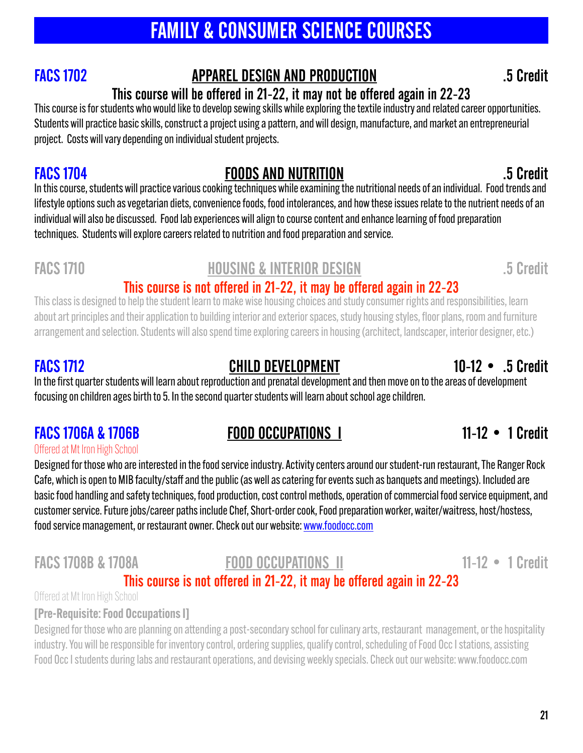# FAMILY & CONSUMER SCIENCE COURSES

## FACS 1702 APPAREL DESIGN AND PRODUCTION .5 Credit

**This course will be offered in 21-22, it may not be offered again in 22-23**

This course is for students who would like to develop sewing skills while exploring the textile industry and related career opportunities. Students will practice basic skills, construct a project using a pattern, and will design, manufacture, and market an entrepreneurial project. Costs will vary depending on individual student projects.

## FACS 1704 FOODS AND NUTRITION .5 Credit

In this course, students will practice various cooking techniques while examining the nutritional needs of an individual. Food trends and lifestyle options such as vegetarian diets, convenience foods, food intolerances, and how these issues relate to the nutrient needs of an individual will also be discussed. Food lab experiences will align to course content and enhance learning of food preparation techniques. Students will explore careers related to nutrition and food preparation and service.

## FACS 1710 HOUSING & INTERIOR DESIGN .5 Credit

**This course is not offered in 21-22, it may be offered again in 22-23**

This class is designed to help the student learn to make wise housing choices and study consumer rights and responsibilities, learn about art principles and their application to building interior and exterior spaces, study housing styles, floor plans, room and furniture arrangement and selection. Students will also spend time exploring careers in housing (architect, landscaper, interior designer, etc.)

## FACS 1712 CHILD DEVELOPMENT 10-12 • .5 Credit

In the first quarter students will learn about reproduction and prenatal development and then move on to the areas of development focusing on children ages birth to 5. In the second quarter students will learn about school age children.

## FACS 1706A & 1706B FOOD OCCUPATIONS I 11-12 • 1 Credit

Offered at Mt Iron High School

Designed for those who are interested in the food service industry. Activity centers around our student-run restaurant, The Ranger Rock Cafe, which is open to MIB faculty/staff and the public (as well as catering for events such as banquets and meetings). Included are basic food handling and safety techniques, food production, cost control methods, operation of commercial food service equipment, and customer service. Future jobs/career paths include Chef, Short-order cook, Food preparation worker, waiter/waitress, host/hostess, food service management, or restaurant owner. Check out our website: www.foodocc.com

## FACS 1708B & 1708A FOOD OCCUPATIONS II 11-12 • 1 Credit

**This course is not offered in 21-22, it may be offered again in 22-23**

Offered at Mt Iron High School

**[Pre-Requisite: Food Occupations I]**

Designed for those who are planning on attending a post-secondary school for culinary arts, restaurant management, or the hospitality industry. You will be responsible for inventory control, ordering supplies, qualify control, scheduling of Food Occ I stations, assisting Food Occ I students during labs and restaurant operations, and devising weekly specials. Check out our website: www.foodocc.com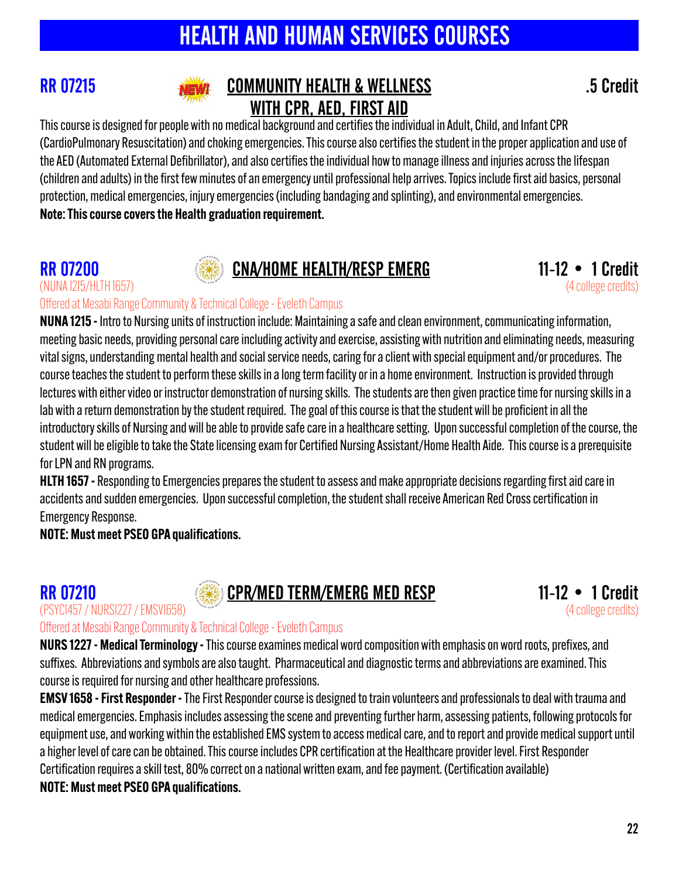# HEALTH AND HUMAN SERVICES COURSES

## RR 07215 — COMMUNITY HEALTH & WELLNESS WITH CPR, AED, FIRST AID — .5 Credit

NEW!

This course is designed for people with no medical background and certifies the individual in Adult, Child, and Infant CPR (CardioPulmonary Resuscitation) and choking emergencies. This course also certifies the student in the proper application and use of the AED (Automated External Defibrillator), and also certifies the individual how to manage illness and injuries across the lifespan (children and adults) in the first few minutes of an emergency until professional help arrives. Topics include first aid basics, personal protection, medical emergencies, injury emergencies (including bandaging and splinting), and environmental emergencies.

**Note: This course covers the Health graduation requirement.**

## RR 07200 — CNA/HOME HEALTH/RESP EMERG — 11-12 • 1 Credit

(NUNA 1215/HLTH 1657) — (4 college credits)

Offered at Mesabi Range Community & Technical College - Eveleth Campus

**NUNA 1215 -** Intro to Nursing units of instruction include: Maintaining a safe and clean environment, communicating information, meeting basic needs, providing personal care including activity and exercise, assisting with nutrition and eliminating needs, measuring vital signs, understanding mental health and social service needs, caring for a client with special equipment and/or procedures. The course teaches the student to perform these skills in a long term facility or in a home environment. Instruction is provided through lectures with either video or instructor demonstration of nursing skills. The students are then given practice time for nursing skills in a lab with a return demonstration by the student required. The goal of this course is that the student will be proficient in all the introductory skills of Nursing and will be able to provide safe care in a healthcare setting. Upon successful completion of the course, the student will be eligible to take the State licensing exam for Certified Nursing Assistant/Home Health Aide. This course is a prerequisite for LPN and RN programs.

**HLTH 1657 -** Responding to Emergencies prepares the student to assess and make appropriate decisions regarding first aid care in accidents and sudden emergencies. Upon successful completion, the student shall receive American Red Cross certification in Emergency Response.

**NOTE: Must meet PSEO GPA qualifications.**

## RR 07210 — CPR/MED TERM/EMERG MED RESP — 11-12 • 1 Credit

(PSYC1457 / NURS1227 / EMSV1658) — (4 college credits)

Offered at Mesabi Range Community & Technical College - Eveleth Campus

**NURS 1227 - Medical Terminology -** This course examines medical word composition with emphasis on word roots, prefixes, and suffixes. Abbreviations and symbols are also taught. Pharmaceutical and diagnostic terms and abbreviations are examined. This course is required for nursing and other healthcare professions.

**EMSV 1658 - First Responder -** The First Responder course is designed to train volunteers and professionals to deal with trauma and medical emergencies. Emphasis includes assessing the scene and preventing further harm, assessing patients, following protocols for equipment use, and working within the established EMS system to access medical care, and to report and provide medical support until a higher level of care can be obtained. This course includes CPR certification at the Healthcare provider level. First Responder Certification requires a skill test, 80% correct on a national written exam, and fee payment. (Certification available)

**NOTE: Must meet PSEO GPA qualifications.**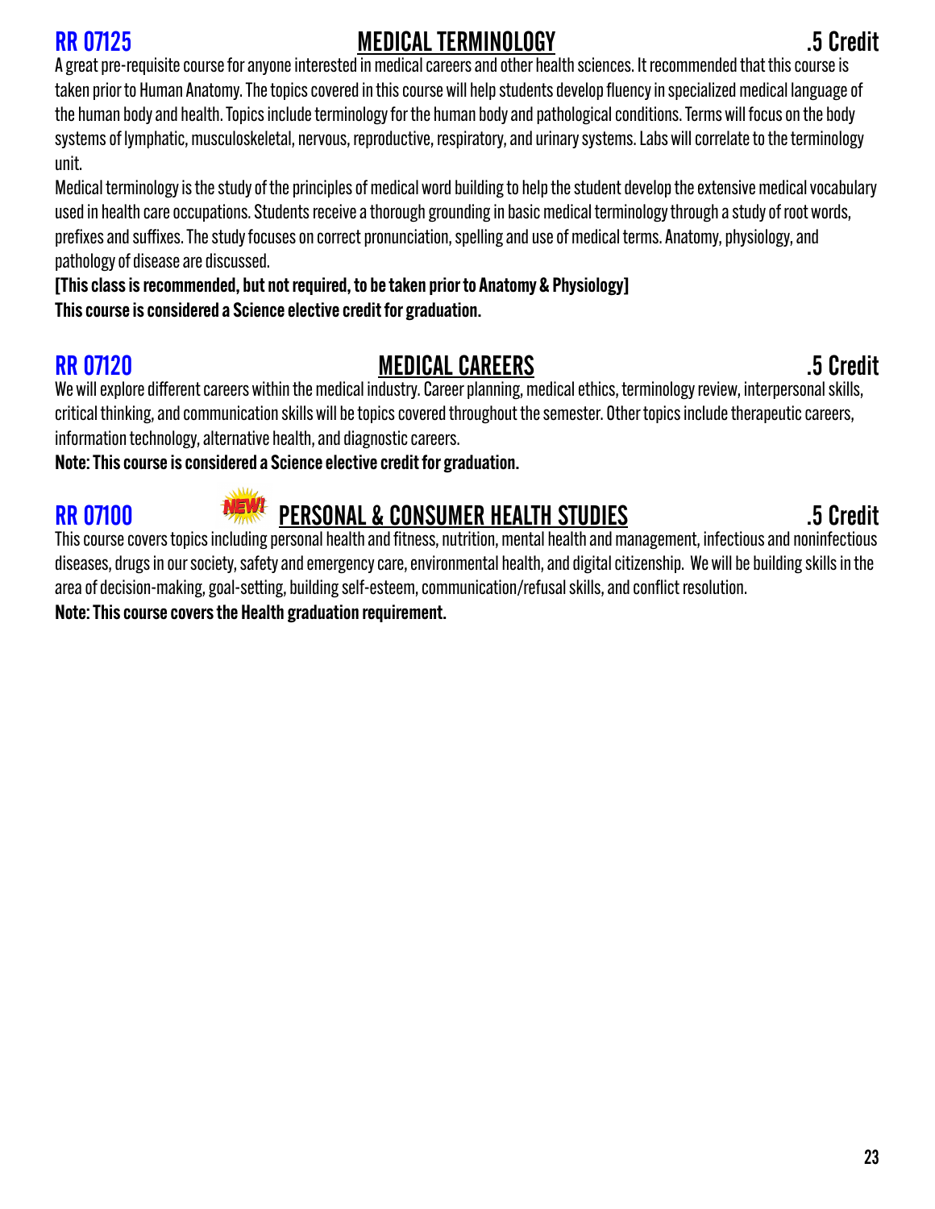## RR 07125 MEDICAL TERMINOLOGY .5 Credit

A great pre-requisite course for anyone interested in medical careers and other health sciences. It recommended that this course is taken prior to Human Anatomy. The topics covered in this course will help students develop fluency in specialized medical language of the human body and health. Topics include terminology for the human body and pathological conditions. Terms will focus on the body systems of lymphatic, musculoskeletal, nervous, reproductive, respiratory, and urinary systems. Labs will correlate to the terminology unit.

Medical terminology is the study of the principles of medical word building to help the student develop the extensive medical vocabulary used in health care occupations. Students receive a thorough grounding in basic medical terminology through a study of root words, prefixes and suffixes. The study focuses on correct pronunciation, spelling and use of medical terms. Anatomy, physiology, and pathology of disease are discussed.

**[This class is recommended, but not required, to be taken prior to Anatomy & Physiology]**

**This course is considered a Science elective credit for graduation.**

## RR 07120 MEDICAL CAREERS .5 Credit

We will explore different careers within the medical industry. Career planning, medical ethics, terminology review, interpersonal skills, critical thinking, and communication skills will be topics covered throughout the semester. Other topics include therapeutic careers, information technology, alternative health, and diagnostic careers.

**Note: This course is considered a Science elective credit for graduation.**

## RR 07100 NEW! PERSONAL & CONSUMER HEALTH STUDIES .5 Credit

This course covers topics including personal health and fitness, nutrition, mental health and management, infectious and noninfectious diseases, drugs in our society, safety and emergency care, environmental health, and digital citizenship. We will be building skills in the area of decision-making, goal-setting, building self-esteem, communication/refusal skills, and conflict resolution.

**Note: This course covers the Health graduation requirement.**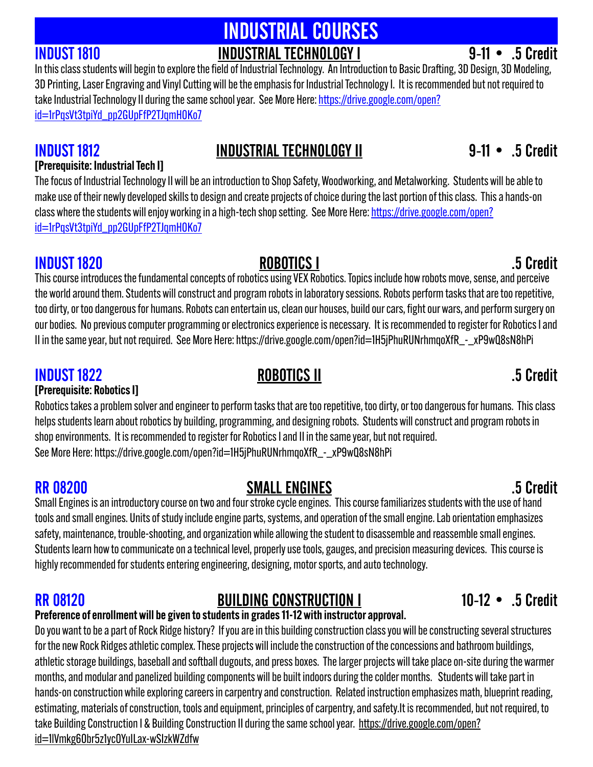# INDUSTRIAL COURSES

## INDUST 1810 — INDUSTRIAL TECHNOLOGY I — 9-11 • .5 Credit

In this class students will begin to explore the field of Industrial Technology. An Introduction to Basic Drafting, 3D Design, 3D Modeling, 3D Printing, Laser Engraving and Vinyl Cutting will be the emphasis for Industrial Technology I. It is recommended but not required to take Industrial Technology II during the same school year. See More Here: https://drive.google.com/open?id=1rPqsVt3tpiYd_pp2GUpFfP2TJqmHOKo7

## INDUST 1812 — INDUSTRIAL TECHNOLOGY II — 9-11 • .5 Credit

**[Prerequisite: Industrial Tech I]**

The focus of Industrial Technology II will be an introduction to Shop Safety, Woodworking, and Metalworking. Students will be able to make use of their newly developed skills to design and create projects of choice during the last portion of this class. This a hands-on class where the students will enjoy working in a high-tech shop setting. See More Here: https://drive.google.com/open?id=1rPqsVt3tpiYd_pp2GUpFfP2TJqmHOKo7

## INDUST 1820 — ROBOTICS I — .5 Credit

This course introduces the fundamental concepts of robotics using VEX Robotics. Topics include how robots move, sense, and perceive the world around them. Students will construct and program robots in laboratory sessions. Robots perform tasks that are too repetitive, too dirty, or too dangerous for humans. Robots can entertain us, clean our houses, build our cars, fight our wars, and perform surgery on our bodies. No previous computer programming or electronics experience is necessary. It is recommended to register for Robotics I and II in the same year, but not required. See More Here: https://drive.google.com/open?id=1H5jPhuRUNrhmqoXfR_-_xP9wQ8sN8hPi

## INDUST 1822 — ROBOTICS II — .5 Credit

**[Prerequisite: Robotics I]**

Robotics takes a problem solver and engineer to perform tasks that are too repetitive, too dirty, or too dangerous for humans. This class helps students learn about robotics by building, programming, and designing robots. Students will construct and program robots in shop environments. It is recommended to register for Robotics I and II in the same year, but not required.
See More Here: https://drive.google.com/open?id=1H5jPhuRUNrhmqoXfR_-_xP9wQ8sN8hPi

## RR 08200 — SMALL ENGINES — .5 Credit

Small Engines is an introductory course on two and four stroke cycle engines. This course familiarizes students with the use of hand tools and small engines. Units of study include engine parts, systems, and operation of the small engine. Lab orientation emphasizes safety, maintenance, trouble-shooting, and organization while allowing the student to disassemble and reassemble small engines. Students learn how to communicate on a technical level, properly use tools, gauges, and precision measuring devices. This course is highly recommended for students entering engineering, designing, motor sports, and auto technology.

## RR 08120 — BUILDING CONSTRUCTION I — 10-12 • .5 Credit

**Preference of enrollment will be given to students in grades 11-12 with instructor approval.**

Do you want to be a part of Rock Ridge history? If you are in this building construction class you will be constructing several structures for the new Rock Ridges athletic complex. These projects will include the construction of the concessions and bathroom buildings, athletic storage buildings, baseball and softball dugouts, and press boxes. The larger projects will take place on-site during the warmer months, and modular and panelized building components will be built indoors during the colder months. Students will take part in hands-on construction while exploring careers in carpentry and construction. Related instruction emphasizes math, blueprint reading, estimating, materials of construction, tools and equipment, principles of carpentry, and safety.It is recommended, but not required, to take Building Construction I & Building Construction II during the same school year. https://drive.google.com/open?id=1lVmkg6Obr5z1ycOYuILax-wSIzkWZdfw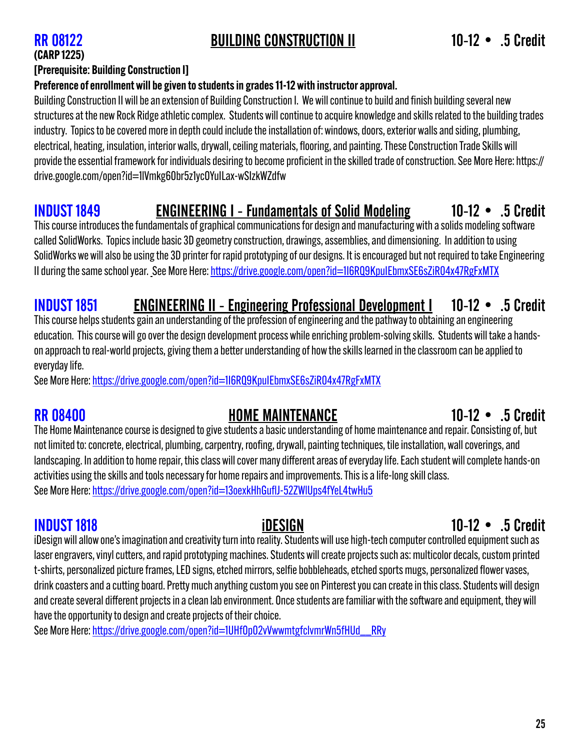## RR 08122 BUILDING CONSTRUCTION II 10-12 • .5 Credit

**(CARP 1225)**

**[Prerequisite: Building Construction I]**

**Preference of enrollment will be given to students in grades 11-12 with instructor approval.**

Building Construction II will be an extension of Building Construction I. We will continue to build and finish building several new structures at the new Rock Ridge athletic complex. Students will continue to acquire knowledge and skills related to the building trades industry. Topics to be covered more in depth could include the installation of: windows, doors, exterior walls and siding, plumbing, electrical, heating, insulation, interior walls, drywall, ceiling materials, flooring, and painting. These Construction Trade Skills will provide the essential framework for individuals desiring to become proficient in the skilled trade of construction. See More Here: https://drive.google.com/open?id=1lVmkg6Obr5z1ycOYuILax-wSIzkWZdfw

## INDUST 1849 ENGINEERING I - Fundamentals of Solid Modeling 10-12 • .5 Credit

This course introduces the fundamentals of graphical communications for design and manufacturing with a solids modeling software called SolidWorks. Topics include basic 3D geometry construction, drawings, assemblies, and dimensioning. In addition to using SolidWorks we will also be using the 3D printer for rapid prototyping of our designs. It is encouraged but not required to take Engineering II during the same school year. See More Here: https://drive.google.com/open?id=1I6RQ9KpuIEbmxSE6sZiRO4x47RgFxMTX

## INDUST 1851 ENGINEERING II - Engineering Professional Development I 10-12 • .5 Credit

This course helps students gain an understanding of the profession of engineering and the pathway to obtaining an engineering education. This course will go over the design development process while enriching problem-solving skills. Students will take a hands-on approach to real-world projects, giving them a better understanding of how the skills learned in the classroom can be applied to everyday life.

See More Here: https://drive.google.com/open?id=1I6RQ9KpuIEbmxSE6sZiRO4x47RgFxMTX

## RR 08400 HOME MAINTENANCE 10-12 • .5 Credit

The Home Maintenance course is designed to give students a basic understanding of home maintenance and repair. Consisting of, but not limited to: concrete, electrical, plumbing, carpentry, roofing, drywall, painting techniques, tile installation, wall coverings, and landscaping. In addition to home repair, this class will cover many different areas of everyday life. Each student will complete hands-on activities using the skills and tools necessary for home repairs and improvements. This is a life-long skill class.

See More Here: https://drive.google.com/open?id=13oexkHhGuflJ-52ZWIUps4fYeL4twHu5

## INDUST 1818 iDESIGN 10-12 • .5 Credit

iDesign will allow one's imagination and creativity turn into reality. Students will use high-tech computer controlled equipment such as laser engravers, vinyl cutters, and rapid prototyping machines. Students will create projects such as: multicolor decals, custom printed t-shirts, personalized picture frames, LED signs, etched mirrors, selfie bobbleheads, etched sports mugs, personalized flower vases, drink coasters and a cutting board. Pretty much anything custom you see on Pinterest you can create in this class. Students will design and create several different projects in a clean lab environment. Once students are familiar with the software and equipment, they will have the opportunity to design and create projects of their choice.

See More Here: https://drive.google.com/open?id=1UHfOpO2vVwwmtgfclvmrWn5fHUd__RRy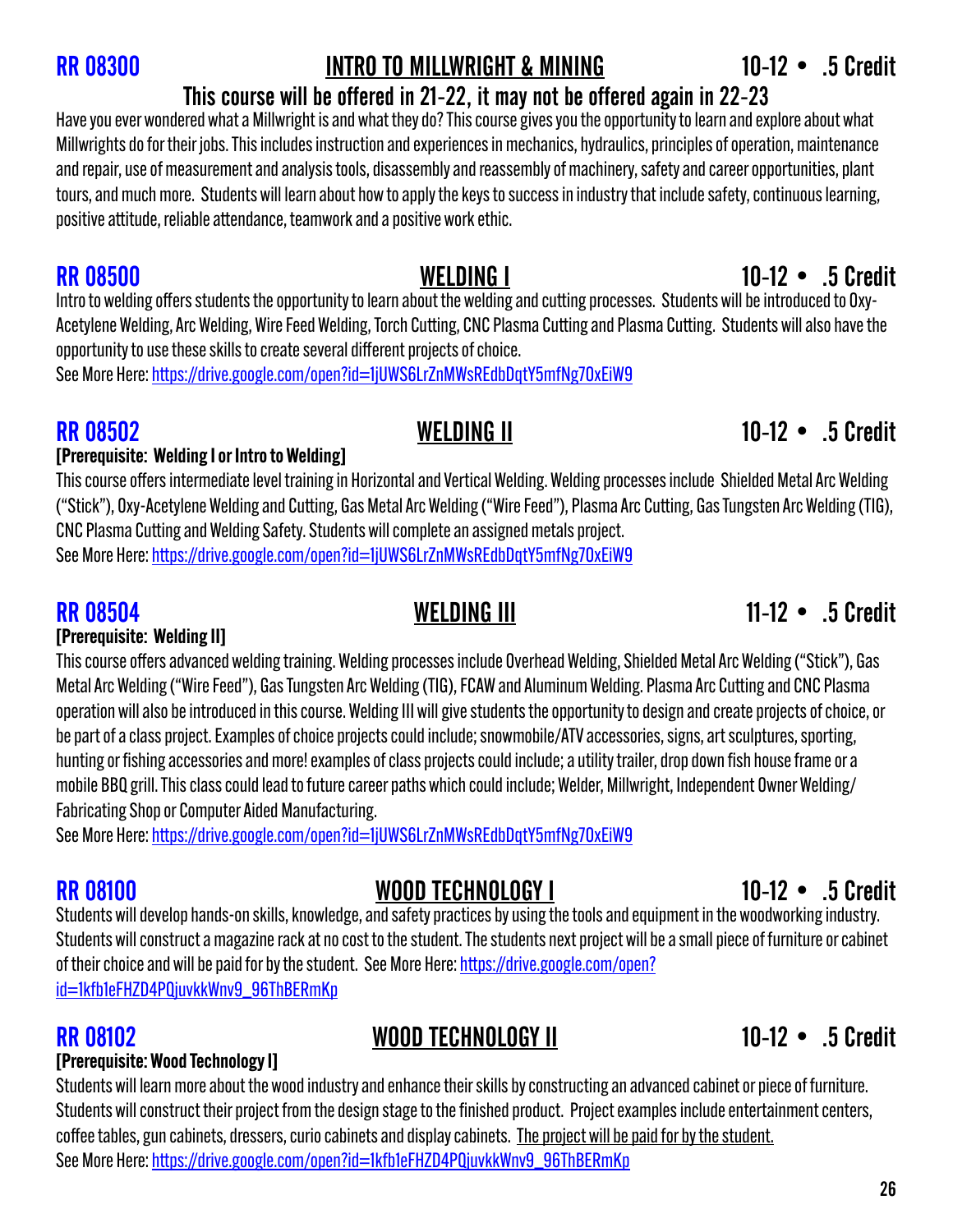## RR 08300 — INTRO TO MILLWRIGHT & MINING — 10-12 • .5 Credit

**This course will be offered in 21-22, it may not be offered again in 22-23**

Have you ever wondered what a Millwright is and what they do? This course gives you the opportunity to learn and explore about what Millwrights do for their jobs. This includes instruction and experiences in mechanics, hydraulics, principles of operation, maintenance and repair, use of measurement and analysis tools, disassembly and reassembly of machinery, safety and career opportunities, plant tours, and much more. Students will learn about how to apply the keys to success in industry that include safety, continuous learning, positive attitude, reliable attendance, teamwork and a positive work ethic.

## RR 08500 — WELDING I — 10-12 • .5 Credit

Intro to welding offers students the opportunity to learn about the welding and cutting processes. Students will be introduced to Oxy-Acetylene Welding, Arc Welding, Wire Feed Welding, Torch Cutting, CNC Plasma Cutting and Plasma Cutting. Students will also have the opportunity to use these skills to create several different projects of choice.

See More Here: https://drive.google.com/open?id=1jUWS6LrZnMWsREdbDqtY5mfNg7OxEiW9

## RR 08502 — WELDING II — 10-12 • .5 Credit

**[Prerequisite: Welding I or Intro to Welding]**

This course offers intermediate level training in Horizontal and Vertical Welding. Welding processes include Shielded Metal Arc Welding ("Stick"), Oxy-Acetylene Welding and Cutting, Gas Metal Arc Welding ("Wire Feed"), Plasma Arc Cutting, Gas Tungsten Arc Welding (TIG), CNC Plasma Cutting and Welding Safety. Students will complete an assigned metals project.

See More Here: https://drive.google.com/open?id=1jUWS6LrZnMWsREdbDqtY5mfNg7OxEiW9

## RR 08504 — WELDING III — 11-12 • .5 Credit

**[Prerequisite: Welding II]**

This course offers advanced welding training. Welding processes include Overhead Welding, Shielded Metal Arc Welding ("Stick"), Gas Metal Arc Welding ("Wire Feed"), Gas Tungsten Arc Welding (TIG), FCAW and Aluminum Welding. Plasma Arc Cutting and CNC Plasma operation will also be introduced in this course. Welding III will give students the opportunity to design and create projects of choice, or be part of a class project. Examples of choice projects could include; snowmobile/ATV accessories, signs, art sculptures, sporting, hunting or fishing accessories and more! examples of class projects could include; a utility trailer, drop down fish house frame or a mobile BBQ grill. This class could lead to future career paths which could include; Welder, Millwright, Independent Owner Welding/ Fabricating Shop or Computer Aided Manufacturing.

See More Here: https://drive.google.com/open?id=1jUWS6LrZnMWsREdbDqtY5mfNg7OxEiW9

## RR 08100 — WOOD TECHNOLOGY I — 10-12 • .5 Credit

Students will develop hands-on skills, knowledge, and safety practices by using the tools and equipment in the woodworking industry. Students will construct a magazine rack at no cost to the student. The students next project will be a small piece of furniture or cabinet of their choice and will be paid for by the student. See More Here: https://drive.google.com/open?id=1kfb1eFHZD4PQjuvkkWnv9_96ThBERmKp

## RR 08102 — WOOD TECHNOLOGY II — 10-12 • .5 Credit

**[Prerequisite: Wood Technology I]**

Students will learn more about the wood industry and enhance their skills by constructing an advanced cabinet or piece of furniture. Students will construct their project from the design stage to the finished product. Project examples include entertainment centers, coffee tables, gun cabinets, dressers, curio cabinets and display cabinets. The project will be paid for by the student.

See More Here: https://drive.google.com/open?id=1kfb1eFHZD4PQjuvkkWnv9_96ThBERmKp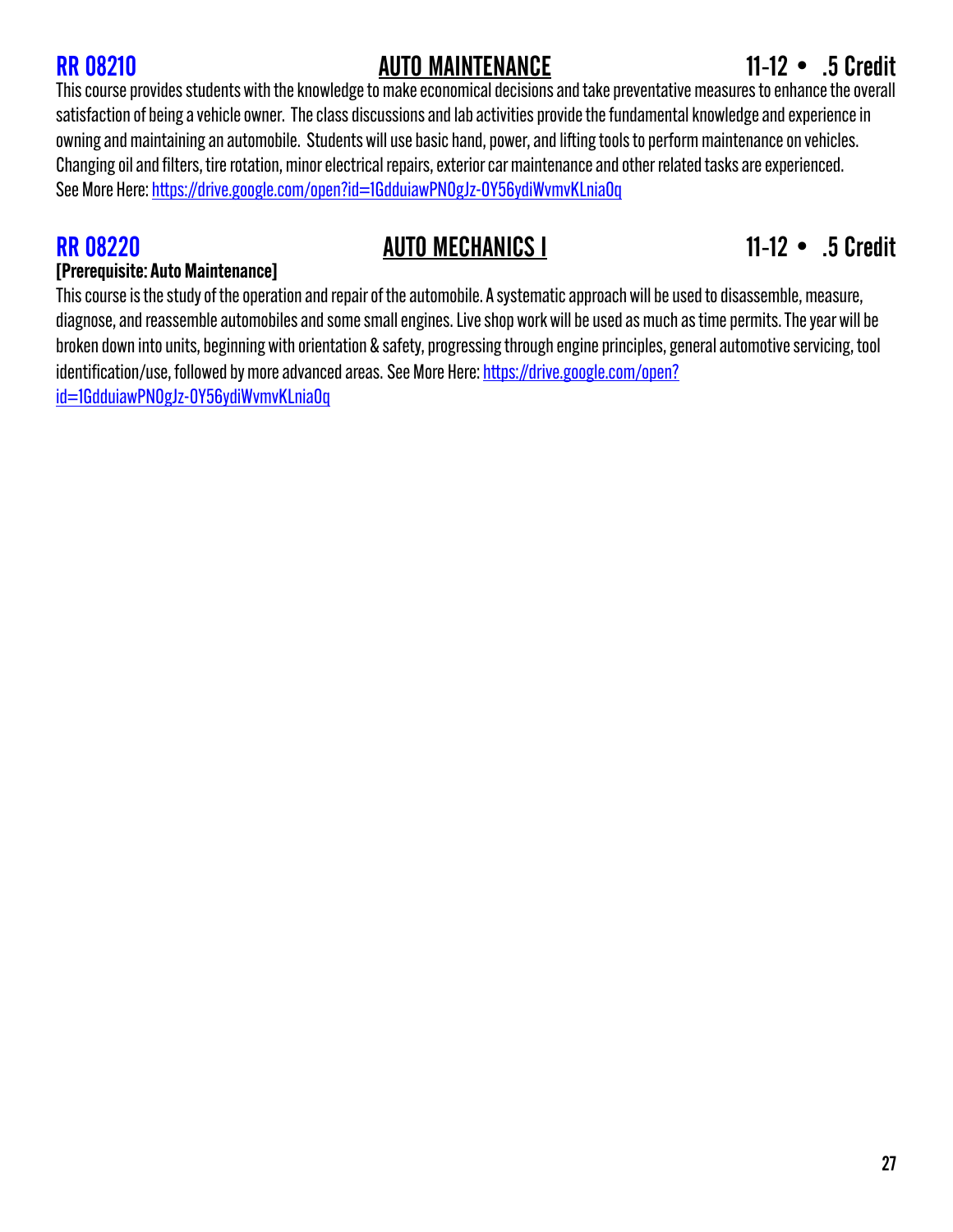## RR 08210 AUTO MAINTENANCE 11-12 • .5 Credit

This course provides students with the knowledge to make economical decisions and take preventative measures to enhance the overall satisfaction of being a vehicle owner. The class discussions and lab activities provide the fundamental knowledge and experience in owning and maintaining an automobile. Students will use basic hand, power, and lifting tools to perform maintenance on vehicles. Changing oil and filters, tire rotation, minor electrical repairs, exterior car maintenance and other related tasks are experienced. See More Here: https://drive.google.com/open?id=1GdduiawPNOgJz-0Y56ydiWvmvKLnia0q

## RR 08220 AUTO MECHANICS I 11-12 • .5 Credit

**[Prerequisite: Auto Maintenance]**

This course is the study of the operation and repair of the automobile. A systematic approach will be used to disassemble, measure, diagnose, and reassemble automobiles and some small engines. Live shop work will be used as much as time permits. The year will be broken down into units, beginning with orientation & safety, progressing through engine principles, general automotive servicing, tool identification/use, followed by more advanced areas. See More Here: https://drive.google.com/open?id=1GdduiawPNOgJz-0Y56ydiWvmvKLnia0q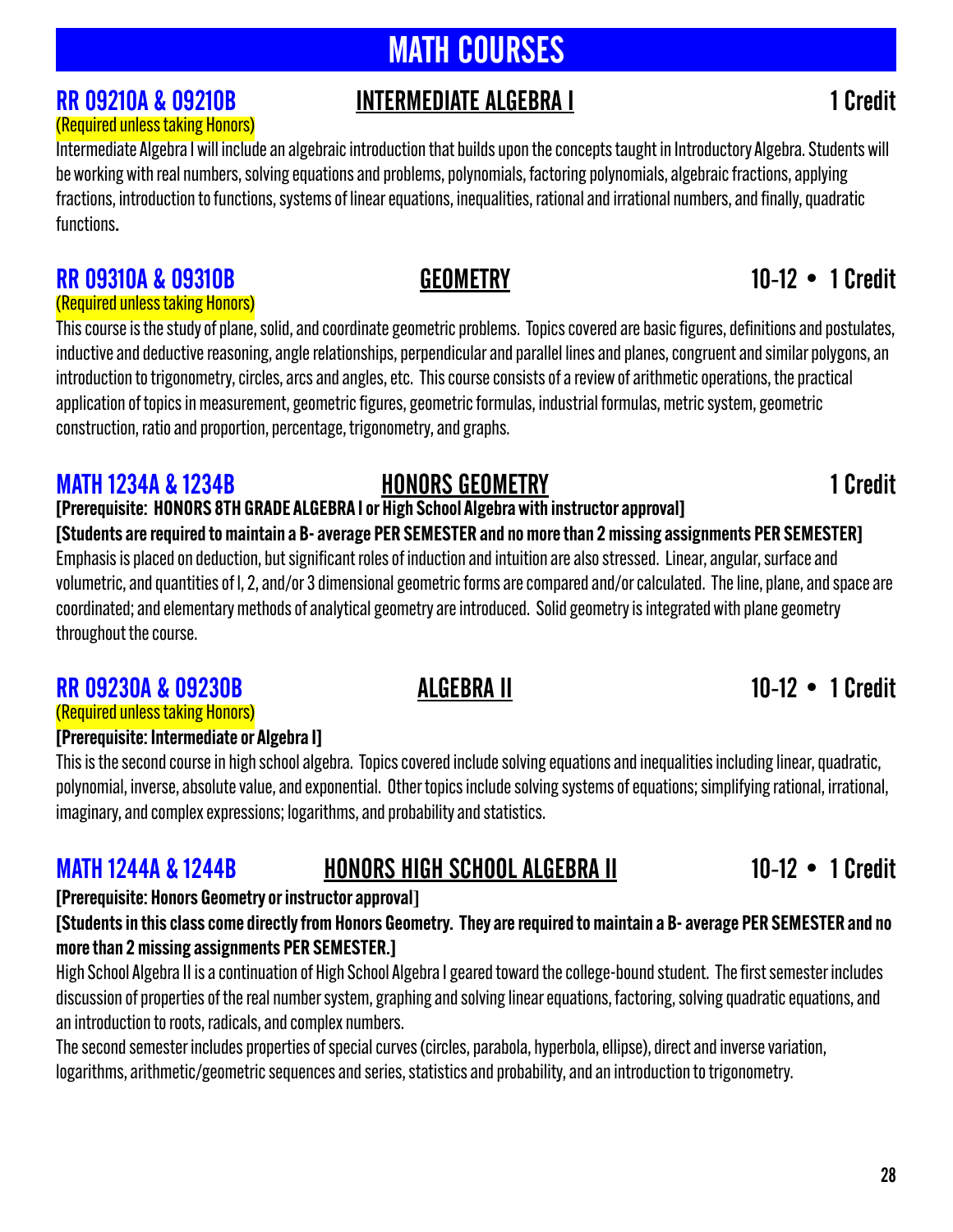# MATH COURSES

## RR 09210A & 09210B — INTERMEDIATE ALGEBRA I — 1 Credit

(Required unless taking Honors)

Intermediate Algebra I will include an algebraic introduction that builds upon the concepts taught in Introductory Algebra. Students will be working with real numbers, solving equations and problems, polynomials, factoring polynomials, algebraic fractions, applying fractions, introduction to functions, systems of linear equations, inequalities, rational and irrational numbers, and finally, quadratic functions.

## RR 09310A & 09310B — GEOMETRY — 10-12 • 1 Credit

(Required unless taking Honors)

This course is the study of plane, solid, and coordinate geometric problems. Topics covered are basic figures, definitions and postulates, inductive and deductive reasoning, angle relationships, perpendicular and parallel lines and planes, congruent and similar polygons, an introduction to trigonometry, circles, arcs and angles, etc. This course consists of a review of arithmetic operations, the practical application of topics in measurement, geometric figures, geometric formulas, industrial formulas, metric system, geometric construction, ratio and proportion, percentage, trigonometry, and graphs.

## MATH 1234A & 1234B — HONORS GEOMETRY — 1 Credit

**[Prerequisite: HONORS 8TH GRADE ALGEBRA I or High School Algebra with instructor approval]**

**[Students are required to maintain a B- average PER SEMESTER and no more than 2 missing assignments PER SEMESTER]**

Emphasis is placed on deduction, but significant roles of induction and intuition are also stressed. Linear, angular, surface and volumetric, and quantities of l, 2, and/or 3 dimensional geometric forms are compared and/or calculated. The line, plane, and space are coordinated; and elementary methods of analytical geometry are introduced. Solid geometry is integrated with plane geometry throughout the course.

## RR 09230A & 09230B — ALGEBRA II — 10-12 • 1 Credit

(Required unless taking Honors)

**[Prerequisite: Intermediate or Algebra I]**

This is the second course in high school algebra. Topics covered include solving equations and inequalities including linear, quadratic, polynomial, inverse, absolute value, and exponential. Other topics include solving systems of equations; simplifying rational, irrational, imaginary, and complex expressions; logarithms, and probability and statistics.

## MATH 1244A & 1244B — HONORS HIGH SCHOOL ALGEBRA II — 10-12 • 1 Credit

**[Prerequisite: Honors Geometry or instructor approval]**

**[Students in this class come directly from Honors Geometry. They are required to maintain a B- average PER SEMESTER and no more than 2 missing assignments PER SEMESTER.]**

High School Algebra II is a continuation of High School Algebra I geared toward the college-bound student. The first semester includes discussion of properties of the real number system, graphing and solving linear equations, factoring, solving quadratic equations, and an introduction to roots, radicals, and complex numbers.

The second semester includes properties of special curves (circles, parabola, hyperbola, ellipse), direct and inverse variation, logarithms, arithmetic/geometric sequences and series, statistics and probability, and an introduction to trigonometry.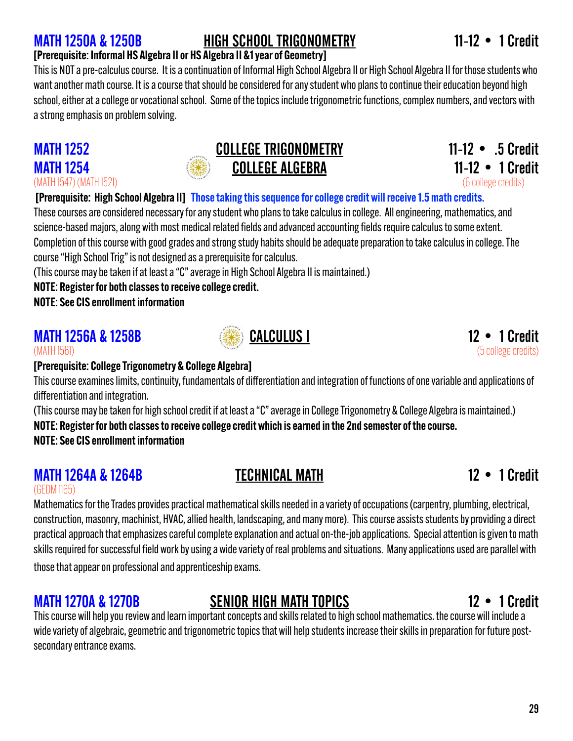## MATH 1250A & 1250B — HIGH SCHOOL TRIGONOMETRY — 11-12 • 1 Credit

**[Prerequisite: Informal HS Algebra II or HS Algebra II &1 year of Geometry]**

This is NOT a pre-calculus course. It is a continuation of Informal High School Algebra II or High School Algebra II for those students who want another math course. It is a course that should be considered for any student who plans to continue their education beyond high school, either at a college or vocational school. Some of the topics include trigonometric functions, complex numbers, and vectors with a strong emphasis on problem solving.

## MATH 1252 — COLLEGE TRIGONOMETRY — 11-12 • .5 Credit
## MATH 1254 — COLLEGE ALGEBRA — 11-12 • 1 Credit

(MATH 1547) (MATH 1521) (6 college credits)

**[Prerequisite: High School Algebra II]** **Those taking this sequence for college credit will receive 1.5 math credits.**

These courses are considered necessary for any student who plans to take calculus in college. All engineering, mathematics, and science-based majors, along with most medical related fields and advanced accounting fields require calculus to some extent. Completion of this course with good grades and strong study habits should be adequate preparation to take calculus in college. The course "High School Trig" is not designed as a prerequisite for calculus.

(This course may be taken if at least a "C" average in High School Algebra II is maintained.)

**NOTE: Register for both classes to receive college credit.**

**NOTE: See CIS enrollment information**

## MATH 1256A & 1258B — CALCULUS I — 12 • 1 Credit

(MATH 1561) (5 college credits)

**[Prerequisite: College Trigonometry & College Algebra]**

This course examines limits, continuity, fundamentals of differentiation and integration of functions of one variable and applications of differentiation and integration.

(This course may be taken for high school credit if at least a "C" average in College Trigonometry & College Algebra is maintained.)

**NOTE: Register for both classes to receive college credit which is earned in the 2nd semester of the course.**

**NOTE: See CIS enrollment information**

## MATH 1264A & 1264B — TECHNICAL MATH — 12 • 1 Credit

(GEDM 1165)

Mathematics for the Trades provides practical mathematical skills needed in a variety of occupations (carpentry, plumbing, electrical, construction, masonry, machinist, HVAC, allied health, landscaping, and many more). This course assists students by providing a direct practical approach that emphasizes careful complete explanation and actual on-the-job applications. Special attention is given to math skills required for successful field work by using a wide variety of real problems and situations. Many applications used are parallel with those that appear on professional and apprenticeship exams.

## MATH 1270A & 1270B — SENIOR HIGH MATH TOPICS — 12 • 1 Credit

This course will help you review and learn important concepts and skills related to high school mathematics. the course will include a wide variety of algebraic, geometric and trigonometric topics that will help students increase their skills in preparation for future post-secondary entrance exams.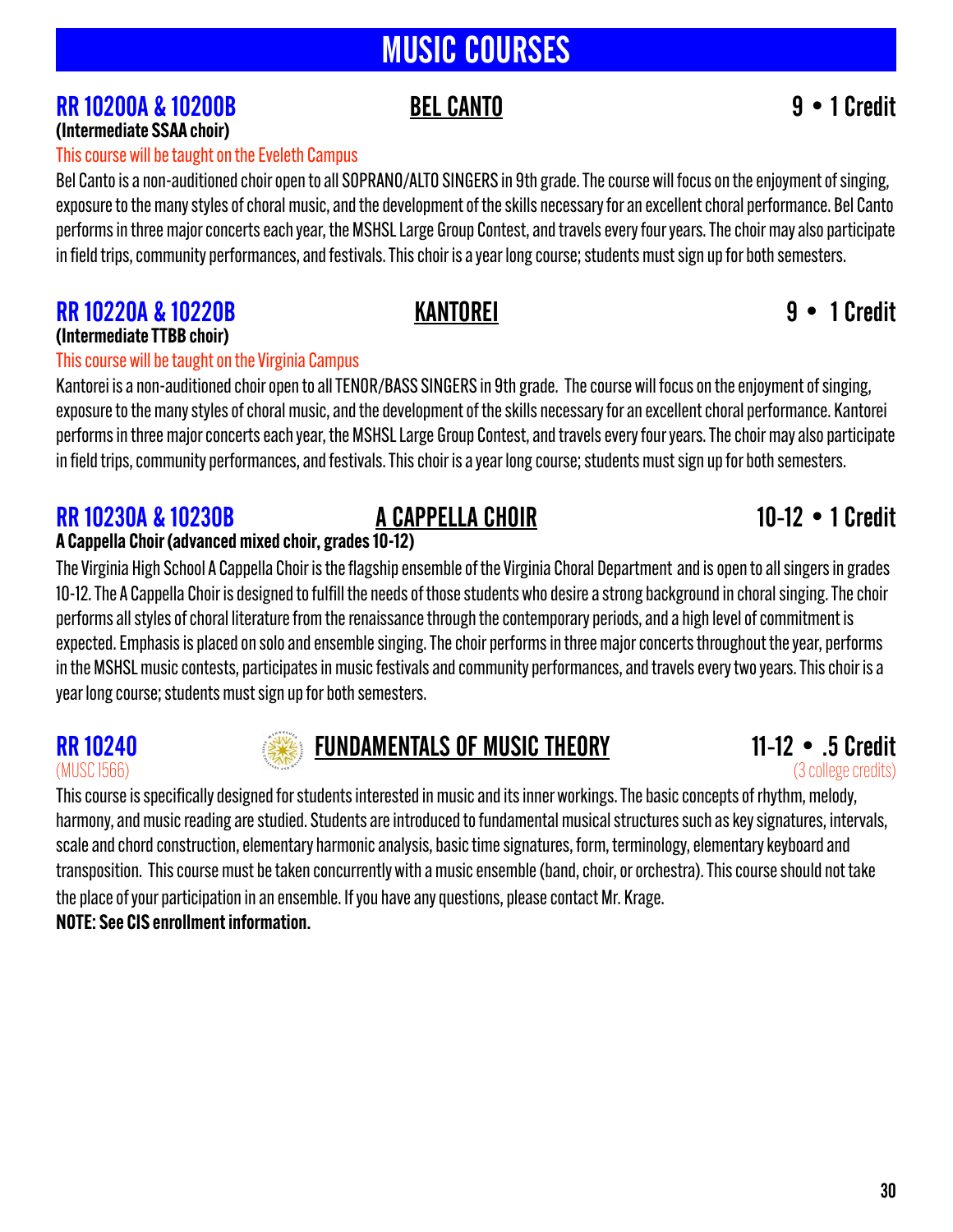# MUSIC COURSES

## RR 10200A & 10200B — BEL CANTO — 9 • 1 Credit

**(Intermediate SSAA choir)**

This course will be taught on the Eveleth Campus

Bel Canto is a non-auditioned choir open to all SOPRANO/ALTO SINGERS in 9th grade. The course will focus on the enjoyment of singing, exposure to the many styles of choral music, and the development of the skills necessary for an excellent choral performance. Bel Canto performs in three major concerts each year, the MSHSL Large Group Contest, and travels every four years. The choir may also participate in field trips, community performances, and festivals. This choir is a year long course; students must sign up for both semesters.

## RR 10220A & 10220B — KANTOREI — 9 • 1 Credit

**(Intermediate TTBB choir)**

This course will be taught on the Virginia Campus

Kantorei is a non-auditioned choir open to all TENOR/BASS SINGERS in 9th grade. The course will focus on the enjoyment of singing, exposure to the many styles of choral music, and the development of the skills necessary for an excellent choral performance. Kantorei performs in three major concerts each year, the MSHSL Large Group Contest, and travels every four years. The choir may also participate in field trips, community performances, and festivals. This choir is a year long course; students must sign up for both semesters.

## RR 10230A & 10230B — A CAPPELLA CHOIR — 10-12 • 1 Credit

**A Cappella Choir (advanced mixed choir, grades 10-12)**

The Virginia High School A Cappella Choir is the flagship ensemble of the Virginia Choral Department and is open to all singers in grades 10-12. The A Cappella Choir is designed to fulfill the needs of those students who desire a strong background in choral singing. The choir performs all styles of choral literature from the renaissance through the contemporary periods, and a high level of commitment is expected. Emphasis is placed on solo and ensemble singing. The choir performs in three major concerts throughout the year, performs in the MSHSL music contests, participates in music festivals and community performances, and travels every two years. This choir is a year long course; students must sign up for both semesters.

## RR 10240 — FUNDAMENTALS OF MUSIC THEORY — 11-12 • .5 Credit

(MUSC 1566) (3 college credits)

This course is specifically designed for students interested in music and its inner workings. The basic concepts of rhythm, melody, harmony, and music reading are studied. Students are introduced to fundamental musical structures such as key signatures, intervals, scale and chord construction, elementary harmonic analysis, basic time signatures, form, terminology, elementary keyboard and transposition. This course must be taken concurrently with a music ensemble (band, choir, or orchestra). This course should not take the place of your participation in an ensemble. If you have any questions, please contact Mr. Krage.

**NOTE: See CIS enrollment information.**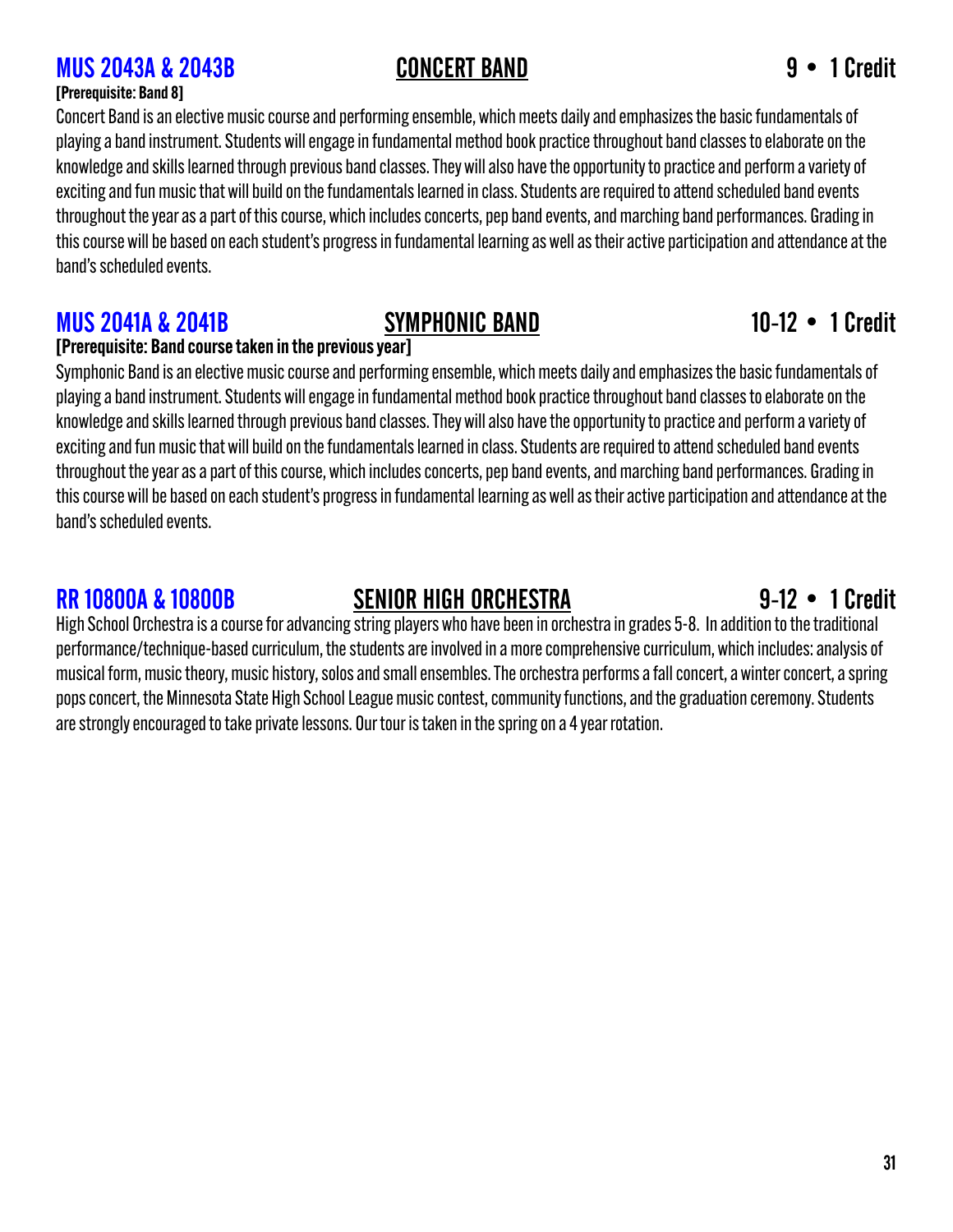## MUS 2043A & 2043B — CONCERT BAND — 9 • 1 Credit

**[Prerequisite: Band 8]**

Concert Band is an elective music course and performing ensemble, which meets daily and emphasizes the basic fundamentals of playing a band instrument. Students will engage in fundamental method book practice throughout band classes to elaborate on the knowledge and skills learned through previous band classes. They will also have the opportunity to practice and perform a variety of exciting and fun music that will build on the fundamentals learned in class. Students are required to attend scheduled band events throughout the year as a part of this course, which includes concerts, pep band events, and marching band performances. Grading in this course will be based on each student's progress in fundamental learning as well as their active participation and attendance at the band's scheduled events.

## MUS 2041A & 2041B — SYMPHONIC BAND — 10-12 • 1 Credit

**[Prerequisite: Band course taken in the previous year]**

Symphonic Band is an elective music course and performing ensemble, which meets daily and emphasizes the basic fundamentals of playing a band instrument. Students will engage in fundamental method book practice throughout band classes to elaborate on the knowledge and skills learned through previous band classes. They will also have the opportunity to practice and perform a variety of exciting and fun music that will build on the fundamentals learned in class. Students are required to attend scheduled band events throughout the year as a part of this course, which includes concerts, pep band events, and marching band performances. Grading in this course will be based on each student's progress in fundamental learning as well as their active participation and attendance at the band's scheduled events.

## RR 10800A & 10800B — SENIOR HIGH ORCHESTRA — 9-12 • 1 Credit

High School Orchestra is a course for advancing string players who have been in orchestra in grades 5-8. In addition to the traditional performance/technique-based curriculum, the students are involved in a more comprehensive curriculum, which includes: analysis of musical form, music theory, music history, solos and small ensembles. The orchestra performs a fall concert, a winter concert, a spring pops concert, the Minnesota State High School League music contest, community functions, and the graduation ceremony. Students are strongly encouraged to take private lessons. Our tour is taken in the spring on a 4 year rotation.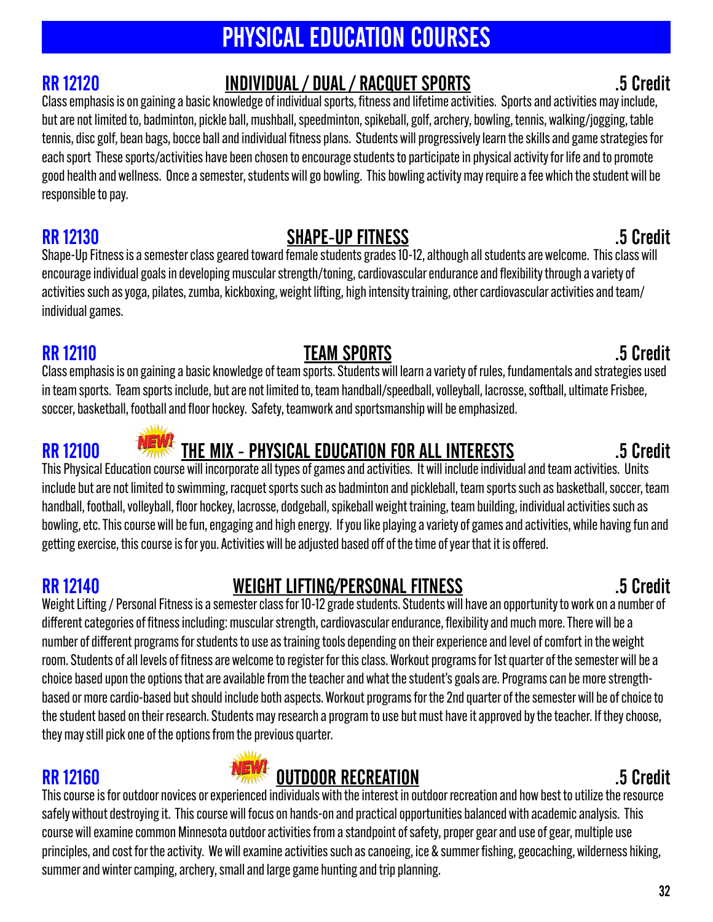# PHYSICAL EDUCATION COURSES

## RR 12120 INDIVIDUAL / DUAL / RACQUET SPORTS .5 Credit

Class emphasis is on gaining a basic knowledge of individual sports, fitness and lifetime activities. Sports and activities may include, but are not limited to, badminton, pickle ball, mushball, speedminton, spikeball, golf, archery, bowling, tennis, walking/jogging, table tennis, disc golf, bean bags, bocce ball and individual fitness plans. Students will progressively learn the skills and game strategies for each sport These sports/activities have been chosen to encourage students to participate in physical activity for life and to promote good health and wellness. Once a semester, students will go bowling. This bowling activity may require a fee which the student will be responsible to pay.

## RR 12130 SHAPE-UP FITNESS .5 Credit

Shape-Up Fitness is a semester class geared toward female students grades 10-12, although all students are welcome. This class will encourage individual goals in developing muscular strength/toning, cardiovascular endurance and flexibility through a variety of activities such as yoga, pilates, zumba, kickboxing, weight lifting, high intensity training, other cardiovascular activities and team/individual games.

## RR 12110 TEAM SPORTS .5 Credit

Class emphasis is on gaining a basic knowledge of team sports. Students will learn a variety of rules, fundamentals and strategies used in team sports. Team sports include, but are not limited to, team handball/speedball, volleyball, lacrosse, softball, ultimate Frisbee, soccer, basketball, football and floor hockey. Safety, teamwork and sportsmanship will be emphasized.

## RR 12100 NEW! THE MIX - PHYSICAL EDUCATION FOR ALL INTERESTS .5 Credit

This Physical Education course will incorporate all types of games and activities. It will include individual and team activities. Units include but are not limited to swimming, racquet sports such as badminton and pickleball, team sports such as basketball, soccer, team handball, football, volleyball, floor hockey, lacrosse, dodgeball, spikeball weight training, team building, individual activities such as bowling, etc. This course will be fun, engaging and high energy. If you like playing a variety of games and activities, while having fun and getting exercise, this course is for you. Activities will be adjusted based off of the time of year that it is offered.

## RR 12140 WEIGHT LIFTING/PERSONAL FITNESS .5 Credit

Weight Lifting / Personal Fitness is a semester class for 10-12 grade students. Students will have an opportunity to work on a number of different categories of fitness including: muscular strength, cardiovascular endurance, flexibility and much more. There will be a number of different programs for students to use as training tools depending on their experience and level of comfort in the weight room. Students of all levels of fitness are welcome to register for this class. Workout programs for 1st quarter of the semester will be a choice based upon the options that are available from the teacher and what the student's goals are. Programs can be more strength-based or more cardio-based but should include both aspects. Workout programs for the 2nd quarter of the semester will be of choice to the student based on their research. Students may research a program to use but must have it approved by the teacher. If they choose, they may still pick one of the options from the previous quarter.

## RR 12160 NEW! OUTDOOR RECREATION .5 Credit

This course is for outdoor novices or experienced individuals with the interest in outdoor recreation and how best to utilize the resource safely without destroying it. This course will focus on hands-on and practical opportunities balanced with academic analysis. This course will examine common Minnesota outdoor activities from a standpoint of safety, proper gear and use of gear, multiple use principles, and cost for the activity. We will examine activities such as canoeing, ice & summer fishing, geocaching, wilderness hiking, summer and winter camping, archery, small and large game hunting and trip planning.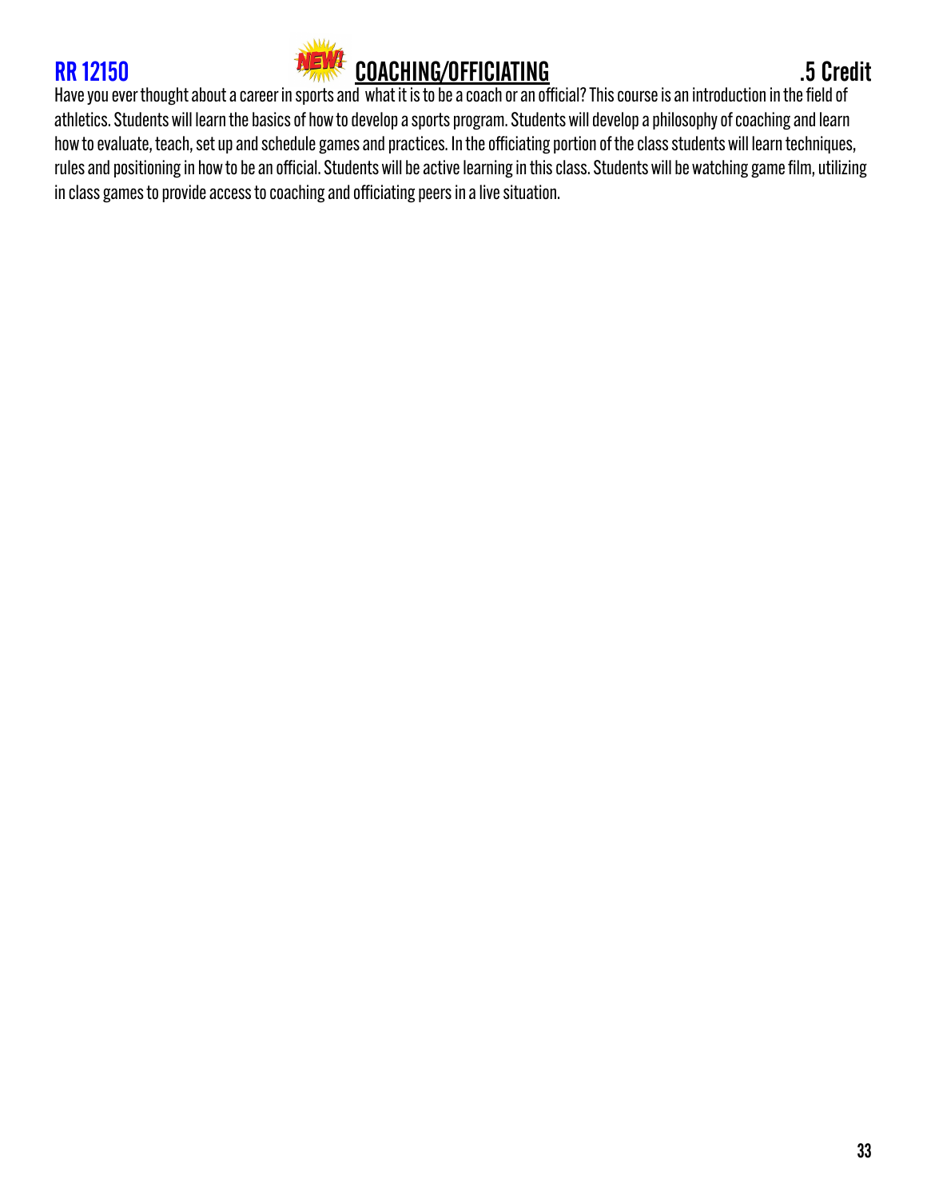## RR 12150 NEW! <u>COACHING/OFFICIATING</u> .5 Credit

Have you ever thought about a career in sports and what it is to be a coach or an official? This course is an introduction in the field of athletics. Students will learn the basics of how to develop a sports program. Students will develop a philosophy of coaching and learn how to evaluate, teach, set up and schedule games and practices. In the officiating portion of the class students will learn techniques, rules and positioning in how to be an official. Students will be active learning in this class. Students will be watching game film, utilizing in class games to provide access to coaching and officiating peers in a live situation.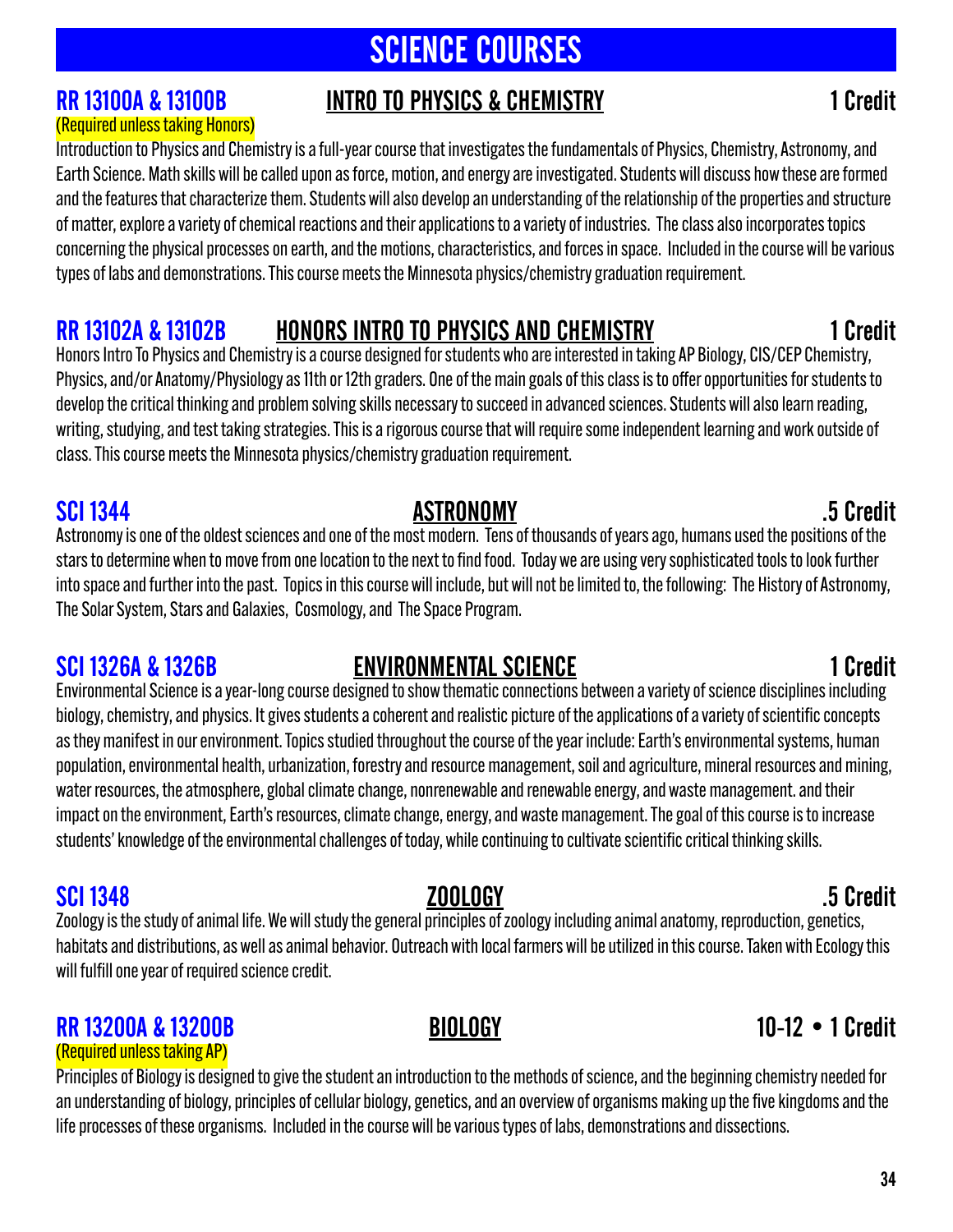# SCIENCE COURSES

## RR 13100A & 13100B — INTRO TO PHYSICS & CHEMISTRY — 1 Credit

(Required unless taking Honors)

Introduction to Physics and Chemistry is a full-year course that investigates the fundamentals of Physics, Chemistry, Astronomy, and Earth Science. Math skills will be called upon as force, motion, and energy are investigated. Students will discuss how these are formed and the features that characterize them. Students will also develop an understanding of the relationship of the properties and structure of matter, explore a variety of chemical reactions and their applications to a variety of industries. The class also incorporates topics concerning the physical processes on earth, and the motions, characteristics, and forces in space. Included in the course will be various types of labs and demonstrations. This course meets the Minnesota physics/chemistry graduation requirement.

## RR 13102A & 13102B — HONORS INTRO TO PHYSICS AND CHEMISTRY — 1 Credit

Honors Intro To Physics and Chemistry is a course designed for students who are interested in taking AP Biology, CIS/CEP Chemistry, Physics, and/or Anatomy/Physiology as 11th or 12th graders. One of the main goals of this class is to offer opportunities for students to develop the critical thinking and problem solving skills necessary to succeed in advanced sciences. Students will also learn reading, writing, studying, and test taking strategies. This is a rigorous course that will require some independent learning and work outside of class. This course meets the Minnesota physics/chemistry graduation requirement.

## SCI 1344 — ASTRONOMY — .5 Credit

Astronomy is one of the oldest sciences and one of the most modern. Tens of thousands of years ago, humans used the positions of the stars to determine when to move from one location to the next to find food. Today we are using very sophisticated tools to look further into space and further into the past. Topics in this course will include, but will not be limited to, the following: The History of Astronomy, The Solar System, Stars and Galaxies, Cosmology, and The Space Program.

## SCI 1326A & 1326B — ENVIRONMENTAL SCIENCE — 1 Credit

Environmental Science is a year-long course designed to show thematic connections between a variety of science disciplines including biology, chemistry, and physics. It gives students a coherent and realistic picture of the applications of a variety of scientific concepts as they manifest in our environment. Topics studied throughout the course of the year include: Earth's environmental systems, human population, environmental health, urbanization, forestry and resource management, soil and agriculture, mineral resources and mining, water resources, the atmosphere, global climate change, nonrenewable and renewable energy, and waste management. and their impact on the environment, Earth's resources, climate change, energy, and waste management. The goal of this course is to increase students' knowledge of the environmental challenges of today, while continuing to cultivate scientific critical thinking skills.

## SCI 1348 — ZOOLOGY — .5 Credit

Zoology is the study of animal life. We will study the general principles of zoology including animal anatomy, reproduction, genetics, habitats and distributions, as well as animal behavior. Outreach with local farmers will be utilized in this course. Taken with Ecology this will fulfill one year of required science credit.

## RR 13200A & 13200B — BIOLOGY — 10-12 • 1 Credit

(Required unless taking AP)

Principles of Biology is designed to give the student an introduction to the methods of science, and the beginning chemistry needed for an understanding of biology, principles of cellular biology, genetics, and an overview of organisms making up the five kingdoms and the life processes of these organisms. Included in the course will be various types of labs, demonstrations and dissections.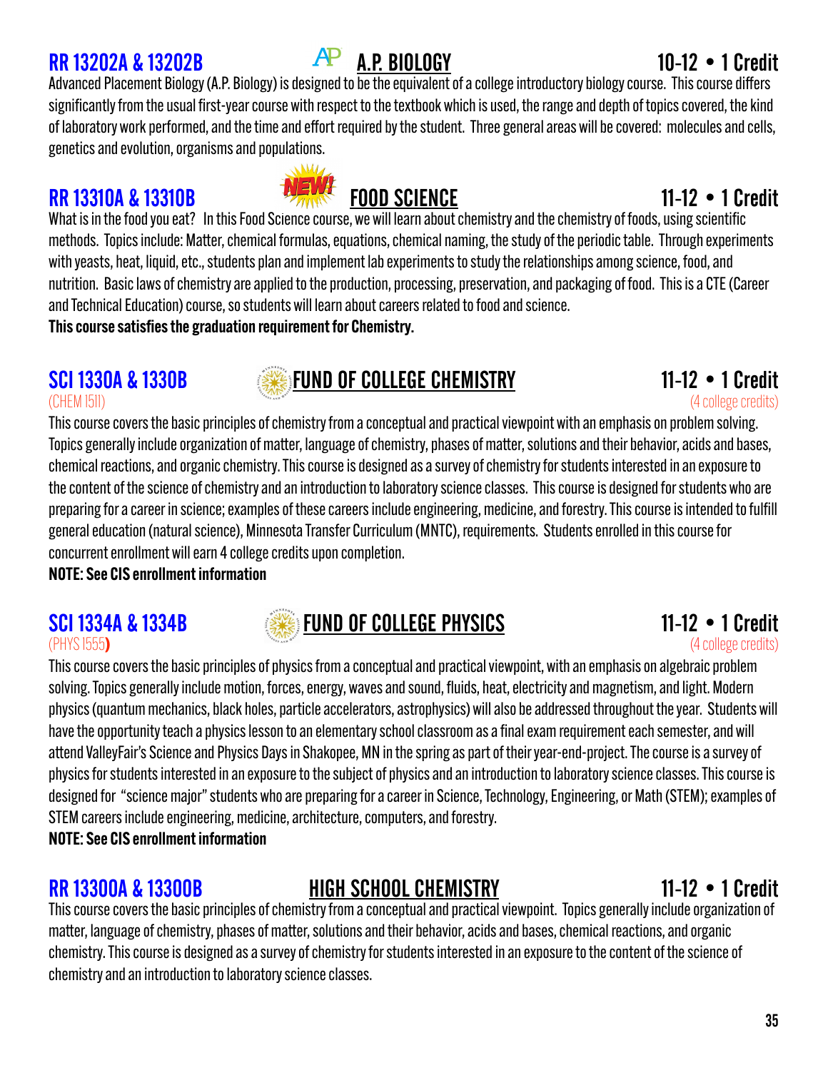## RR 13202A & 13202B — A.P. BIOLOGY — 10-12 • 1 Credit

Advanced Placement Biology (A.P. Biology) is designed to be the equivalent of a college introductory biology course. This course differs significantly from the usual first-year course with respect to the textbook which is used, the range and depth of topics covered, the kind of laboratory work performed, and the time and effort required by the student. Three general areas will be covered: molecules and cells, genetics and evolution, organisms and populations.

## RR 13310A & 13310B — NEW! FOOD SCIENCE — 11-12 • 1 Credit

What is in the food you eat? In this Food Science course, we will learn about chemistry and the chemistry of foods, using scientific methods. Topics include: Matter, chemical formulas, equations, chemical naming, the study of the periodic table. Through experiments with yeasts, heat, liquid, etc., students plan and implement lab experiments to study the relationships among science, food, and nutrition. Basic laws of chemistry are applied to the production, processing, preservation, and packaging of food. This is a CTE (Career and Technical Education) course, so students will learn about careers related to food and science.

**This course satisfies the graduation requirement for Chemistry.**

## SCI 1330A & 1330B — FUND OF COLLEGE CHEMISTRY — 11-12 • 1 Credit

(CHEM 1511) (4 college credits)

This course covers the basic principles of chemistry from a conceptual and practical viewpoint with an emphasis on problem solving. Topics generally include organization of matter, language of chemistry, phases of matter, solutions and their behavior, acids and bases, chemical reactions, and organic chemistry. This course is designed as a survey of chemistry for students interested in an exposure to the content of the science of chemistry and an introduction to laboratory science classes. This course is designed for students who are preparing for a career in science; examples of these careers include engineering, medicine, and forestry. This course is intended to fulfill general education (natural science), Minnesota Transfer Curriculum (MNTC), requirements. Students enrolled in this course for concurrent enrollment will earn 4 college credits upon completion.

**NOTE: See CIS enrollment information**

## SCI 1334A & 1334B — FUND OF COLLEGE PHYSICS — 11-12 • 1 Credit

(PHYS 1555) (4 college credits)

This course covers the basic principles of physics from a conceptual and practical viewpoint, with an emphasis on algebraic problem solving. Topics generally include motion, forces, energy, waves and sound, fluids, heat, electricity and magnetism, and light. Modern physics (quantum mechanics, black holes, particle accelerators, astrophysics) will also be addressed throughout the year. Students will have the opportunity teach a physics lesson to an elementary school classroom as a final exam requirement each semester, and will attend ValleyFair's Science and Physics Days in Shakopee, MN in the spring as part of their year-end-project. The course is a survey of physics for students interested in an exposure to the subject of physics and an introduction to laboratory science classes. This course is designed for "science major" students who are preparing for a career in Science, Technology, Engineering, or Math (STEM); examples of STEM careers include engineering, medicine, architecture, computers, and forestry.

**NOTE: See CIS enrollment information**

## RR 13300A & 13300B — HIGH SCHOOL CHEMISTRY — 11-12 • 1 Credit

This course covers the basic principles of chemistry from a conceptual and practical viewpoint. Topics generally include organization of matter, language of chemistry, phases of matter, solutions and their behavior, acids and bases, chemical reactions, and organic chemistry. This course is designed as a survey of chemistry for students interested in an exposure to the content of the science of chemistry and an introduction to laboratory science classes.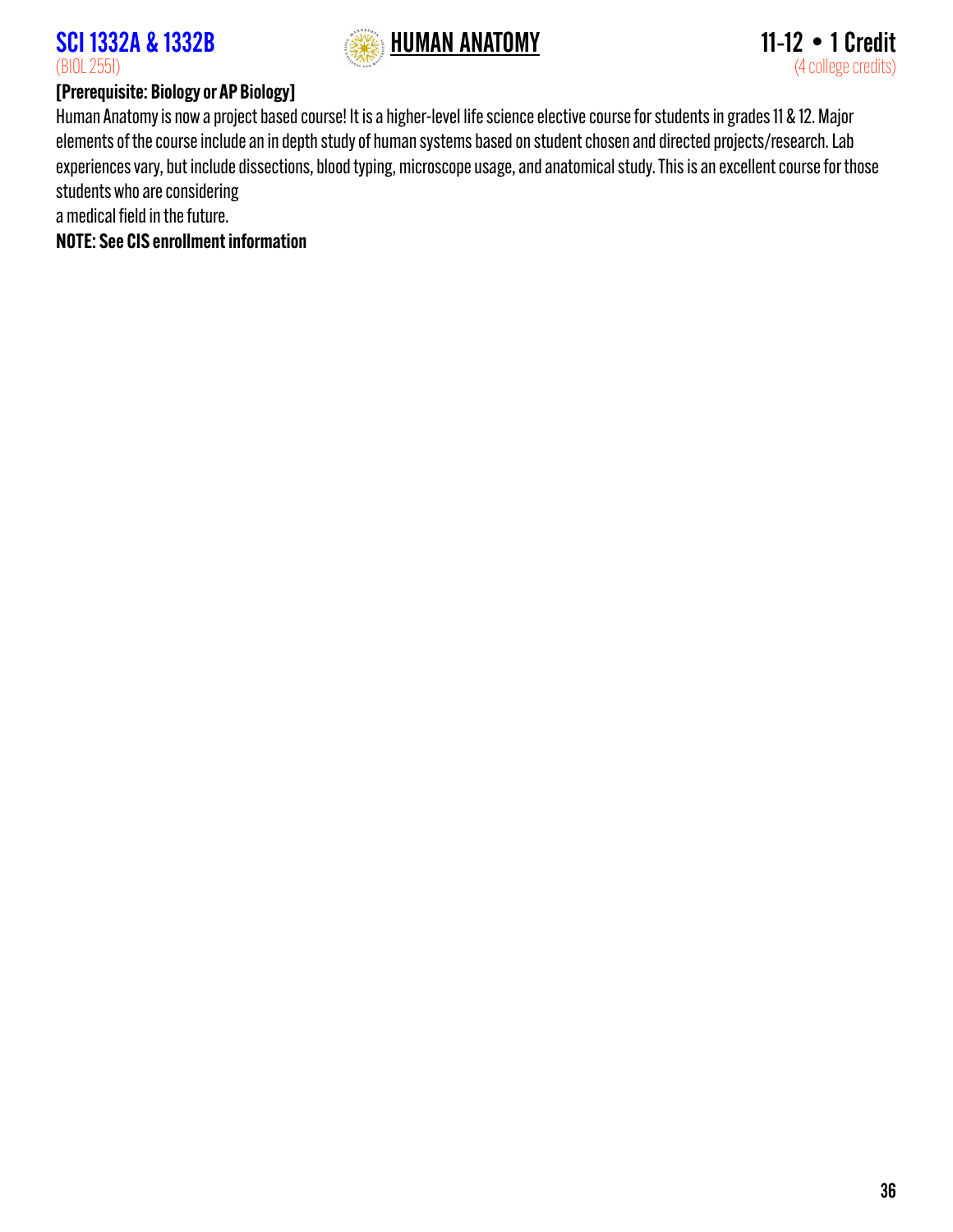## SCI 1332A & 1332B — HUMAN ANATOMY — 11-12 • 1 Credit

(BIOL 2551) (4 college credits)

**[Prerequisite: Biology or AP Biology]**

Human Anatomy is now a project based course! It is a higher-level life science elective course for students in grades 11 & 12. Major elements of the course include an in depth study of human systems based on student chosen and directed projects/research. Lab experiences vary, but include dissections, blood typing, microscope usage, and anatomical study. This is an excellent course for those students who are considering a medical field in the future.

**NOTE: See CIS enrollment information**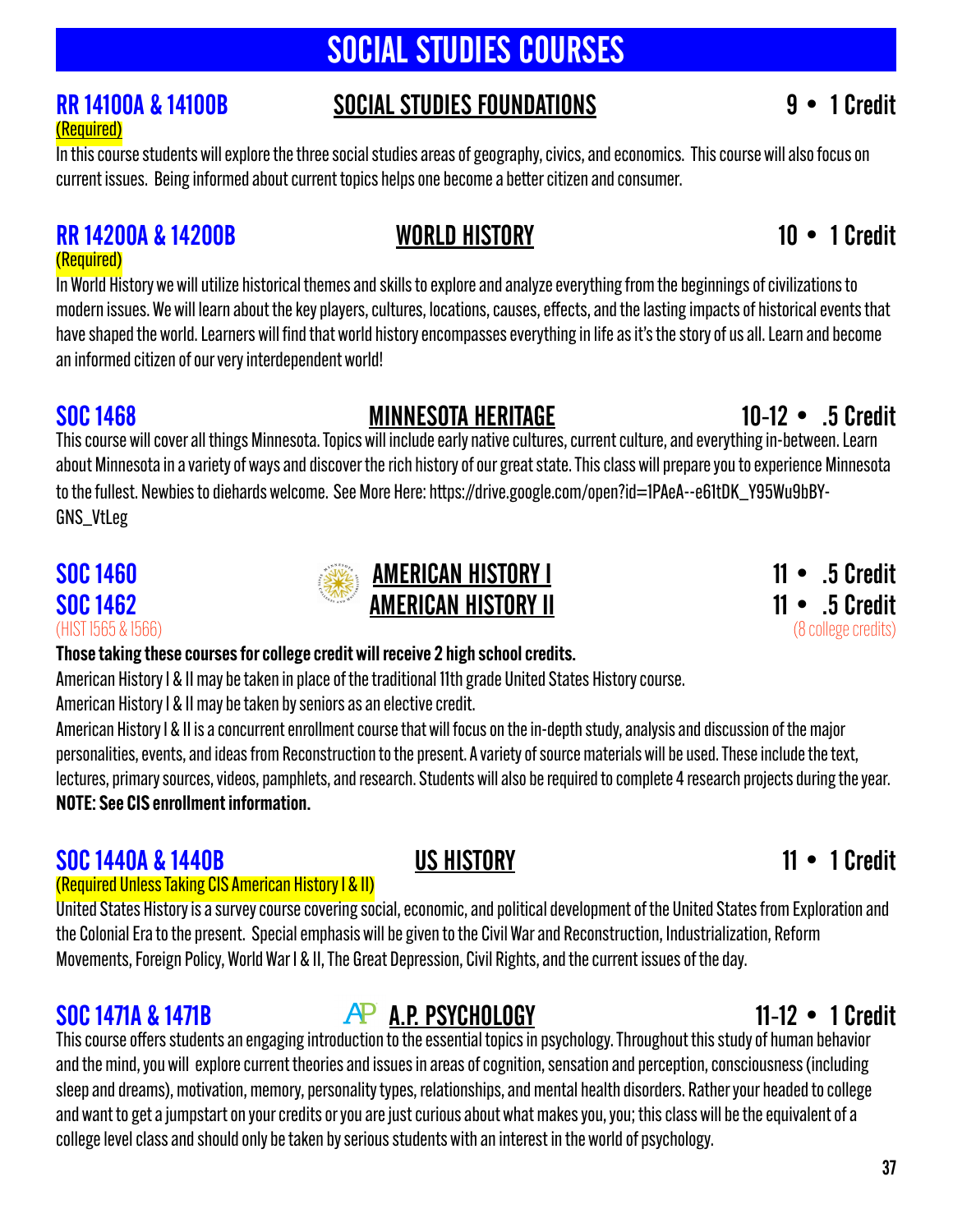# SOCIAL STUDIES COURSES

## RR 14100A & 14100B — SOCIAL STUDIES FOUNDATIONS — 9 • 1 Credit

(Required)

In this course students will explore the three social studies areas of geography, civics, and economics. This course will also focus on current issues. Being informed about current topics helps one become a better citizen and consumer.

## RR 14200A & 14200B — WORLD HISTORY — 10 • 1 Credit

(Required)

In World History we will utilize historical themes and skills to explore and analyze everything from the beginnings of civilizations to modern issues. We will learn about the key players, cultures, locations, causes, effects, and the lasting impacts of historical events that have shaped the world. Learners will find that world history encompasses everything in life as it's the story of us all. Learn and become an informed citizen of our very interdependent world!

## SOC 1468 — MINNESOTA HERITAGE — 10-12 • .5 Credit

This course will cover all things Minnesota. Topics will include early native cultures, current culture, and everything in-between. Learn about Minnesota in a variety of ways and discover the rich history of our great state. This class will prepare you to experience Minnesota to the fullest. Newbies to diehards welcome. See More Here: https://drive.google.com/open?id=1PAeA--e61tDK_Y95Wu9bBY-GNS_VtLeg

## SOC 1460 — AMERICAN HISTORY I — 11 • .5 Credit
## SOC 1462 — AMERICAN HISTORY II — 11 • .5 Credit

(HIST 1565 & 1566) (8 college credits)

**Those taking these courses for college credit will receive 2 high school credits.**

American History I & II may be taken in place of the traditional 11th grade United States History course.

American History I & II may be taken by seniors as an elective credit.

American History I & II is a concurrent enrollment course that will focus on the in-depth study, analysis and discussion of the major personalities, events, and ideas from Reconstruction to the present. A variety of source materials will be used. These include the text, lectures, primary sources, videos, pamphlets, and research. Students will also be required to complete 4 research projects during the year. **NOTE: See CIS enrollment information.**

## SOC 1440A & 1440B — US HISTORY — 11 • 1 Credit

(Required Unless Taking CIS American History I & II)

United States History is a survey course covering social, economic, and political development of the United States from Exploration and the Colonial Era to the present. Special emphasis will be given to the Civil War and Reconstruction, Industrialization, Reform Movements, Foreign Policy, World War I & II, The Great Depression, Civil Rights, and the current issues of the day.

## SOC 1471A & 1471B — A.P. PSYCHOLOGY — 11-12 • 1 Credit

This course offers students an engaging introduction to the essential topics in psychology. Throughout this study of human behavior and the mind, you will explore current theories and issues in areas of cognition, sensation and perception, consciousness (including sleep and dreams), motivation, memory, personality types, relationships, and mental health disorders. Rather your headed to college and want to get a jumpstart on your credits or you are just curious about what makes you, you; this class will be the equivalent of a college level class and should only be taken by serious students with an interest in the world of psychology.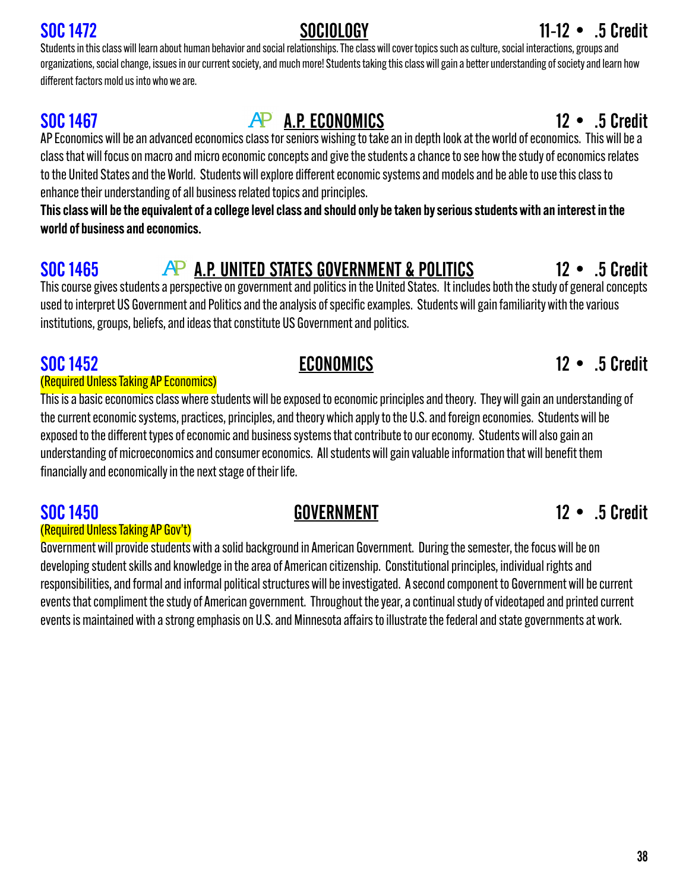## SOC 1472 — SOCIOLOGY — 11-12 • .5 Credit

Students in this class will learn about human behavior and social relationships. The class will cover topics such as culture, social interactions, groups and organizations, social change, issues in our current society, and much more! Students taking this class will gain a better understanding of society and learn how different factors mold us into who we are.

## SOC 1467 — AP A.P. ECONOMICS — 12 • .5 Credit

AP Economics will be an advanced economics class for seniors wishing to take an in depth look at the world of economics. This will be a class that will focus on macro and micro economic concepts and give the students a chance to see how the study of economics relates to the United States and the World. Students will explore different economic systems and models and be able to use this class to enhance their understanding of all business related topics and principles.

**This class will be the equivalent of a college level class and should only be taken by serious students with an interest in the world of business and economics.**

## SOC 1465 — AP A.P. UNITED STATES GOVERNMENT & POLITICS — 12 • .5 Credit

This course gives students a perspective on government and politics in the United States. It includes both the study of general concepts used to interpret US Government and Politics and the analysis of specific examples. Students will gain familiarity with the various institutions, groups, beliefs, and ideas that constitute US Government and politics.

## SOC 1452 — ECONOMICS — 12 • .5 Credit

(Required Unless Taking AP Economics)

This is a basic economics class where students will be exposed to economic principles and theory. They will gain an understanding of the current economic systems, practices, principles, and theory which apply to the U.S. and foreign economies. Students will be exposed to the different types of economic and business systems that contribute to our economy. Students will also gain an understanding of microeconomics and consumer economics. All students will gain valuable information that will benefit them financially and economically in the next stage of their life.

## SOC 1450 — GOVERNMENT — 12 • .5 Credit

(Required Unless Taking AP Gov't)

Government will provide students with a solid background in American Government. During the semester, the focus will be on developing student skills and knowledge in the area of American citizenship. Constitutional principles, individual rights and responsibilities, and formal and informal political structures will be investigated. A second component to Government will be current events that compliment the study of American government. Throughout the year, a continual study of videotaped and printed current events is maintained with a strong emphasis on U.S. and Minnesota affairs to illustrate the federal and state governments at work.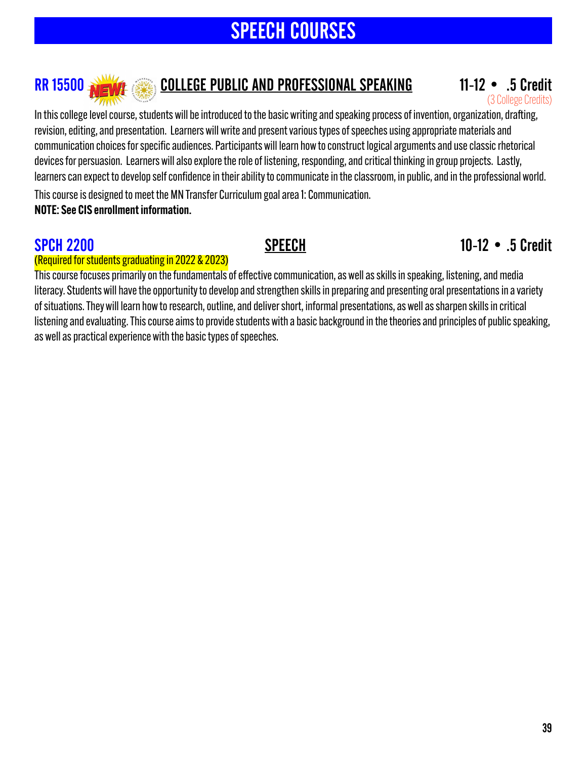# SPEECH COURSES

## RR 15500 NEW! COLLEGE PUBLIC AND PROFESSIONAL SPEAKING — 11-12 • .5 Credit (3 College Credits)

In this college level course, students will be introduced to the basic writing and speaking process of invention, organization, drafting, revision, editing, and presentation. Learners will write and present various types of speeches using appropriate materials and communication choices for specific audiences. Participants will learn how to construct logical arguments and use classic rhetorical devices for persuasion. Learners will also explore the role of listening, responding, and critical thinking in group projects. Lastly, learners can expect to develop self confidence in their ability to communicate in the classroom, in public, and in the professional world.

This course is designed to meet the MN Transfer Curriculum goal area 1: Communication.

**NOTE: See CIS enrollment information.**

## SPCH 2200 SPEECH — 10-12 • .5 Credit

(Required for students graduating in 2022 & 2023)

This course focuses primarily on the fundamentals of effective communication, as well as skills in speaking, listening, and media literacy. Students will have the opportunity to develop and strengthen skills in preparing and presenting oral presentations in a variety of situations. They will learn how to research, outline, and deliver short, informal presentations, as well as sharpen skills in critical listening and evaluating. This course aims to provide students with a basic background in the theories and principles of public speaking, as well as practical experience with the basic types of speeches.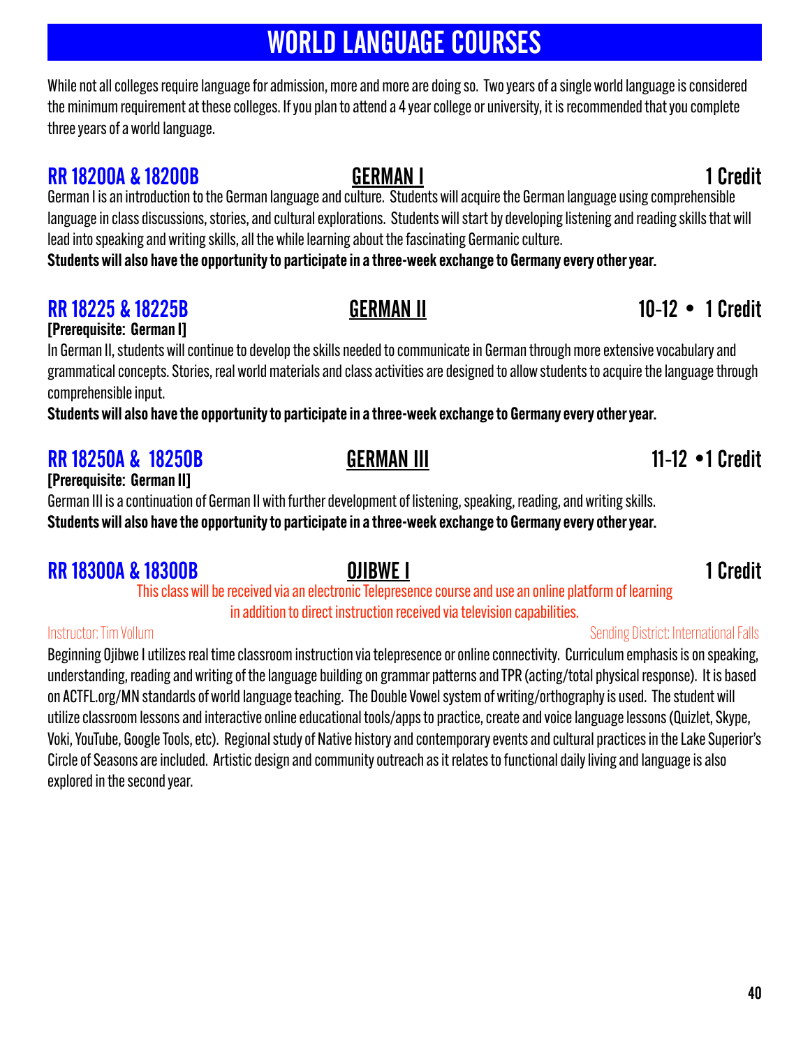# WORLD LANGUAGE COURSES

While not all colleges require language for admission, more and more are doing so. Two years of a single world language is considered the minimum requirement at these colleges. If you plan to attend a 4 year college or university, it is recommended that you complete three years of a world language.

## RR 18200A & 18200B — GERMAN I — 1 Credit

German I is an introduction to the German language and culture. Students will acquire the German language using comprehensible language in class discussions, stories, and cultural explorations. Students will start by developing listening and reading skills that will lead into speaking and writing skills, all the while learning about the fascinating Germanic culture.

**Students will also have the opportunity to participate in a three-week exchange to Germany every other year.**

## RR 18225 & 18225B — GERMAN II — 10-12 • 1 Credit

**[Prerequisite: German I]**

In German II, students will continue to develop the skills needed to communicate in German through more extensive vocabulary and grammatical concepts. Stories, real world materials and class activities are designed to allow students to acquire the language through comprehensible input.

**Students will also have the opportunity to participate in a three-week exchange to Germany every other year.**

## RR 18250A & 18250B — GERMAN III — 11-12 •1 Credit

**[Prerequisite: German II]**

German III is a continuation of German II with further development of listening, speaking, reading, and writing skills.

**Students will also have the opportunity to participate in a three-week exchange to Germany every other year.**

## RR 18300A & 18300B — OJIBWE I — 1 Credit

This class will be received via an electronic Telepresence course and use an online platform of learning in addition to direct instruction received via television capabilities.

Instructor: Tim Vollum — Sending District: International Falls

Beginning Ojibwe I utilizes real time classroom instruction via telepresence or online connectivity. Curriculum emphasis is on speaking, understanding, reading and writing of the language building on grammar patterns and TPR (acting/total physical response). It is based on ACTFL.org/MN standards of world language teaching. The Double Vowel system of writing/orthography is used. The student will utilize classroom lessons and interactive online educational tools/apps to practice, create and voice language lessons (Quizlet, Skype, Voki, YouTube, Google Tools, etc). Regional study of Native history and contemporary events and cultural practices in the Lake Superior's Circle of Seasons are included. Artistic design and community outreach as it relates to functional daily living and language is also explored in the second year.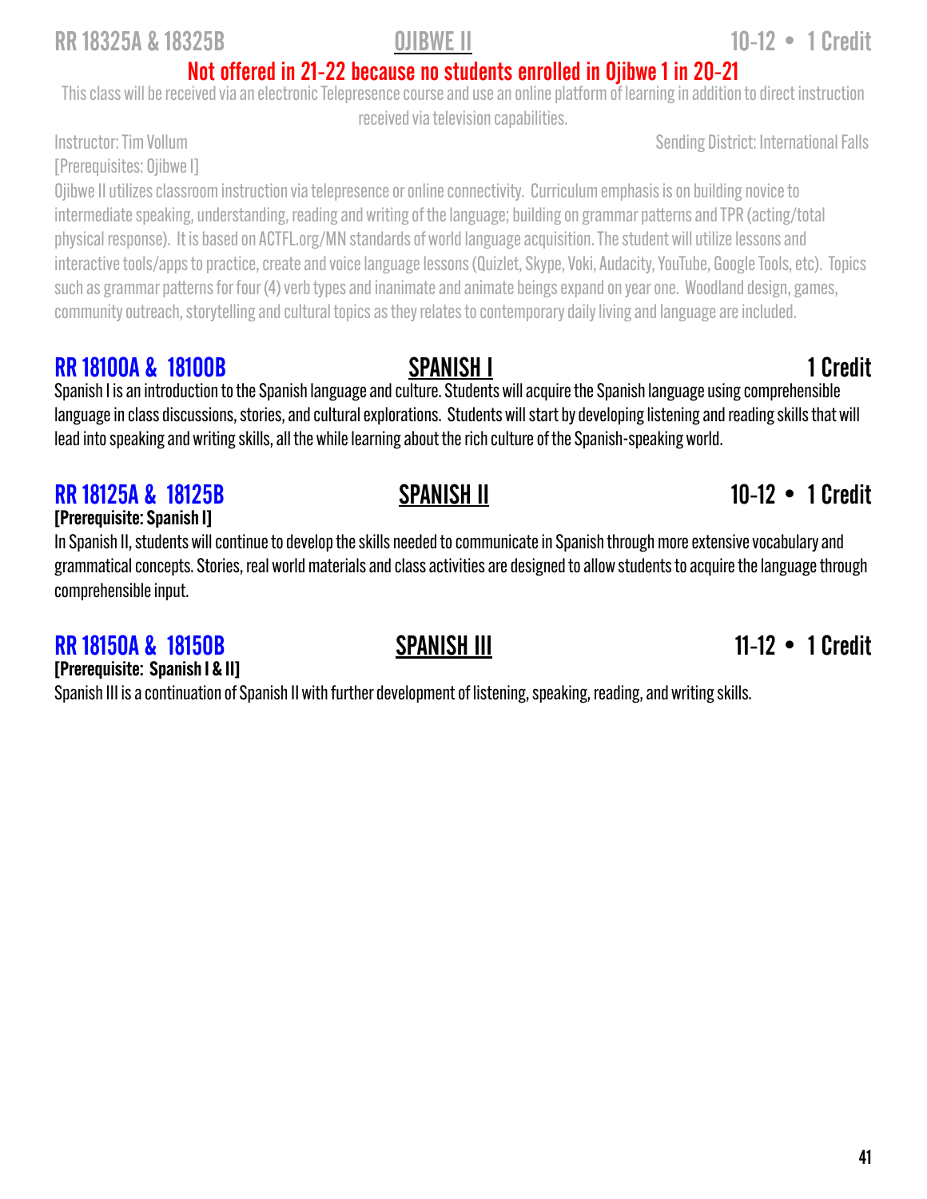## RR 18325A & 18325B — OJIBWE II — 10-12 • 1 Credit

**Not offered in 21-22 because no students enrolled in Ojibwe 1 in 20-21**

This class will be received via an electronic Telepresence course and use an online platform of learning in addition to direct instruction received via television capabilities.

Instructor: Tim Vollum — Sending District: International Falls

[Prerequisites: Ojibwe I]

Ojibwe II utilizes classroom instruction via telepresence or online connectivity. Curriculum emphasis is on building novice to intermediate speaking, understanding, reading and writing of the language; building on grammar patterns and TPR (acting/total physical response). It is based on ACTFL.org/MN standards of world language acquisition. The student will utilize lessons and interactive tools/apps to practice, create and voice language lessons (Quizlet, Skype, Voki, Audacity, YouTube, Google Tools, etc). Topics such as grammar patterns for four (4) verb types and inanimate and animate beings expand on year one. Woodland design, games, community outreach, storytelling and cultural topics as they relates to contemporary daily living and language are included.

## RR 18100A & 18100B — SPANISH I — 1 Credit

Spanish I is an introduction to the Spanish language and culture. Students will acquire the Spanish language using comprehensible language in class discussions, stories, and cultural explorations. Students will start by developing listening and reading skills that will lead into speaking and writing skills, all the while learning about the rich culture of the Spanish-speaking world.

## RR 18125A & 18125B — SPANISH II — 10-12 • 1 Credit

**[Prerequisite: Spanish I]**

In Spanish II, students will continue to develop the skills needed to communicate in Spanish through more extensive vocabulary and grammatical concepts. Stories, real world materials and class activities are designed to allow students to acquire the language through comprehensible input.

## RR 18150A & 18150B — SPANISH III — 11-12 • 1 Credit

**[Prerequisite: Spanish I & II]**

Spanish III is a continuation of Spanish II with further development of listening, speaking, reading, and writing skills.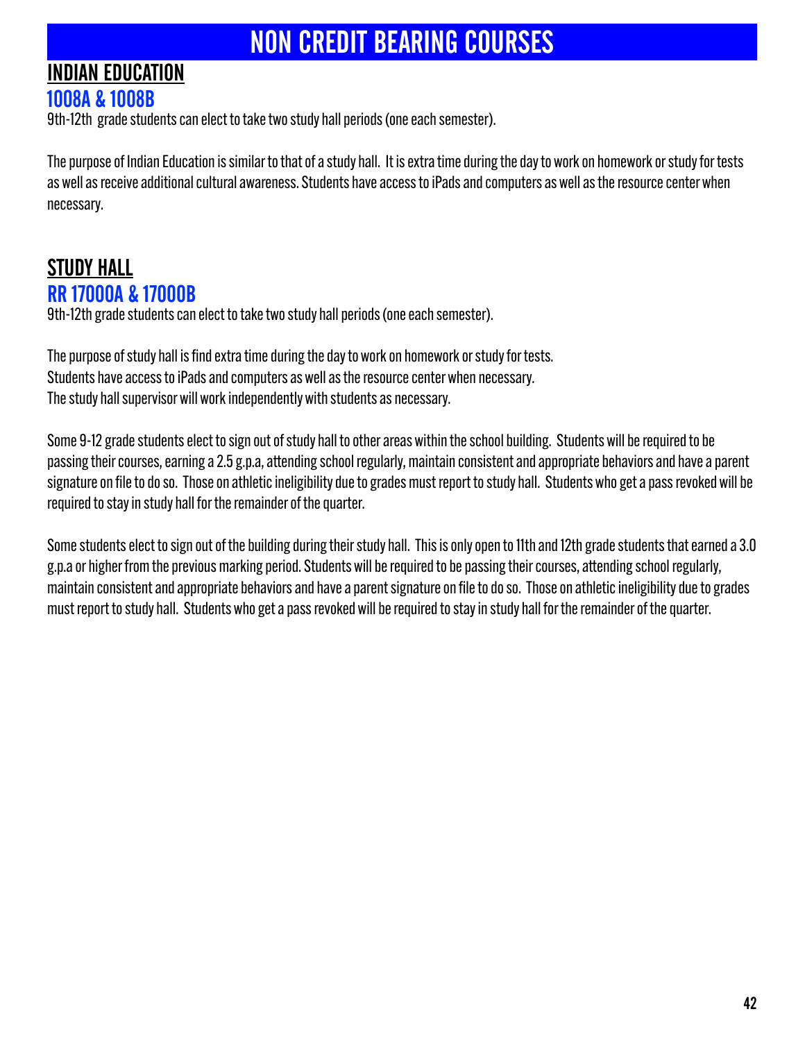# NON CREDIT BEARING COURSES

## INDIAN EDUCATION

### 1008A & 1008B

9th-12th grade students can elect to take two study hall periods (one each semester).

The purpose of Indian Education is similar to that of a study hall. It is extra time during the day to work on homework or study for tests as well as receive additional cultural awareness. Students have access to iPads and computers as well as the resource center when necessary.

## STUDY HALL

### RR 17000A & 17000B

9th-12th grade students can elect to take two study hall periods (one each semester).

The purpose of study hall is find extra time during the day to work on homework or study for tests.
Students have access to iPads and computers as well as the resource center when necessary.
The study hall supervisor will work independently with students as necessary.

Some 9-12 grade students elect to sign out of study hall to other areas within the school building. Students will be required to be passing their courses, earning a 2.5 g.p.a, attending school regularly, maintain consistent and appropriate behaviors and have a parent signature on file to do so. Those on athletic ineligibility due to grades must report to study hall. Students who get a pass revoked will be required to stay in study hall for the remainder of the quarter.

Some students elect to sign out of the building during their study hall. This is only open to 11th and 12th grade students that earned a 3.0 g.p.a or higher from the previous marking period. Students will be required to be passing their courses, attending school regularly, maintain consistent and appropriate behaviors and have a parent signature on file to do so. Those on athletic ineligibility due to grades must report to study hall. Students who get a pass revoked will be required to stay in study hall for the remainder of the quarter.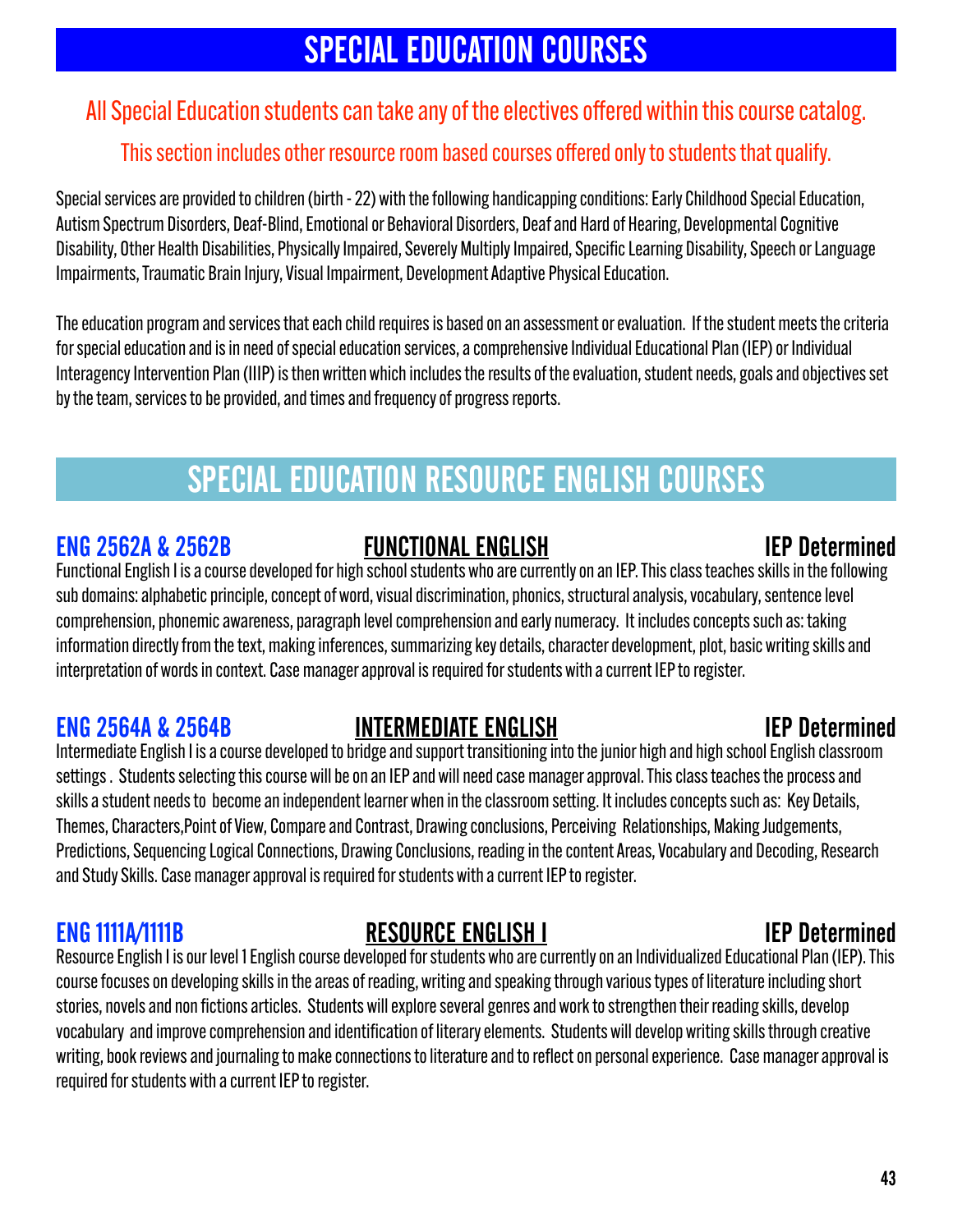# SPECIAL EDUCATION COURSES

All Special Education students can take any of the electives offered within this course catalog.

This section includes other resource room based courses offered only to students that qualify.

Special services are provided to children (birth - 22) with the following handicapping conditions: Early Childhood Special Education, Autism Spectrum Disorders, Deaf-Blind, Emotional or Behavioral Disorders, Deaf and Hard of Hearing, Developmental Cognitive Disability, Other Health Disabilities, Physically Impaired, Severely Multiply Impaired, Specific Learning Disability, Speech or Language Impairments, Traumatic Brain Injury, Visual Impairment, Development Adaptive Physical Education.

The education program and services that each child requires is based on an assessment or evaluation. If the student meets the criteria for special education and is in need of special education services, a comprehensive Individual Educational Plan (IEP) or Individual Interagency Intervention Plan (IIIP) is then written which includes the results of the evaluation, student needs, goals and objectives set by the team, services to be provided, and times and frequency of progress reports.

## SPECIAL EDUCATION RESOURCE ENGLISH COURSES

### ENG 2562A & 2562B — FUNCTIONAL ENGLISH — IEP Determined

Functional English I is a course developed for high school students who are currently on an IEP. This class teaches skills in the following sub domains: alphabetic principle, concept of word, visual discrimination, phonics, structural analysis, vocabulary, sentence level comprehension, phonemic awareness, paragraph level comprehension and early numeracy. It includes concepts such as: taking information directly from the text, making inferences, summarizing key details, character development, plot, basic writing skills and interpretation of words in context. Case manager approval is required for students with a current IEP to register.

### ENG 2564A & 2564B — INTERMEDIATE ENGLISH — IEP Determined

Intermediate English I is a course developed to bridge and support transitioning into the junior high and high school English classroom settings . Students selecting this course will be on an IEP and will need case manager approval. This class teaches the process and skills a student needs to become an independent learner when in the classroom setting. It includes concepts such as: Key Details, Themes, Characters,Point of View, Compare and Contrast, Drawing conclusions, Perceiving Relationships, Making Judgements, Predictions, Sequencing Logical Connections, Drawing Conclusions, reading in the content Areas, Vocabulary and Decoding, Research and Study Skills. Case manager approval is required for students with a current IEP to register.

### ENG 1111A/1111B — RESOURCE ENGLISH I — IEP Determined

Resource English I is our level 1 English course developed for students who are currently on an Individualized Educational Plan (IEP). This course focuses on developing skills in the areas of reading, writing and speaking through various types of literature including short stories, novels and non fictions articles. Students will explore several genres and work to strengthen their reading skills, develop vocabulary and improve comprehension and identification of literary elements. Students will develop writing skills through creative writing, book reviews and journaling to make connections to literature and to reflect on personal experience. Case manager approval is required for students with a current IEP to register.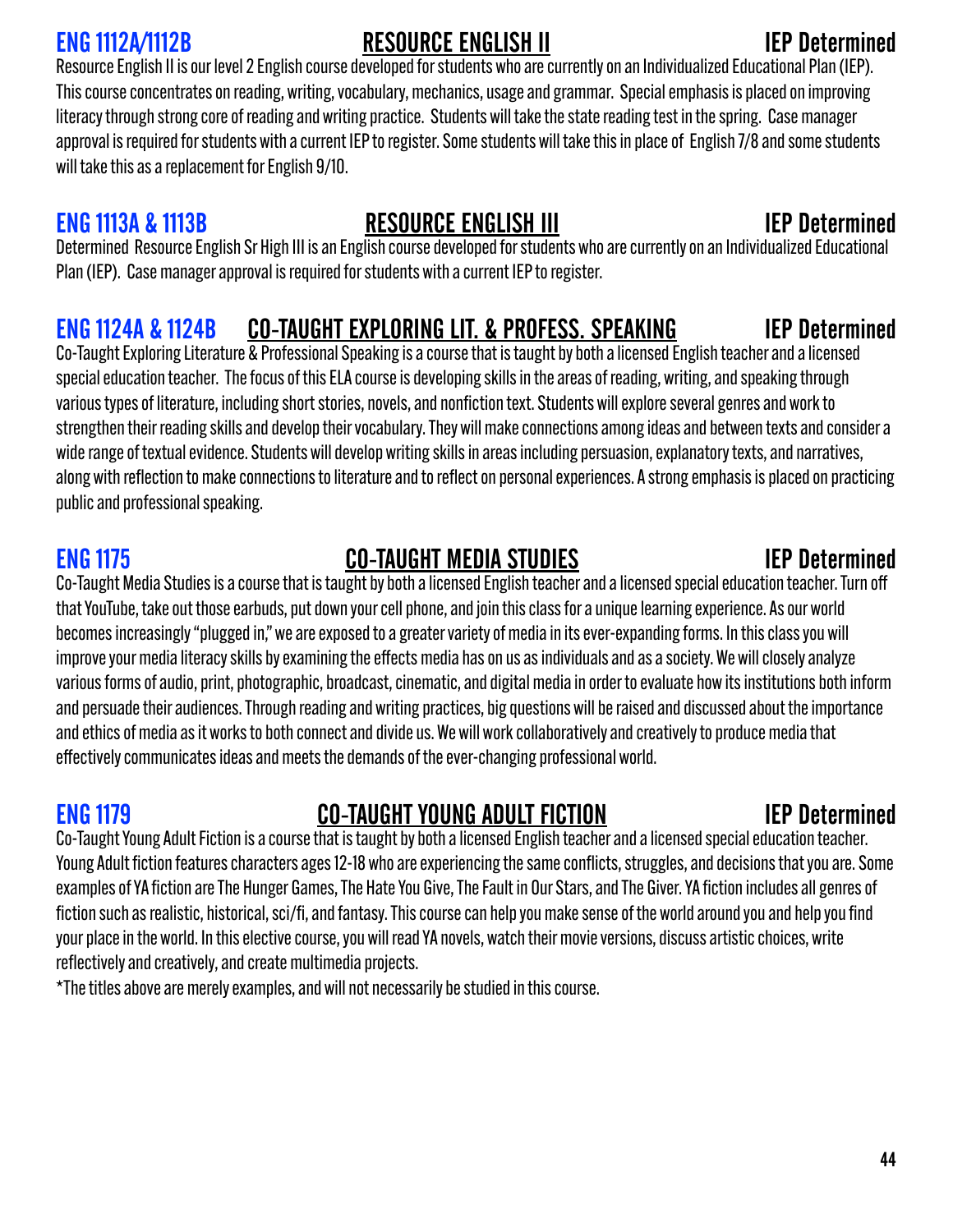## ENG 1112A/1112B RESOURCE ENGLISH II IEP Determined

Resource English II is our level 2 English course developed for students who are currently on an Individualized Educational Plan (IEP). This course concentrates on reading, writing, vocabulary, mechanics, usage and grammar. Special emphasis is placed on improving literacy through strong core of reading and writing practice. Students will take the state reading test in the spring. Case manager approval is required for students with a current IEP to register. Some students will take this in place of English 7/8 and some students will take this as a replacement for English 9/10.

## ENG 1113A & 1113B RESOURCE ENGLISH III IEP Determined

Determined Resource English Sr High III is an English course developed for students who are currently on an Individualized Educational Plan (IEP). Case manager approval is required for students with a current IEP to register.

## ENG 1124A & 1124B CO-TAUGHT EXPLORING LIT. & PROFESS. SPEAKING IEP Determined

Co-Taught Exploring Literature & Professional Speaking is a course that is taught by both a licensed English teacher and a licensed special education teacher. The focus of this ELA course is developing skills in the areas of reading, writing, and speaking through various types of literature, including short stories, novels, and nonfiction text. Students will explore several genres and work to strengthen their reading skills and develop their vocabulary. They will make connections among ideas and between texts and consider a wide range of textual evidence. Students will develop writing skills in areas including persuasion, explanatory texts, and narratives, along with reflection to make connections to literature and to reflect on personal experiences. A strong emphasis is placed on practicing public and professional speaking.

## ENG 1175 CO-TAUGHT MEDIA STUDIES IEP Determined

Co-Taught Media Studies is a course that is taught by both a licensed English teacher and a licensed special education teacher. Turn off that YouTube, take out those earbuds, put down your cell phone, and join this class for a unique learning experience. As our world becomes increasingly "plugged in," we are exposed to a greater variety of media in its ever-expanding forms. In this class you will improve your media literacy skills by examining the effects media has on us as individuals and as a society. We will closely analyze various forms of audio, print, photographic, broadcast, cinematic, and digital media in order to evaluate how its institutions both inform and persuade their audiences. Through reading and writing practices, big questions will be raised and discussed about the importance and ethics of media as it works to both connect and divide us. We will work collaboratively and creatively to produce media that effectively communicates ideas and meets the demands of the ever-changing professional world.

## ENG 1179 CO-TAUGHT YOUNG ADULT FICTION IEP Determined

Co-Taught Young Adult Fiction is a course that is taught by both a licensed English teacher and a licensed special education teacher. Young Adult fiction features characters ages 12-18 who are experiencing the same conflicts, struggles, and decisions that you are. Some examples of YA fiction are The Hunger Games, The Hate You Give, The Fault in Our Stars, and The Giver. YA fiction includes all genres of fiction such as realistic, historical, sci/fi, and fantasy. This course can help you make sense of the world around you and help you find your place in the world. In this elective course, you will read YA novels, watch their movie versions, discuss artistic choices, write reflectively and creatively, and create multimedia projects.

*The titles above are merely examples, and will not necessarily be studied in this course.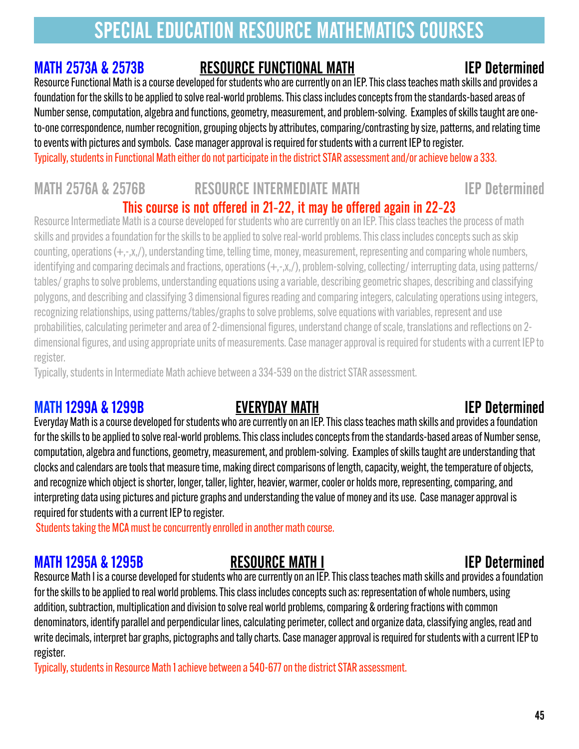# SPECIAL EDUCATION RESOURCE MATHEMATICS COURSES

## MATH 2573A & 2573B — RESOURCE FUNCTIONAL MATH — IEP Determined

Resource Functional Math is a course developed for students who are currently on an IEP. This class teaches math skills and provides a foundation for the skills to be applied to solve real-world problems. This class includes concepts from the standards-based areas of Number sense, computation, algebra and functions, geometry, measurement, and problem-solving. Examples of skills taught are one-to-one correspondence, number recognition, grouping objects by attributes, comparing/contrasting by size, patterns, and relating time to events with pictures and symbols. Case manager approval is required for students with a current IEP to register.

Typically, students in Functional Math either do not participate in the district STAR assessment and/or achieve below a 333.

## MATH 2576A & 2576B — RESOURCE INTERMEDIATE MATH — IEP Determined

**This course is not offered in 21-22, it may be offered again in 22-23**

Resource Intermediate Math is a course developed for students who are currently on an IEP. This class teaches the process of math skills and provides a foundation for the skills to be applied to solve real-world problems. This class includes concepts such as skip counting, operations (+,-,x,/), understanding time, telling time, money, measurement, representing and comparing whole numbers, identifying and comparing decimals and fractions, operations (+,-,x,/), problem-solving, collecting/ interrupting data, using patterns/ tables/ graphs to solve problems, understanding equations using a variable, describing geometric shapes, describing and classifying polygons, and describing and classifying 3 dimensional figures reading and comparing integers, calculating operations using integers, recognizing relationships, using patterns/tables/graphs to solve problems, solve equations with variables, represent and use probabilities, calculating perimeter and area of 2-dimensional figures, understand change of scale, translations and reflections on 2-dimensional figures, and using appropriate units of measurements. Case manager approval is required for students with a current IEP to register.

Typically, students in Intermediate Math achieve between a 334-539 on the district STAR assessment.

## MATH 1299A & 1299B — EVERYDAY MATH — IEP Determined

Everyday Math is a course developed for students who are currently on an IEP. This class teaches math skills and provides a foundation for the skills to be applied to solve real-world problems. This class includes concepts from the standards-based areas of Number sense, computation, algebra and functions, geometry, measurement, and problem-solving. Examples of skills taught are understanding that clocks and calendars are tools that measure time, making direct comparisons of length, capacity, weight, the temperature of objects, and recognize which object is shorter, longer, taller, lighter, heavier, warmer, cooler or holds more, representing, comparing, and interpreting data using pictures and picture graphs and understanding the value of money and its use. Case manager approval is required for students with a current IEP to register.

Students taking the MCA must be concurrently enrolled in another math course.

## MATH 1295A & 1295B — RESOURCE MATH I — IEP Determined

Resource Math I is a course developed for students who are currently on an IEP. This class teaches math skills and provides a foundation for the skills to be applied to real world problems. This class includes concepts such as: representation of whole numbers, using addition, subtraction, multiplication and division to solve real world problems, comparing & ordering fractions with common denominators, identify parallel and perpendicular lines, calculating perimeter, collect and organize data, classifying angles, read and write decimals, interpret bar graphs, pictographs and tally charts. Case manager approval is required for students with a current IEP to register.

Typically, students in Resource Math 1 achieve between a 540-677 on the district STAR assessment.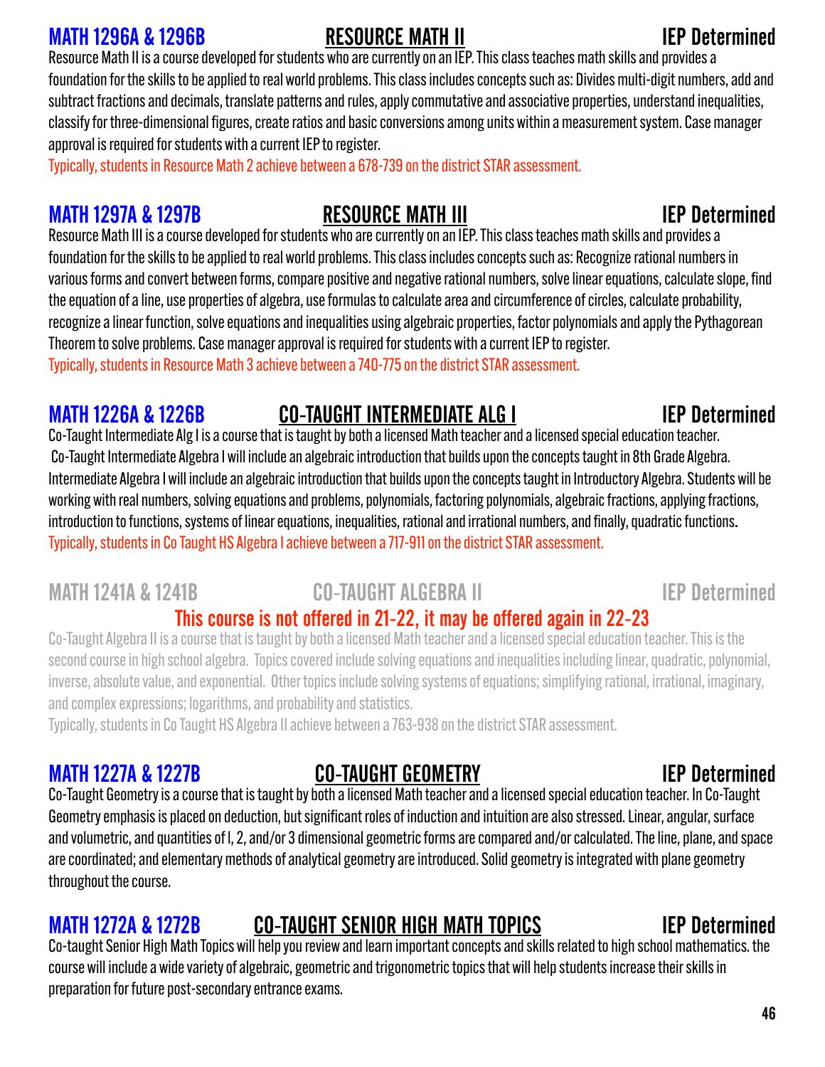## MATH 1296A & 1296B — RESOURCE MATH II — IEP Determined

Resource Math II is a course developed for students who are currently on an IEP. This class teaches math skills and provides a foundation for the skills to be applied to real world problems. This class includes concepts such as: Divides multi-digit numbers, add and subtract fractions and decimals, translate patterns and rules, apply commutative and associative properties, understand inequalities, classify for three-dimensional figures, create ratios and basic conversions among units within a measurement system. Case manager approval is required for students with a current IEP to register.

Typically, students in Resource Math 2 achieve between a 678-739 on the district STAR assessment.

## MATH 1297A & 1297B — RESOURCE MATH III — IEP Determined

Resource Math III is a course developed for students who are currently on an IEP. This class teaches math skills and provides a foundation for the skills to be applied to real world problems. This class includes concepts such as: Recognize rational numbers in various forms and convert between forms, compare positive and negative rational numbers, solve linear equations, calculate slope, find the equation of a line, use properties of algebra, use formulas to calculate area and circumference of circles, calculate probability, recognize a linear function, solve equations and inequalities using algebraic properties, factor polynomials and apply the Pythagorean Theorem to solve problems. Case manager approval is required for students with a current IEP to register.

Typically, students in Resource Math 3 achieve between a 740-775 on the district STAR assessment.

## MATH 1226A & 1226B — CO-TAUGHT INTERMEDIATE ALG I — IEP Determined

Co-Taught Intermediate Alg I is a course that is taught by both a licensed Math teacher and a licensed special education teacher. Co-Taught Intermediate Algebra I will include an algebraic introduction that builds upon the concepts taught in 8th Grade Algebra. Intermediate Algebra I will include an algebraic introduction that builds upon the concepts taught in Introductory Algebra. Students will be working with real numbers, solving equations and problems, polynomials, factoring polynomials, algebraic fractions, applying fractions, introduction to functions, systems of linear equations, inequalities, rational and irrational numbers, and finally, quadratic functions.

Typically, students in Co Taught HS Algebra I achieve between a 717-911 on the district STAR assessment.

## MATH 1241A & 1241B — CO-TAUGHT ALGEBRA II — IEP Determined

**This course is not offered in 21-22, it may be offered again in 22-23**

Co-Taught Algebra II is a course that is taught by both a licensed Math teacher and a licensed special education teacher. This is the second course in high school algebra. Topics covered include solving equations and inequalities including linear, quadratic, polynomial, inverse, absolute value, and exponential. Other topics include solving systems of equations; simplifying rational, irrational, imaginary, and complex expressions; logarithms, and probability and statistics.

Typically, students in Co Taught HS Algebra II achieve between a 763-938 on the district STAR assessment.

## MATH 1227A & 1227B — CO-TAUGHT GEOMETRY — IEP Determined

Co-Taught Geometry is a course that is taught by both a licensed Math teacher and a licensed special education teacher. In Co-Taught Geometry emphasis is placed on deduction, but significant roles of induction and intuition are also stressed. Linear, angular, surface and volumetric, and quantities of l, 2, and/or 3 dimensional geometric forms are compared and/or calculated. The line, plane, and space are coordinated; and elementary methods of analytical geometry are introduced. Solid geometry is integrated with plane geometry throughout the course.

## MATH 1272A & 1272B — CO-TAUGHT SENIOR HIGH MATH TOPICS — IEP Determined

Co-taught Senior High Math Topics will help you review and learn important concepts and skills related to high school mathematics. the course will include a wide variety of algebraic, geometric and trigonometric topics that will help students increase their skills in preparation for future post-secondary entrance exams.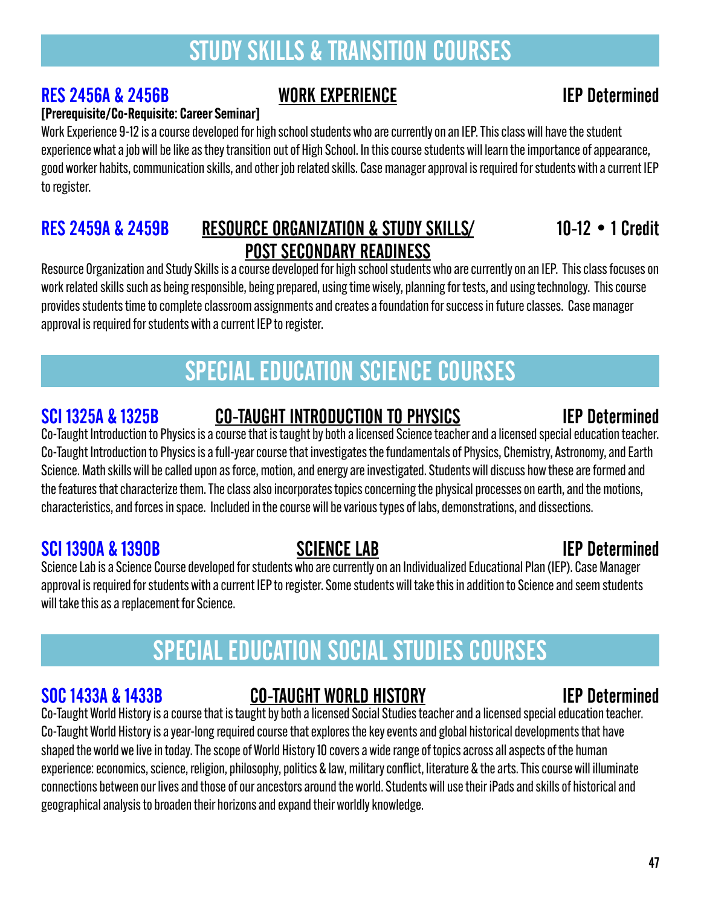## STUDY SKILLS & TRANSITION COURSES

### RES 2456A & 2456B — WORK EXPERIENCE — IEP Determined

**[Prerequisite/Co-Requisite: Career Seminar]**

Work Experience 9-12 is a course developed for high school students who are currently on an IEP. This class will have the student experience what a job will be like as they transition out of High School. In this course students will learn the importance of appearance, good worker habits, communication skills, and other job related skills. Case manager approval is required for students with a current IEP to register.

### RES 2459A & 2459B — RESOURCE ORGANIZATION & STUDY SKILLS/ POST SECONDARY READINESS — 10-12 • 1 Credit

Resource Organization and Study Skills is a course developed for high school students who are currently on an IEP. This class focuses on work related skills such as being responsible, being prepared, using time wisely, planning for tests, and using technology. This course provides students time to complete classroom assignments and creates a foundation for success in future classes. Case manager approval is required for students with a current IEP to register.

## SPECIAL EDUCATION SCIENCE COURSES

### SCI 1325A & 1325B — CO-TAUGHT INTRODUCTION TO PHYSICS — IEP Determined

Co-Taught Introduction to Physics is a course that is taught by both a licensed Science teacher and a licensed special education teacher. Co-Taught Introduction to Physics is a full-year course that investigates the fundamentals of Physics, Chemistry, Astronomy, and Earth Science. Math skills will be called upon as force, motion, and energy are investigated. Students will discuss how these are formed and the features that characterize them. The class also incorporates topics concerning the physical processes on earth, and the motions, characteristics, and forces in space. Included in the course will be various types of labs, demonstrations, and dissections.

### SCI 1390A & 1390B — SCIENCE LAB — IEP Determined

Science Lab is a Science Course developed for students who are currently on an Individualized Educational Plan (IEP). Case Manager approval is required for students with a current IEP to register. Some students will take this in addition to Science and seem students will take this as a replacement for Science.

## SPECIAL EDUCATION SOCIAL STUDIES COURSES

### SOC 1433A & 1433B — CO-TAUGHT WORLD HISTORY — IEP Determined

Co-Taught World History is a course that is taught by both a licensed Social Studies teacher and a licensed special education teacher. Co-Taught World History is a year-long required course that explores the key events and global historical developments that have shaped the world we live in today. The scope of World History 10 covers a wide range of topics across all aspects of the human experience: economics, science, religion, philosophy, politics & law, military conflict, literature & the arts. This course will illuminate connections between our lives and those of our ancestors around the world. Students will use their iPads and skills of historical and geographical analysis to broaden their horizons and expand their worldly knowledge.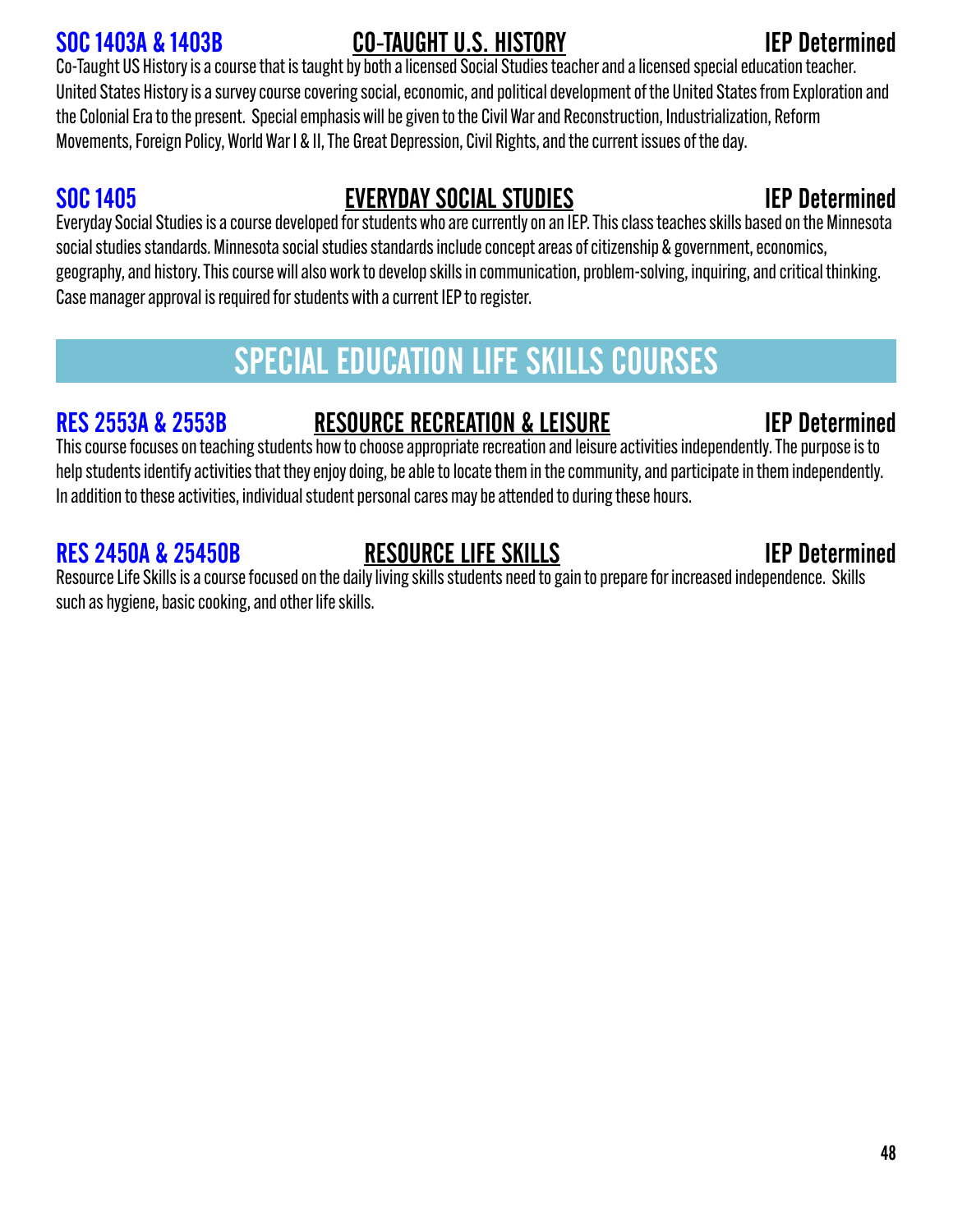### SOC 1403A & 1403B — CO-TAUGHT U.S. HISTORY — IEP Determined

Co-Taught US History is a course that is taught by both a licensed Social Studies teacher and a licensed special education teacher. United States History is a survey course covering social, economic, and political development of the United States from Exploration and the Colonial Era to the present. Special emphasis will be given to the Civil War and Reconstruction, Industrialization, Reform Movements, Foreign Policy, World War I & II, The Great Depression, Civil Rights, and the current issues of the day.

### SOC 1405 — EVERYDAY SOCIAL STUDIES — IEP Determined

Everyday Social Studies is a course developed for students who are currently on an IEP. This class teaches skills based on the Minnesota social studies standards. Minnesota social studies standards include concept areas of citizenship & government, economics, geography, and history. This course will also work to develop skills in communication, problem-solving, inquiring, and critical thinking. Case manager approval is required for students with a current IEP to register.

## SPECIAL EDUCATION LIFE SKILLS COURSES

### RES 2553A & 2553B — RESOURCE RECREATION & LEISURE — IEP Determined

This course focuses on teaching students how to choose appropriate recreation and leisure activities independently. The purpose is to help students identify activities that they enjoy doing, be able to locate them in the community, and participate in them independently. In addition to these activities, individual student personal cares may be attended to during these hours.

### RES 2450A & 25450B — RESOURCE LIFE SKILLS — IEP Determined

Resource Life Skills is a course focused on the daily living skills students need to gain to prepare for increased independence. Skills such as hygiene, basic cooking, and other life skills.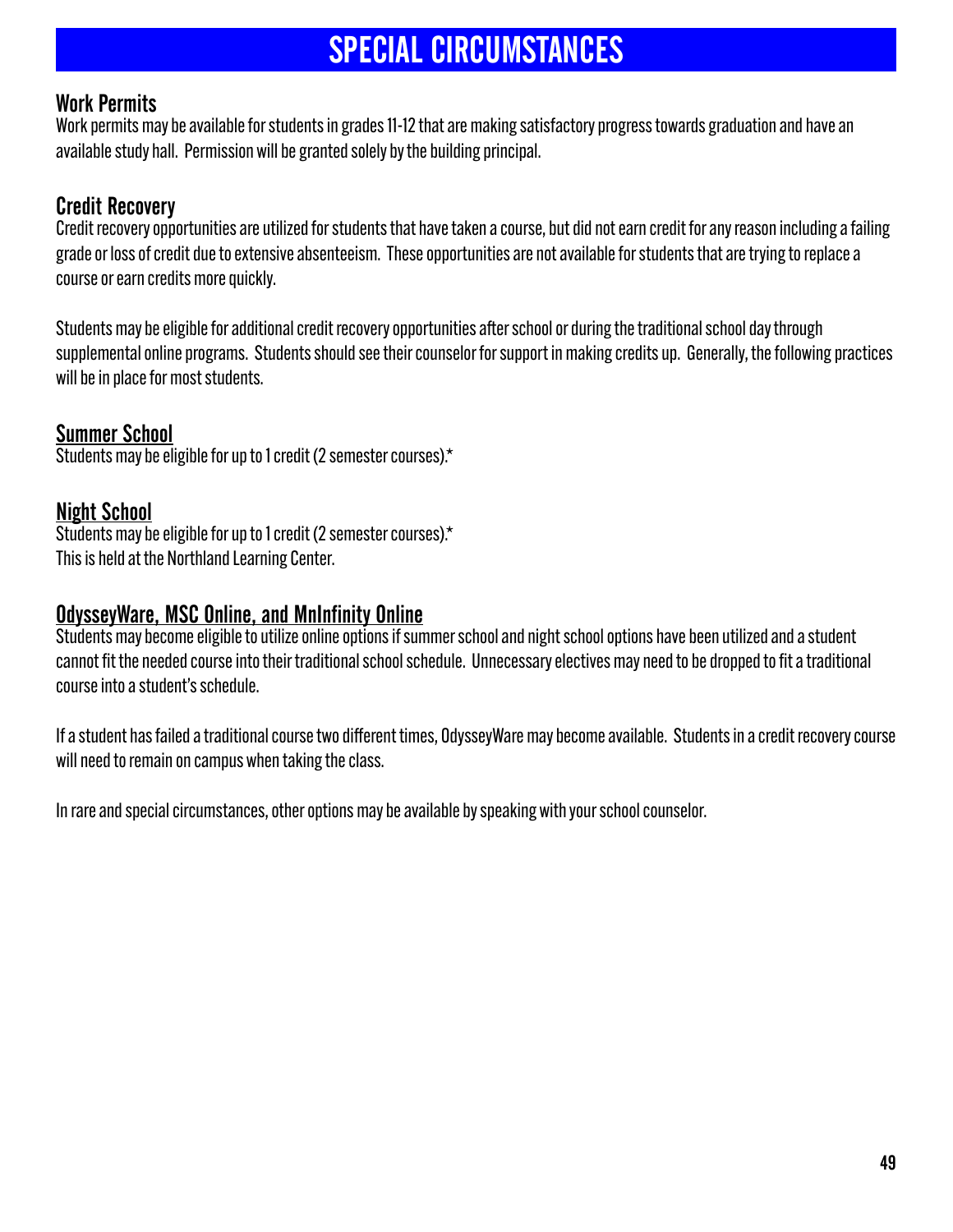# SPECIAL CIRCUMSTANCES

## Work Permits

Work permits may be available for students in grades 11-12 that are making satisfactory progress towards graduation and have an available study hall. Permission will be granted solely by the building principal.

## Credit Recovery

Credit recovery opportunities are utilized for students that have taken a course, but did not earn credit for any reason including a failing grade or loss of credit due to extensive absenteeism. These opportunities are not available for students that are trying to replace a course or earn credits more quickly.

Students may be eligible for additional credit recovery opportunities after school or during the traditional school day through supplemental online programs. Students should see their counselor for support in making credits up. Generally, the following practices will be in place for most students.

### Summer School

Students may be eligible for up to 1 credit (2 semester courses).*

### Night School

Students may be eligible for up to 1 credit (2 semester courses).*
This is held at the Northland Learning Center.

### OdysseyWare, MSC Online, and MnInfinity Online

Students may become eligible to utilize online options if summer school and night school options have been utilized and a student cannot fit the needed course into their traditional school schedule. Unnecessary electives may need to be dropped to fit a traditional course into a student's schedule.

If a student has failed a traditional course two different times, OdysseyWare may become available. Students in a credit recovery course will need to remain on campus when taking the class.

In rare and special circumstances, other options may be available by speaking with your school counselor.